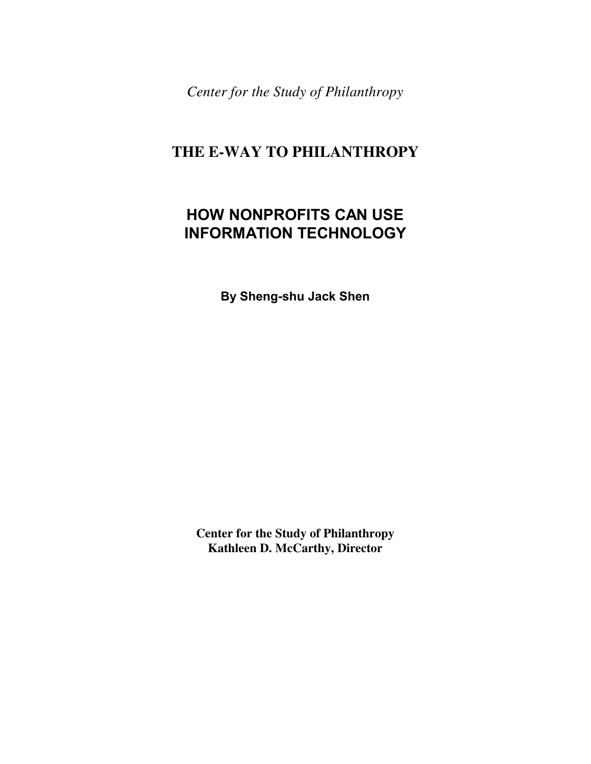*Center for the Study of Philanthropy*

# THE E-WAY TO PHILANTHROPY

## HOW NONPROFITS CAN USE INFORMATION TECHNOLOGY

**By Sheng-shu Jack Shen**

**Center for the Study of Philanthropy**
**Kathleen D. McCarthy, Director**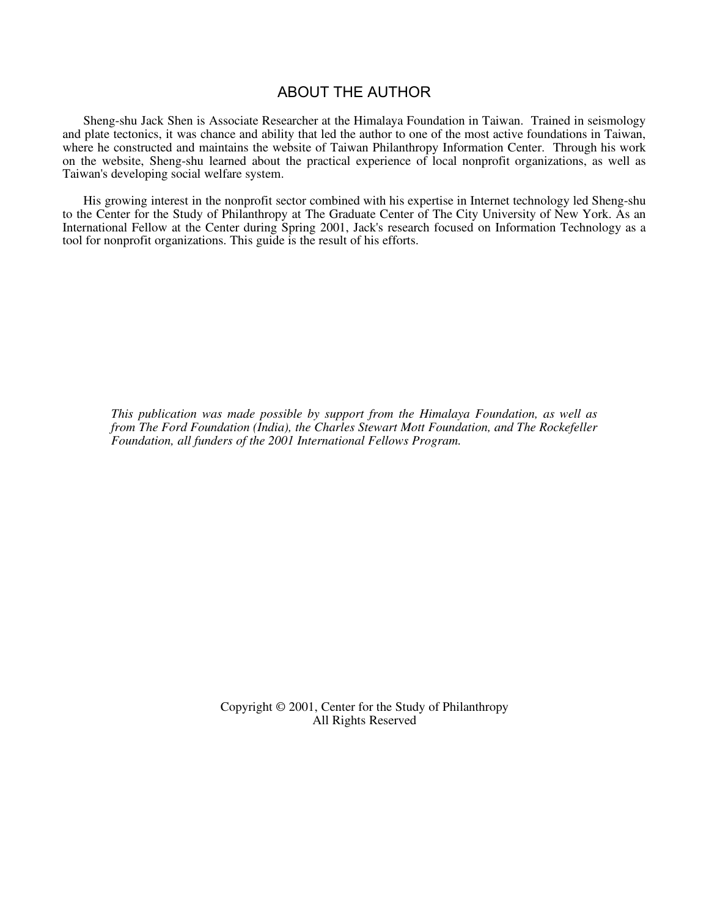## ABOUT THE AUTHOR

Sheng-shu Jack Shen is Associate Researcher at the Himalaya Foundation in Taiwan. Trained in seismology and plate tectonics, it was chance and ability that led the author to one of the most active foundations in Taiwan, where he constructed and maintains the website of Taiwan Philanthropy Information Center. Through his work on the website, Sheng-shu learned about the practical experience of local nonprofit organizations, as well as Taiwan's developing social welfare system.

His growing interest in the nonprofit sector combined with his expertise in Internet technology led Sheng-shu to the Center for the Study of Philanthropy at The Graduate Center of The City University of New York. As an International Fellow at the Center during Spring 2001, Jack's research focused on Information Technology as a tool for nonprofit organizations. This guide is the result of his efforts.

*This publication was made possible by support from the Himalaya Foundation, as well as from The Ford Foundation (India), the Charles Stewart Mott Foundation, and The Rockefeller Foundation, all funders of the 2001 International Fellows Program.*

Copyright © 2001, Center for the Study of Philanthropy
All Rights Reserved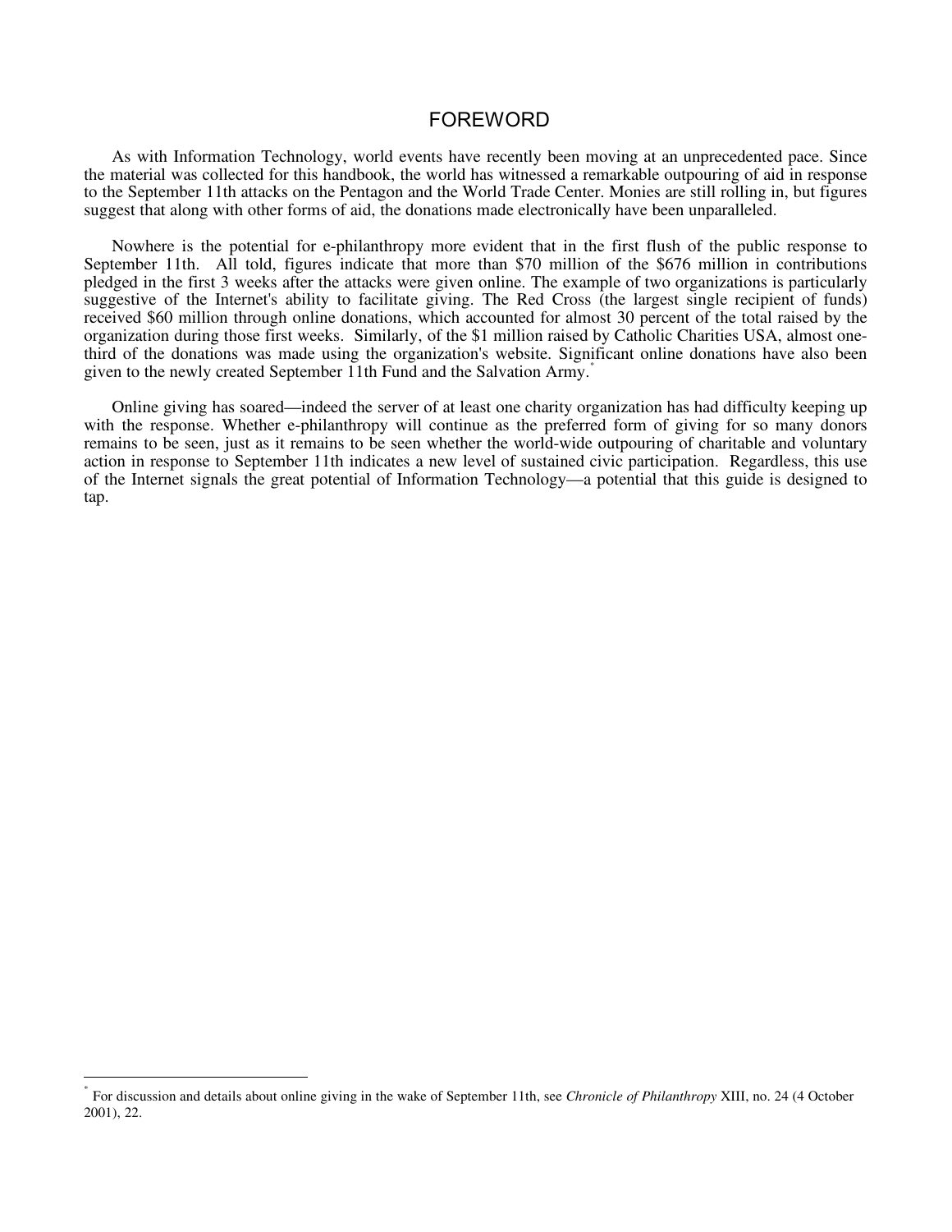# FOREWORD

As with Information Technology, world events have recently been moving at an unprecedented pace. Since the material was collected for this handbook, the world has witnessed a remarkable outpouring of aid in response to the September 11th attacks on the Pentagon and the World Trade Center. Monies are still rolling in, but figures suggest that along with other forms of aid, the donations made electronically have been unparalleled.

Nowhere is the potential for e-philanthropy more evident that in the first flush of the public response to September 11th. All told, figures indicate that more than $70 million of the $676 million in contributions pledged in the first 3 weeks after the attacks were given online. The example of two organizations is particularly suggestive of the Internet's ability to facilitate giving. The Red Cross (the largest single recipient of funds) received $60 million through online donations, which accounted for almost 30 percent of the total raised by the organization during those first weeks. Similarly, of the $1 million raised by Catholic Charities USA, almost one-third of the donations was made using the organization's website. Significant online donations have also been given to the newly created September 11th Fund and the Salvation Army.[*]

Online giving has soared—indeed the server of at least one charity organization has had difficulty keeping up with the response. Whether e-philanthropy will continue as the preferred form of giving for so many donors remains to be seen, just as it remains to be seen whether the world-wide outpouring of charitable and voluntary action in response to September 11th indicates a new level of sustained civic participation. Regardless, this use of the Internet signals the great potential of Information Technology—a potential that this guide is designed to tap.

---

[*] For discussion and details about online giving in the wake of September 11th, see *Chronicle of Philanthropy* XIII, no. 24 (4 October 2001), 22.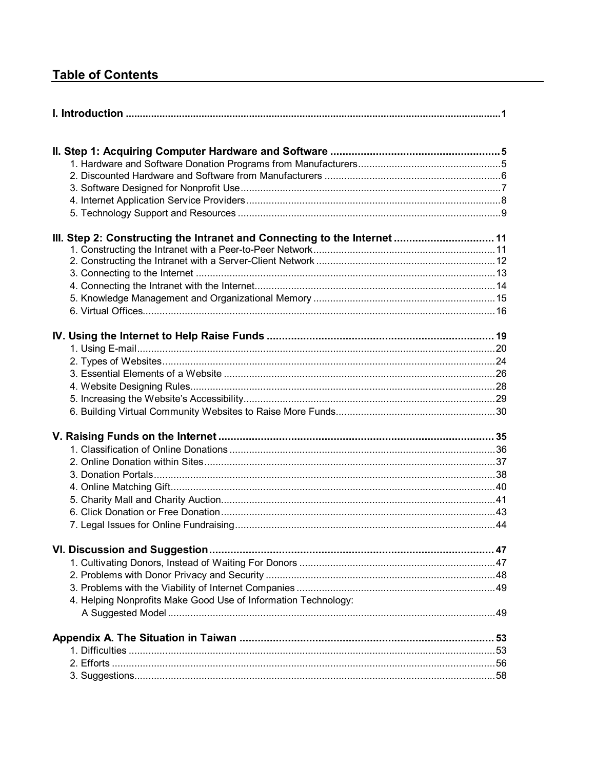## Table of Contents

**I. Introduction** .......... **1**

**II. Step 1: Acquiring Computer Hardware and Software** .......... **5**
1. Hardware and Software Donation Programs from Manufacturers .......... 5
2. Discounted Hardware and Software from Manufacturers .......... 6
3. Software Designed for Nonprofit Use .......... 7
4. Internet Application Service Providers .......... 8
5. Technology Support and Resources .......... 9

**III. Step 2: Constructing the Intranet and Connecting to the Internet** .......... **11**
1. Constructing the Intranet with a Peer-to-Peer Network .......... 11
2. Constructing the Intranet with a Server-Client Network .......... 12
3. Connecting to the Internet .......... 13
4. Connecting the Intranet with the Internet .......... 14
5. Knowledge Management and Organizational Memory .......... 15
6. Virtual Offices .......... 16

**IV. Using the Internet to Help Raise Funds** .......... **19**
1. Using E-mail .......... 20
2. Types of Websites .......... 24
3. Essential Elements of a Website .......... 26
4. Website Designing Rules .......... 28
5. Increasing the Website's Accessibility .......... 29
6. Building Virtual Community Websites to Raise More Funds .......... 30

**V. Raising Funds on the Internet** .......... **35**
1. Classification of Online Donations .......... 36
2. Online Donation within Sites .......... 37
3. Donation Portals .......... 38
4. Online Matching Gift .......... 40
5. Charity Mall and Charity Auction .......... 41
6. Click Donation or Free Donation .......... 43
7. Legal Issues for Online Fundraising .......... 44

**VI. Discussion and Suggestion** .......... **47**
1. Cultivating Donors, Instead of Waiting For Donors .......... 47
2. Problems with Donor Privacy and Security .......... 48
3. Problems with the Viability of Internet Companies .......... 49
4. Helping Nonprofits Make Good Use of Information Technology: A Suggested Model .......... 49

**Appendix A. The Situation in Taiwan** .......... **53**
1. Difficulties .......... 53
2. Efforts .......... 56
3. Suggestions .......... 58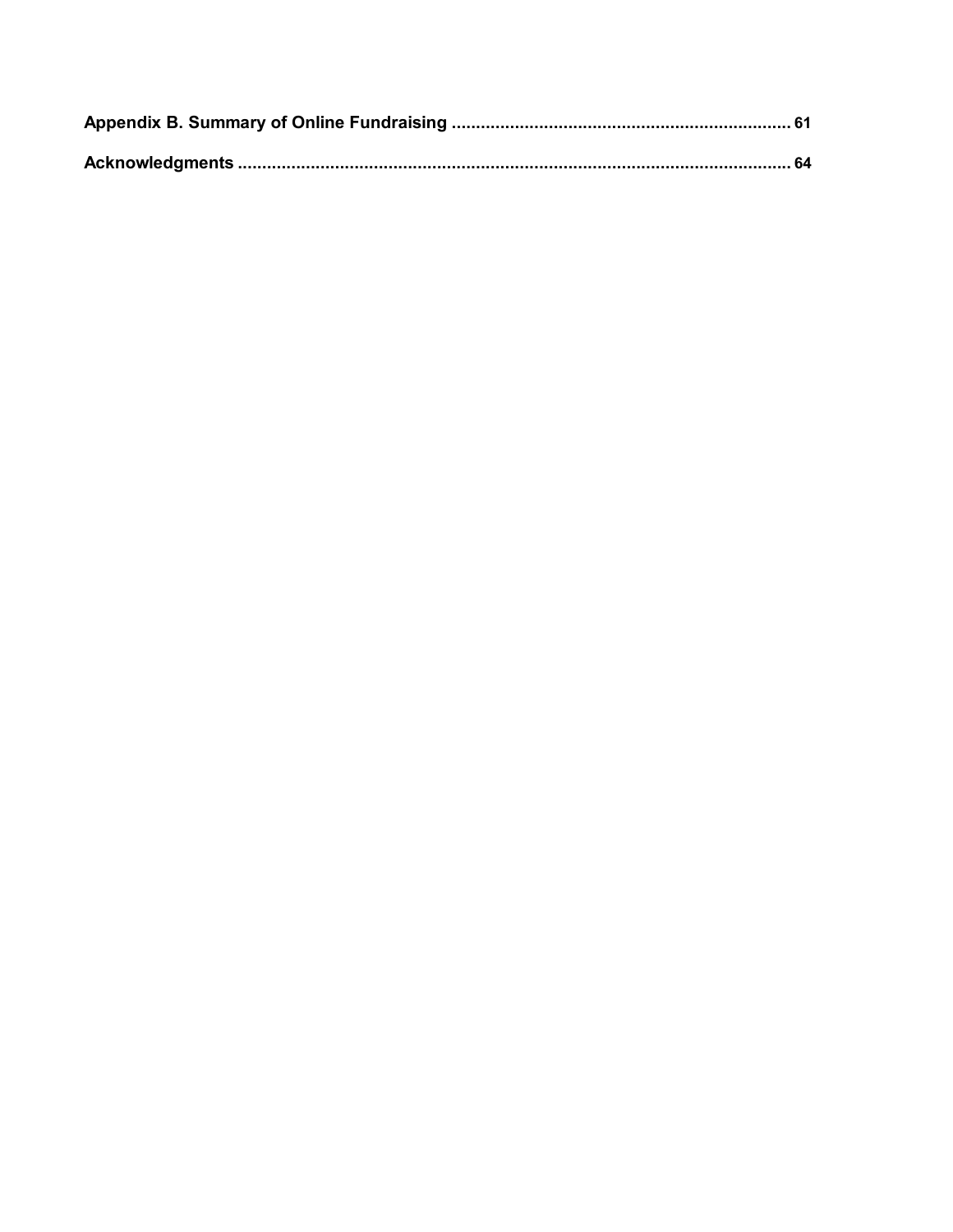**Appendix B. Summary of Online Fundraising** ..................................................................... 61

**Acknowledgments** ............................................................................................................ 64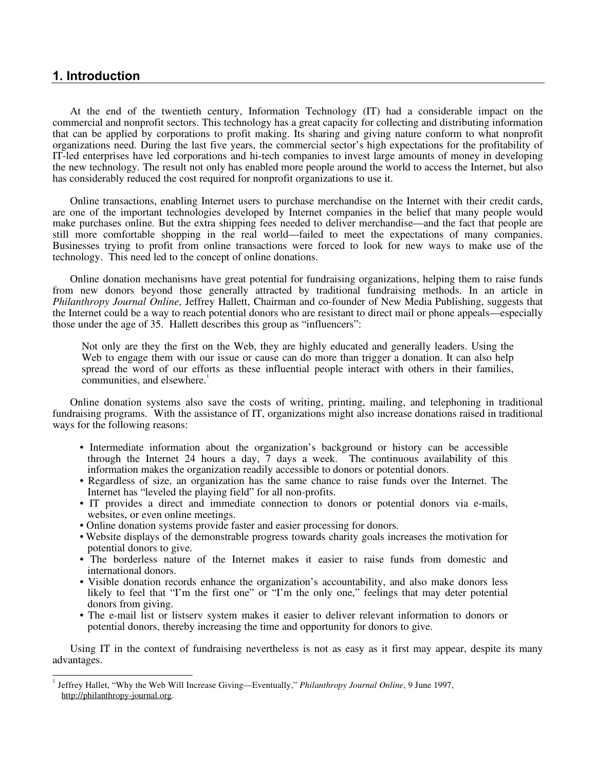## 1. Introduction

At the end of the twentieth century, Information Technology (IT) had a considerable impact on the commercial and nonprofit sectors. This technology has a great capacity for collecting and distributing information that can be applied by corporations to profit making. Its sharing and giving nature conform to what nonprofit organizations need. During the last five years, the commercial sector's high expectations for the profitability of IT-led enterprises have led corporations and hi-tech companies to invest large amounts of money in developing the new technology. The result not only has enabled more people around the world to access the Internet, but also has considerably reduced the cost required for nonprofit organizations to use it.

Online transactions, enabling Internet users to purchase merchandise on the Internet with their credit cards, are one of the important technologies developed by Internet companies in the belief that many people would make purchases online. But the extra shipping fees needed to deliver merchandise—and the fact that people are still more comfortable shopping in the real world—failed to meet the expectations of many companies. Businesses trying to profit from online transactions were forced to look for new ways to make use of the technology. This need led to the concept of online donations.

Online donation mechanisms have great potential for fundraising organizations, helping them to raise funds from new donors beyond those generally attracted by traditional fundraising methods. In an article in *Philanthropy Journal Online*, Jeffrey Hallett, Chairman and co-founder of New Media Publishing, suggests that the Internet could be a way to reach potential donors who are resistant to direct mail or phone appeals—especially those under the age of 35. Hallett describes this group as "influencers":

> Not only are they the first on the Web, they are highly educated and generally leaders. Using the Web to engage them with our issue or cause can do more than trigger a donation. It can also help spread the word of our efforts as these influential people interact with others in their families, communities, and elsewhere.[1]

Online donation systems also save the costs of writing, printing, mailing, and telephoning in traditional fundraising programs. With the assistance of IT, organizations might also increase donations raised in traditional ways for the following reasons:

- Intermediate information about the organization's background or history can be accessible through the Internet 24 hours a day, 7 days a week. The continuous availability of this information makes the organization readily accessible to donors or potential donors.
- Regardless of size, an organization has the same chance to raise funds over the Internet. The Internet has "leveled the playing field" for all non-profits.
- IT provides a direct and immediate connection to donors or potential donors via e-mails, websites, or even online meetings.
- Online donation systems provide faster and easier processing for donors.
- Website displays of the demonstrable progress towards charity goals increases the motivation for potential donors to give.
- The borderless nature of the Internet makes it easier to raise funds from domestic and international donors.
- Visible donation records enhance the organization's accountability, and also make donors less likely to feel that "I'm the first one" or "I'm the only one," feelings that may deter potential donors from giving.
- The e-mail list or listserv system makes it easier to deliver relevant information to donors or potential donors, thereby increasing the time and opportunity for donors to give.

Using IT in the context of fundraising nevertheless is not as easy as it first may appear, despite its many advantages.

---

[1] Jeffrey Hallet, "Why the Web Will Increase Giving—Eventually," *Philanthropy Journal Online*, 9 June 1997, http://philanthropy-journal.org.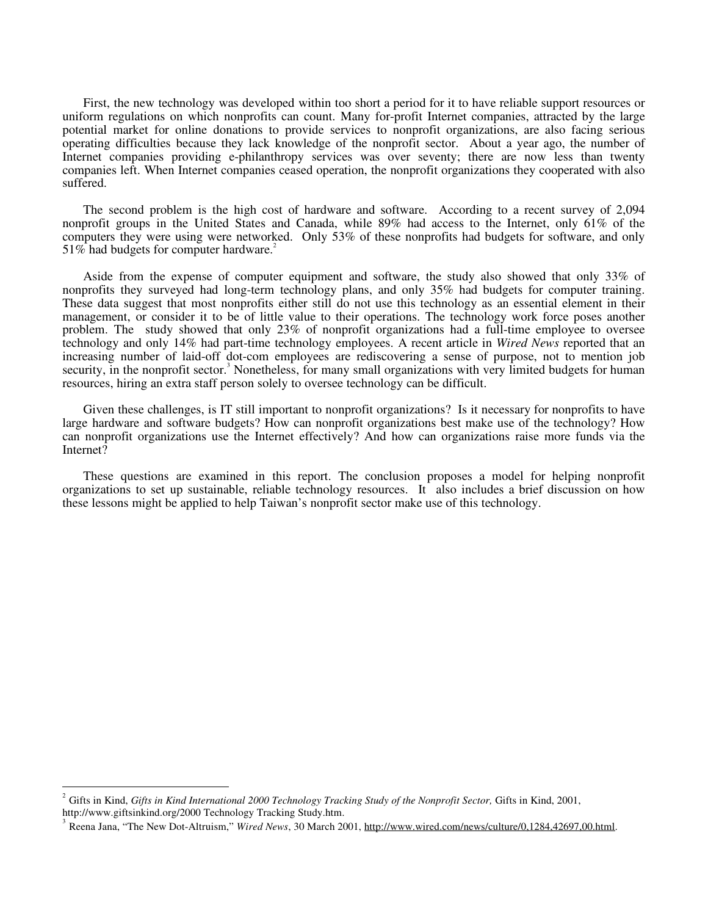First, the new technology was developed within too short a period for it to have reliable support resources or uniform regulations on which nonprofits can count. Many for-profit Internet companies, attracted by the large potential market for online donations to provide services to nonprofit organizations, are also facing serious operating difficulties because they lack knowledge of the nonprofit sector. About a year ago, the number of Internet companies providing e-philanthropy services was over seventy; there are now less than twenty companies left. When Internet companies ceased operation, the nonprofit organizations they cooperated with also suffered.

The second problem is the high cost of hardware and software. According to a recent survey of 2,094 nonprofit groups in the United States and Canada, while 89% had access to the Internet, only 61% of the computers they were using were networked. Only 53% of these nonprofits had budgets for software, and only 51% had budgets for computer hardware.[2]

Aside from the expense of computer equipment and software, the study also showed that only 33% of nonprofits they surveyed had long-term technology plans, and only 35% had budgets for computer training. These data suggest that most nonprofits either still do not use this technology as an essential element in their management, or consider it to be of little value to their operations. The technology work force poses another problem. The study showed that only 23% of nonprofit organizations had a full-time employee to oversee technology and only 14% had part-time technology employees. A recent article in *Wired News* reported that an increasing number of laid-off dot-com employees are rediscovering a sense of purpose, not to mention job security, in the nonprofit sector.[3] Nonetheless, for many small organizations with very limited budgets for human resources, hiring an extra staff person solely to oversee technology can be difficult.

Given these challenges, is IT still important to nonprofit organizations? Is it necessary for nonprofits to have large hardware and software budgets? How can nonprofit organizations best make use of the technology? How can nonprofit organizations use the Internet effectively? And how can organizations raise more funds via the Internet?

These questions are examined in this report. The conclusion proposes a model for helping nonprofit organizations to set up sustainable, reliable technology resources. It also includes a brief discussion on how these lessons might be applied to help Taiwan's nonprofit sector make use of this technology.

---

[2] Gifts in Kind, *Gifts in Kind International 2000 Technology Tracking Study of the Nonprofit Sector,* Gifts in Kind, 2001, http://www.giftsinkind.org/2000 Technology Tracking Study.htm.

[3] Reena Jana, "The New Dot-Altruism," *Wired News*, 30 March 2001, http://www.wired.com/news/culture/0,1284,42697,00.html.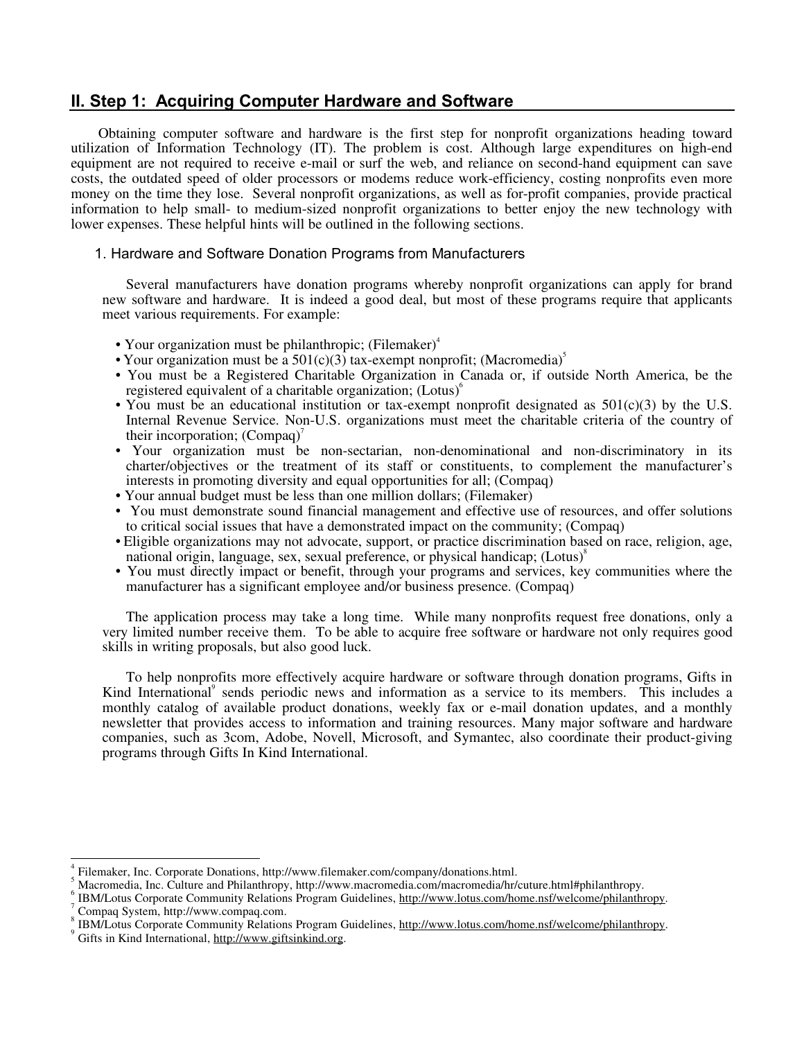## II. Step 1: Acquiring Computer Hardware and Software

Obtaining computer software and hardware is the first step for nonprofit organizations heading toward utilization of Information Technology (IT). The problem is cost. Although large expenditures on high-end equipment are not required to receive e-mail or surf the web, and reliance on second-hand equipment can save costs, the outdated speed of older processors or modems reduce work-efficiency, costing nonprofits even more money on the time they lose. Several nonprofit organizations, as well as for-profit companies, provide practical information to help small- to medium-sized nonprofit organizations to better enjoy the new technology with lower expenses. These helpful hints will be outlined in the following sections.

### 1. Hardware and Software Donation Programs from Manufacturers

Several manufacturers have donation programs whereby nonprofit organizations can apply for brand new software and hardware. It is indeed a good deal, but most of these programs require that applicants meet various requirements. For example:

- Your organization must be philanthropic; (Filemaker)[4]
- Your organization must be a 501(c)(3) tax-exempt nonprofit; (Macromedia)[5]
- You must be a Registered Charitable Organization in Canada or, if outside North America, be the registered equivalent of a charitable organization; (Lotus)[6]
- You must be an educational institution or tax-exempt nonprofit designated as 501(c)(3) by the U.S. Internal Revenue Service. Non-U.S. organizations must meet the charitable criteria of the country of their incorporation; (Compaq)[7]
- Your organization must be non-sectarian, non-denominational and non-discriminatory in its charter/objectives or the treatment of its staff or constituents, to complement the manufacturer's interests in promoting diversity and equal opportunities for all; (Compaq)
- Your annual budget must be less than one million dollars; (Filemaker)
- You must demonstrate sound financial management and effective use of resources, and offer solutions to critical social issues that have a demonstrated impact on the community; (Compaq)
- Eligible organizations may not advocate, support, or practice discrimination based on race, religion, age, national origin, language, sex, sexual preference, or physical handicap; (Lotus)[8]
- You must directly impact or benefit, through your programs and services, key communities where the manufacturer has a significant employee and/or business presence. (Compaq)

The application process may take a long time. While many nonprofits request free donations, only a very limited number receive them. To be able to acquire free software or hardware not only requires good skills in writing proposals, but also good luck.

To help nonprofits more effectively acquire hardware or software through donation programs, Gifts in Kind International[9] sends periodic news and information as a service to its members. This includes a monthly catalog of available product donations, weekly fax or e-mail donation updates, and a monthly newsletter that provides access to information and training resources. Many major software and hardware companies, such as 3com, Adobe, Novell, Microsoft, and Symantec, also coordinate their product-giving programs through Gifts In Kind International.

---

[4] Filemaker, Inc. Corporate Donations, http://www.filemaker.com/company/donations.html.

[5] Macromedia, Inc. Culture and Philanthropy, http://www.macromedia.com/macromedia/hr/cuture.html#philanthropy.

[6] IBM/Lotus Corporate Community Relations Program Guidelines, http://www.lotus.com/home.nsf/welcome/philanthropy.

[7] Compaq System, http://www.compaq.com.

[8] IBM/Lotus Corporate Community Relations Program Guidelines, http://www.lotus.com/home.nsf/welcome/philanthropy.

[9] Gifts in Kind International, http://www.giftsinkind.org.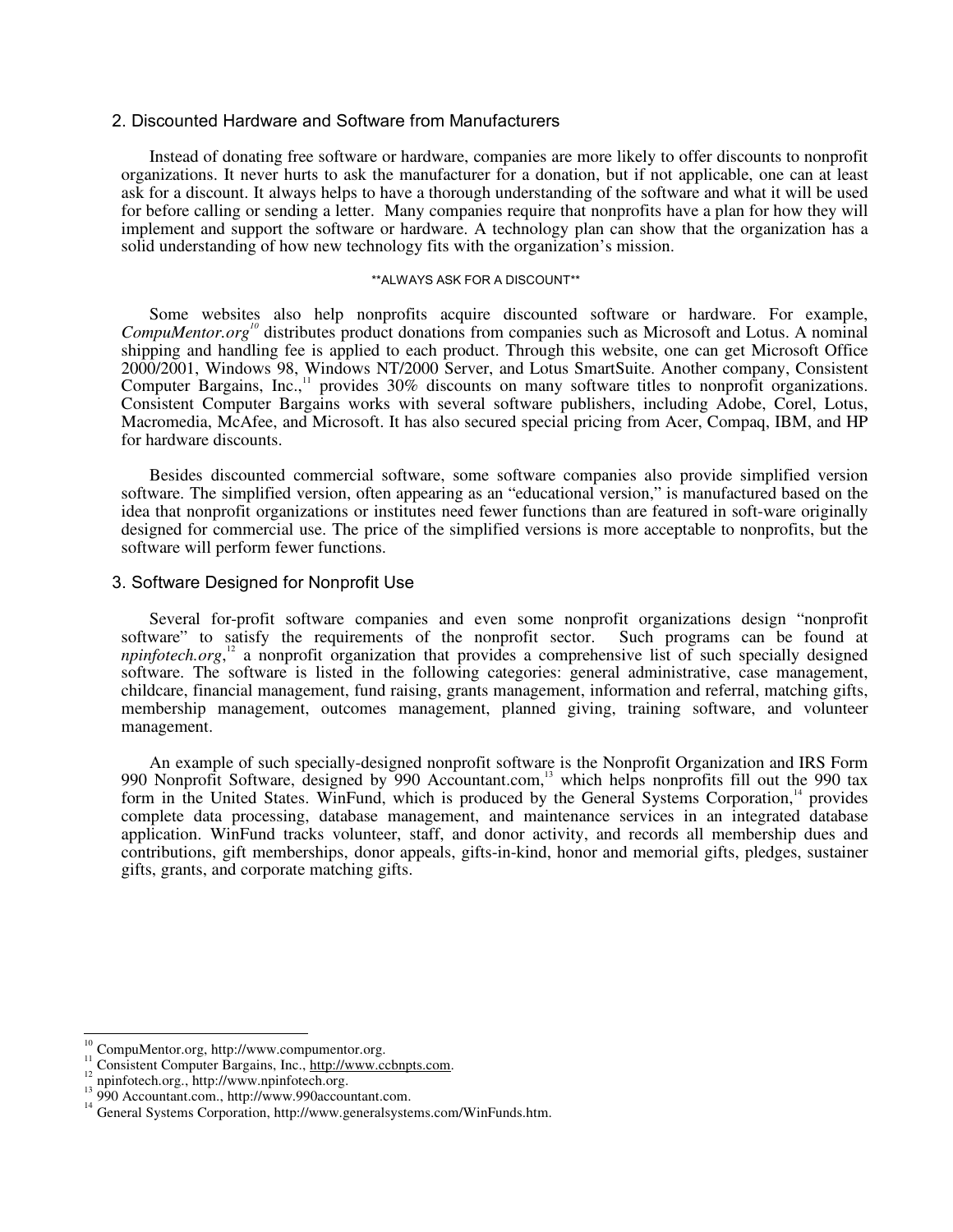## 2. Discounted Hardware and Software from Manufacturers

Instead of donating free software or hardware, companies are more likely to offer discounts to nonprofit organizations. It never hurts to ask the manufacturer for a donation, but if not applicable, one can at least ask for a discount. It always helps to have a thorough understanding of the software and what it will be used for before calling or sending a letter. Many companies require that nonprofits have a plan for how they will implement and support the software or hardware. A technology plan can show that the organization has a solid understanding of how new technology fits with the organization's mission.

**ALWAYS ASK FOR A DISCOUNT**

Some websites also help nonprofits acquire discounted software or hardware. For example, *CompuMentor.org*[10] distributes product donations from companies such as Microsoft and Lotus. A nominal shipping and handling fee is applied to each product. Through this website, one can get Microsoft Office 2000/2001, Windows 98, Windows NT/2000 Server, and Lotus SmartSuite. Another company, Consistent Computer Bargains, Inc.,[11] provides 30% discounts on many software titles to nonprofit organizations. Consistent Computer Bargains works with several software publishers, including Adobe, Corel, Lotus, Macromedia, McAfee, and Microsoft. It has also secured special pricing from Acer, Compaq, IBM, and HP for hardware discounts.

Besides discounted commercial software, some software companies also provide simplified version software. The simplified version, often appearing as an "educational version," is manufactured based on the idea that nonprofit organizations or institutes need fewer functions than are featured in soft-ware originally designed for commercial use. The price of the simplified versions is more acceptable to nonprofits, but the software will perform fewer functions.

## 3. Software Designed for Nonprofit Use

Several for-profit software companies and even some nonprofit organizations design "nonprofit software" to satisfy the requirements of the nonprofit sector. Such programs can be found at *npinfotech.org*,[12] a nonprofit organization that provides a comprehensive list of such specially designed software. The software is listed in the following categories: general administrative, case management, childcare, financial management, fund raising, grants management, information and referral, matching gifts, membership management, outcomes management, planned giving, training software, and volunteer management.

An example of such specially-designed nonprofit software is the Nonprofit Organization and IRS Form 990 Nonprofit Software, designed by 990 Accountant.com,[13] which helps nonprofits fill out the 990 tax form in the United States. WinFund, which is produced by the General Systems Corporation,[14] provides complete data processing, database management, and maintenance services in an integrated database application. WinFund tracks volunteer, staff, and donor activity, and records all membership dues and contributions, gift memberships, donor appeals, gifts-in-kind, honor and memorial gifts, pledges, sustainer gifts, grants, and corporate matching gifts.

---

[10] CompuMentor.org, http://www.compumentor.org.
[11] Consistent Computer Bargains, Inc., http://www.ccbnpts.com.
[12] npinfotech.org., http://www.npinfotech.org.
[13] 990 Accountant.com., http://www.990accountant.com.
[14] General Systems Corporation, http://www.generalsystems.com/WinFunds.htm.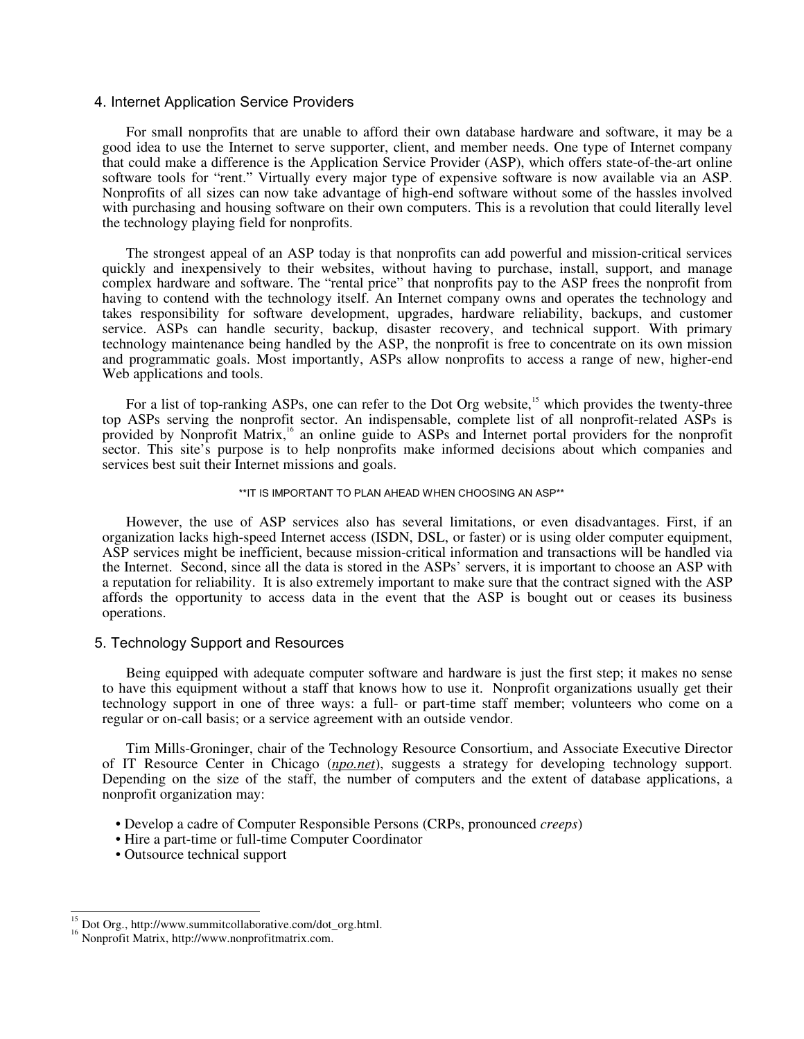## 4. Internet Application Service Providers

For small nonprofits that are unable to afford their own database hardware and software, it may be a good idea to use the Internet to serve supporter, client, and member needs. One type of Internet company that could make a difference is the Application Service Provider (ASP), which offers state-of-the-art online software tools for "rent." Virtually every major type of expensive software is now available via an ASP. Nonprofits of all sizes can now take advantage of high-end software without some of the hassles involved with purchasing and housing software on their own computers. This is a revolution that could literally level the technology playing field for nonprofits.

The strongest appeal of an ASP today is that nonprofits can add powerful and mission-critical services quickly and inexpensively to their websites, without having to purchase, install, support, and manage complex hardware and software. The "rental price" that nonprofits pay to the ASP frees the nonprofit from having to contend with the technology itself. An Internet company owns and operates the technology and takes responsibility for software development, upgrades, hardware reliability, backups, and customer service. ASPs can handle security, backup, disaster recovery, and technical support. With primary technology maintenance being handled by the ASP, the nonprofit is free to concentrate on its own mission and programmatic goals. Most importantly, ASPs allow nonprofits to access a range of new, higher-end Web applications and tools.

For a list of top-ranking ASPs, one can refer to the Dot Org website,[15] which provides the twenty-three top ASPs serving the nonprofit sector. An indispensable, complete list of all nonprofit-related ASPs is provided by Nonprofit Matrix,[16] an online guide to ASPs and Internet portal providers for the nonprofit sector. This site's purpose is to help nonprofits make informed decisions about which companies and services best suit their Internet missions and goals.

**IT IS IMPORTANT TO PLAN AHEAD WHEN CHOOSING AN ASP**

However, the use of ASP services also has several limitations, or even disadvantages. First, if an organization lacks high-speed Internet access (ISDN, DSL, or faster) or is using older computer equipment, ASP services might be inefficient, because mission-critical information and transactions will be handled via the Internet. Second, since all the data is stored in the ASPs' servers, it is important to choose an ASP with a reputation for reliability. It is also extremely important to make sure that the contract signed with the ASP affords the opportunity to access data in the event that the ASP is bought out or ceases its business operations.

## 5. Technology Support and Resources

Being equipped with adequate computer software and hardware is just the first step; it makes no sense to have this equipment without a staff that knows how to use it. Nonprofit organizations usually get their technology support in one of three ways: a full- or part-time staff member; volunteers who come on a regular or on-call basis; or a service agreement with an outside vendor.

Tim Mills-Groninger, chair of the Technology Resource Consortium, and Associate Executive Director of IT Resource Center in Chicago (*npo.net*), suggests a strategy for developing technology support. Depending on the size of the staff, the number of computers and the extent of database applications, a nonprofit organization may:

- Develop a cadre of Computer Responsible Persons (CRPs, pronounced *creeps*)
- Hire a part-time or full-time Computer Coordinator
- Outsource technical support

---

[15] Dot Org., http://www.summitcollaborative.com/dot_org.html.

[16] Nonprofit Matrix, http://www.nonprofitmatrix.com.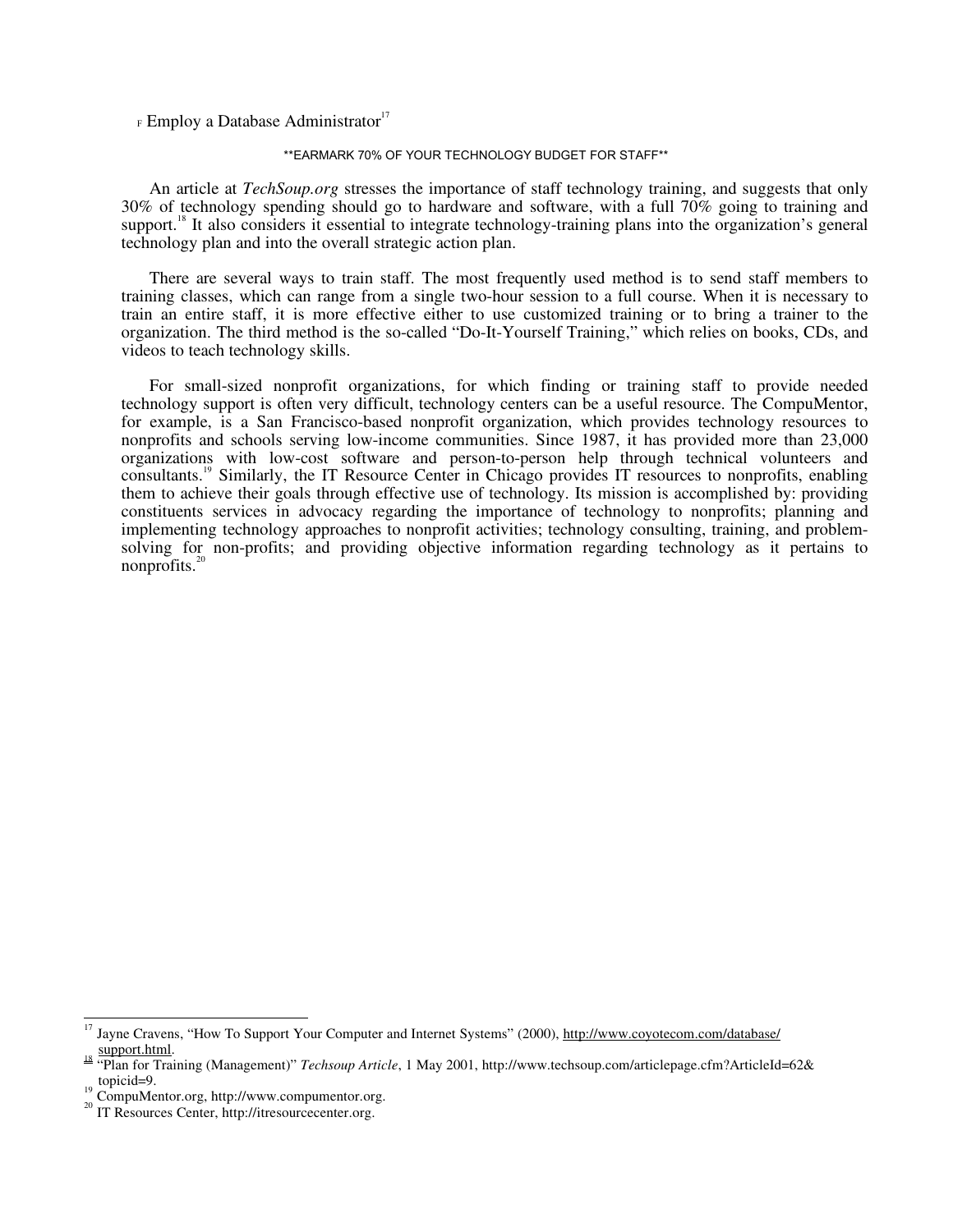- Employ a Database Administrator[17]

**EARMARK 70% OF YOUR TECHNOLOGY BUDGET FOR STAFF**

An article at *TechSoup.org* stresses the importance of staff technology training, and suggests that only 30% of technology spending should go to hardware and software, with a full 70% going to training and support.[18] It also considers it essential to integrate technology-training plans into the organization's general technology plan and into the overall strategic action plan.

There are several ways to train staff. The most frequently used method is to send staff members to training classes, which can range from a single two-hour session to a full course. When it is necessary to train an entire staff, it is more effective either to use customized training or to bring a trainer to the organization. The third method is the so-called "Do-It-Yourself Training," which relies on books, CDs, and videos to teach technology skills.

For small-sized nonprofit organizations, for which finding or training staff to provide needed technology support is often very difficult, technology centers can be a useful resource. The CompuMentor, for example, is a San Francisco-based nonprofit organization, which provides technology resources to nonprofits and schools serving low-income communities. Since 1987, it has provided more than 23,000 organizations with low-cost software and person-to-person help through technical volunteers and consultants.[19] Similarly, the IT Resource Center in Chicago provides IT resources to nonprofits, enabling them to achieve their goals through effective use of technology. Its mission is accomplished by: providing constituents services in advocacy regarding the importance of technology to nonprofits; planning and implementing technology approaches to nonprofit activities; technology consulting, training, and problem-solving for non-profits; and providing objective information regarding technology as it pertains to nonprofits.[20]

---

[17] Jayne Cravens, "How To Support Your Computer and Internet Systems" (2000), http://www.coyotecom.com/database/support.html.

[18] "Plan for Training (Management)" *Techsoup Article*, 1 May 2001, http://www.techsoup.com/articlepage.cfm?ArticleId=62&topicid=9.

[19] CompuMentor.org, http://www.compumentor.org.

[20] IT Resources Center, http://itresourcecenter.org.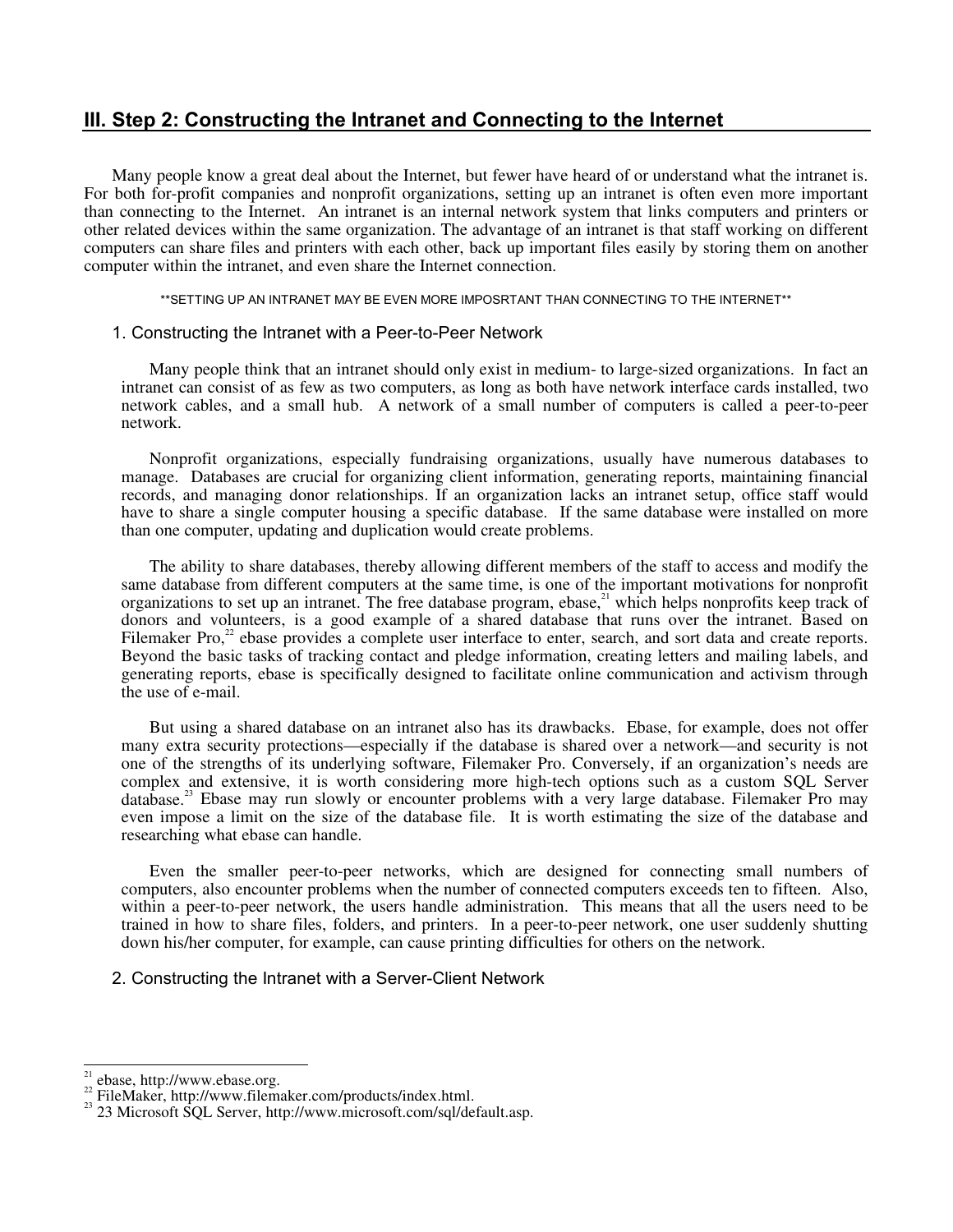## III. Step 2: Constructing the Intranet and Connecting to the Internet

Many people know a great deal about the Internet, but fewer have heard of or understand what the intranet is. For both for-profit companies and nonprofit organizations, setting up an intranet is often even more important than connecting to the Internet. An intranet is an internal network system that links computers and printers or other related devices within the same organization. The advantage of an intranet is that staff working on different computers can share files and printers with each other, back up important files easily by storing them on another computer within the intranet, and even share the Internet connection.

**SETTING UP AN INTRANET MAY BE EVEN MORE IMPOSRTANT THAN CONNECTING TO THE INTERNET**

### 1. Constructing the Intranet with a Peer-to-Peer Network

Many people think that an intranet should only exist in medium- to large-sized organizations. In fact an intranet can consist of as few as two computers, as long as both have network interface cards installed, two network cables, and a small hub. A network of a small number of computers is called a peer-to-peer network.

Nonprofit organizations, especially fundraising organizations, usually have numerous databases to manage. Databases are crucial for organizing client information, generating reports, maintaining financial records, and managing donor relationships. If an organization lacks an intranet setup, office staff would have to share a single computer housing a specific database. If the same database were installed on more than one computer, updating and duplication would create problems.

The ability to share databases, thereby allowing different members of the staff to access and modify the same database from different computers at the same time, is one of the important motivations for nonprofit organizations to set up an intranet. The free database program, ebase,[21] which helps nonprofits keep track of donors and volunteers, is a good example of a shared database that runs over the intranet. Based on Filemaker Pro,[22] ebase provides a complete user interface to enter, search, and sort data and create reports. Beyond the basic tasks of tracking contact and pledge information, creating letters and mailing labels, and generating reports, ebase is specifically designed to facilitate online communication and activism through the use of e-mail.

But using a shared database on an intranet also has its drawbacks. Ebase, for example, does not offer many extra security protections—especially if the database is shared over a network—and security is not one of the strengths of its underlying software, Filemaker Pro. Conversely, if an organization's needs are complex and extensive, it is worth considering more high-tech options such as a custom SQL Server database.[23] Ebase may run slowly or encounter problems with a very large database. Filemaker Pro may even impose a limit on the size of the database file. It is worth estimating the size of the database and researching what ebase can handle.

Even the smaller peer-to-peer networks, which are designed for connecting small numbers of computers, also encounter problems when the number of connected computers exceeds ten to fifteen. Also, within a peer-to-peer network, the users handle administration. This means that all the users need to be trained in how to share files, folders, and printers. In a peer-to-peer network, one user suddenly shutting down his/her computer, for example, can cause printing difficulties for others on the network.

### 2. Constructing the Intranet with a Server-Client Network

---

[21] ebase, http://www.ebase.org.

[22] FileMaker, http://www.filemaker.com/products/index.html.

[23] 23 Microsoft SQL Server, http://www.microsoft.com/sql/default.asp.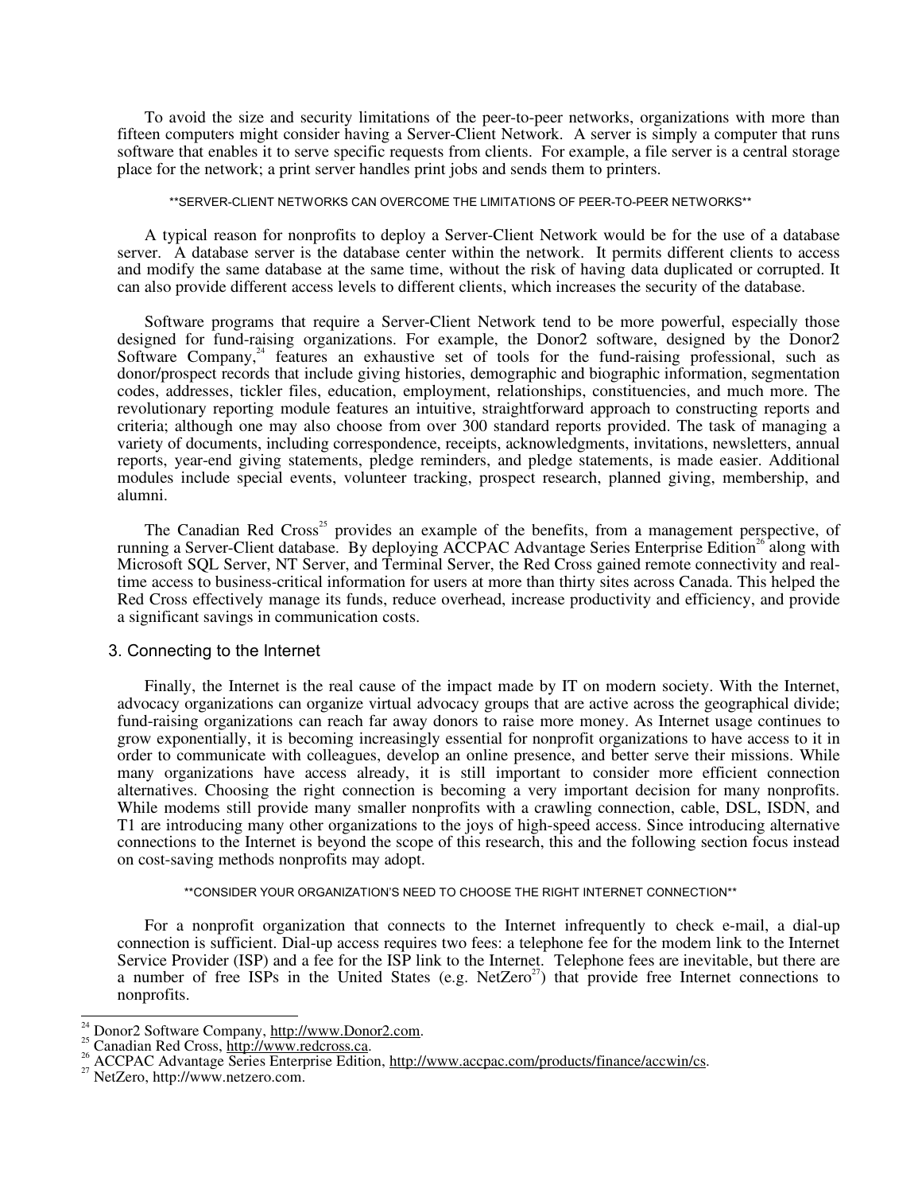To avoid the size and security limitations of the peer-to-peer networks, organizations with more than fifteen computers might consider having a Server-Client Network. A server is simply a computer that runs software that enables it to serve specific requests from clients. For example, a file server is a central storage place for the network; a print server handles print jobs and sends them to printers.

**SERVER-CLIENT NETWORKS CAN OVERCOME THE LIMITATIONS OF PEER-TO-PEER NETWORKS**

A typical reason for nonprofits to deploy a Server-Client Network would be for the use of a database server. A database server is the database center within the network. It permits different clients to access and modify the same database at the same time, without the risk of having data duplicated or corrupted. It can also provide different access levels to different clients, which increases the security of the database.

Software programs that require a Server-Client Network tend to be more powerful, especially those designed for fund-raising organizations. For example, the Donor2 software, designed by the Donor2 Software Company,[24] features an exhaustive set of tools for the fund-raising professional, such as donor/prospect records that include giving histories, demographic and biographic information, segmentation codes, addresses, tickler files, education, employment, relationships, constituencies, and much more. The revolutionary reporting module features an intuitive, straightforward approach to constructing reports and criteria; although one may also choose from over 300 standard reports provided. The task of managing a variety of documents, including correspondence, receipts, acknowledgments, invitations, newsletters, annual reports, year-end giving statements, pledge reminders, and pledge statements, is made easier. Additional modules include special events, volunteer tracking, prospect research, planned giving, membership, and alumni.

The Canadian Red Cross[25] provides an example of the benefits, from a management perspective, of running a Server-Client database. By deploying ACCPAC Advantage Series Enterprise Edition[26] along with Microsoft SQL Server, NT Server, and Terminal Server, the Red Cross gained remote connectivity and real-time access to business-critical information for users at more than thirty sites across Canada. This helped the Red Cross effectively manage its funds, reduce overhead, increase productivity and efficiency, and provide a significant savings in communication costs.

### 3. Connecting to the Internet

Finally, the Internet is the real cause of the impact made by IT on modern society. With the Internet, advocacy organizations can organize virtual advocacy groups that are active across the geographical divide; fund-raising organizations can reach far away donors to raise more money. As Internet usage continues to grow exponentially, it is becoming increasingly essential for nonprofit organizations to have access to it in order to communicate with colleagues, develop an online presence, and better serve their missions. While many organizations have access already, it is still important to consider more efficient connection alternatives. Choosing the right connection is becoming a very important decision for many nonprofits. While modems still provide many smaller nonprofits with a crawling connection, cable, DSL, ISDN, and T1 are introducing many other organizations to the joys of high-speed access. Since introducing alternative connections to the Internet is beyond the scope of this research, this and the following section focus instead on cost-saving methods nonprofits may adopt.

**CONSIDER YOUR ORGANIZATION'S NEED TO CHOOSE THE RIGHT INTERNET CONNECTION**

For a nonprofit organization that connects to the Internet infrequently to check e-mail, a dial-up connection is sufficient. Dial-up access requires two fees: a telephone fee for the modem link to the Internet Service Provider (ISP) and a fee for the ISP link to the Internet. Telephone fees are inevitable, but there are a number of free ISPs in the United States (e.g. NetZero[27]) that provide free Internet connections to nonprofits.

---

[24] Donor2 Software Company, http://www.Donor2.com.
[25] Canadian Red Cross, http://www.redcross.ca.
[26] ACCPAC Advantage Series Enterprise Edition, http://www.accpac.com/products/finance/accwin/cs.
[27] NetZero, http://www.netzero.com.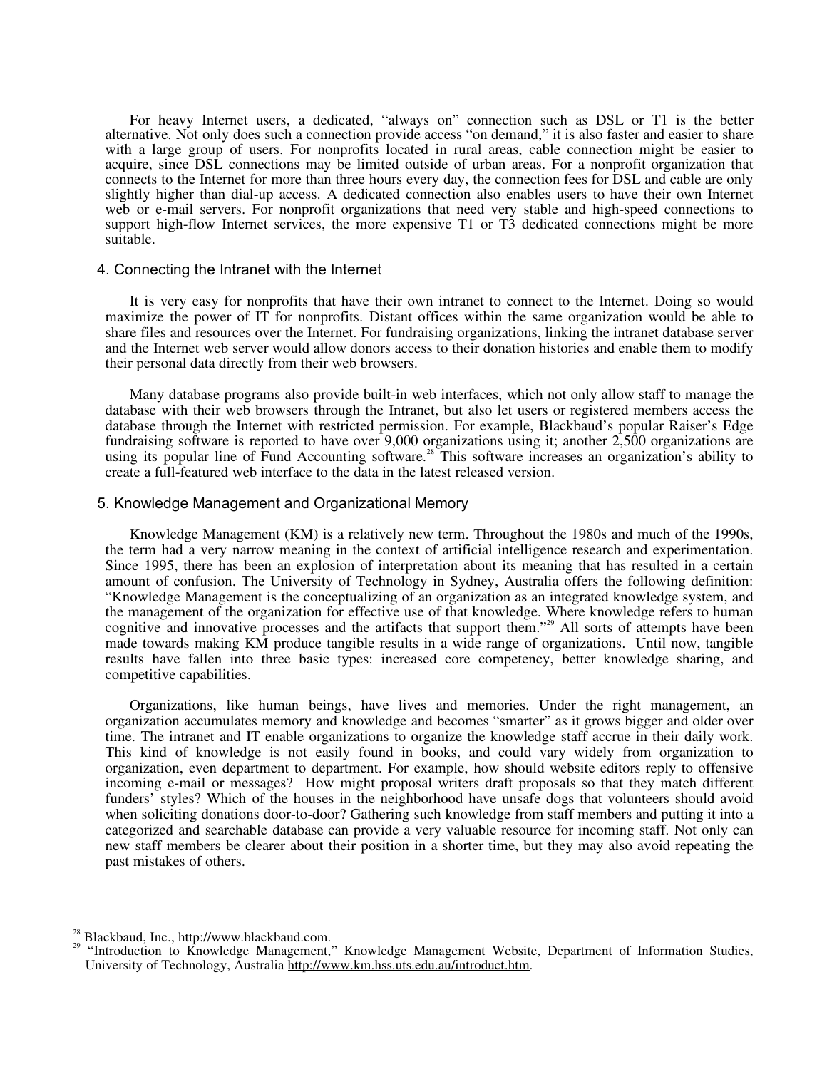For heavy Internet users, a dedicated, "always on" connection such as DSL or T1 is the better alternative. Not only does such a connection provide access "on demand," it is also faster and easier to share with a large group of users. For nonprofits located in rural areas, cable connection might be easier to acquire, since DSL connections may be limited outside of urban areas. For a nonprofit organization that connects to the Internet for more than three hours every day, the connection fees for DSL and cable are only slightly higher than dial-up access. A dedicated connection also enables users to have their own Internet web or e-mail servers. For nonprofit organizations that need very stable and high-speed connections to support high-flow Internet services, the more expensive T1 or T3 dedicated connections might be more suitable.

### 4. Connecting the Intranet with the Internet

It is very easy for nonprofits that have their own intranet to connect to the Internet. Doing so would maximize the power of IT for nonprofits. Distant offices within the same organization would be able to share files and resources over the Internet. For fundraising organizations, linking the intranet database server and the Internet web server would allow donors access to their donation histories and enable them to modify their personal data directly from their web browsers.

Many database programs also provide built-in web interfaces, which not only allow staff to manage the database with their web browsers through the Intranet, but also let users or registered members access the database through the Internet with restricted permission. For example, Blackbaud's popular Raiser's Edge fundraising software is reported to have over 9,000 organizations using it; another 2,500 organizations are using its popular line of Fund Accounting software.[28] This software increases an organization's ability to create a full-featured web interface to the data in the latest released version.

### 5. Knowledge Management and Organizational Memory

Knowledge Management (KM) is a relatively new term. Throughout the 1980s and much of the 1990s, the term had a very narrow meaning in the context of artificial intelligence research and experimentation. Since 1995, there has been an explosion of interpretation about its meaning that has resulted in a certain amount of confusion. The University of Technology in Sydney, Australia offers the following definition: "Knowledge Management is the conceptualizing of an organization as an integrated knowledge system, and the management of the organization for effective use of that knowledge. Where knowledge refers to human cognitive and innovative processes and the artifacts that support them."[29] All sorts of attempts have been made towards making KM produce tangible results in a wide range of organizations. Until now, tangible results have fallen into three basic types: increased core competency, better knowledge sharing, and competitive capabilities.

Organizations, like human beings, have lives and memories. Under the right management, an organization accumulates memory and knowledge and becomes "smarter" as it grows bigger and older over time. The intranet and IT enable organizations to organize the knowledge staff accrue in their daily work. This kind of knowledge is not easily found in books, and could vary widely from organization to organization, even department to department. For example, how should website editors reply to offensive incoming e-mail or messages? How might proposal writers draft proposals so that they match different funders' styles? Which of the houses in the neighborhood have unsafe dogs that volunteers should avoid when soliciting donations door-to-door? Gathering such knowledge from staff members and putting it into a categorized and searchable database can provide a very valuable resource for incoming staff. Not only can new staff members be clearer about their position in a shorter time, but they may also avoid repeating the past mistakes of others.

---

[28] Blackbaud, Inc., http://www.blackbaud.com.

[29] "Introduction to Knowledge Management," Knowledge Management Website, Department of Information Studies, University of Technology, Australia http://www.km.hss.uts.edu.au/introduct.htm.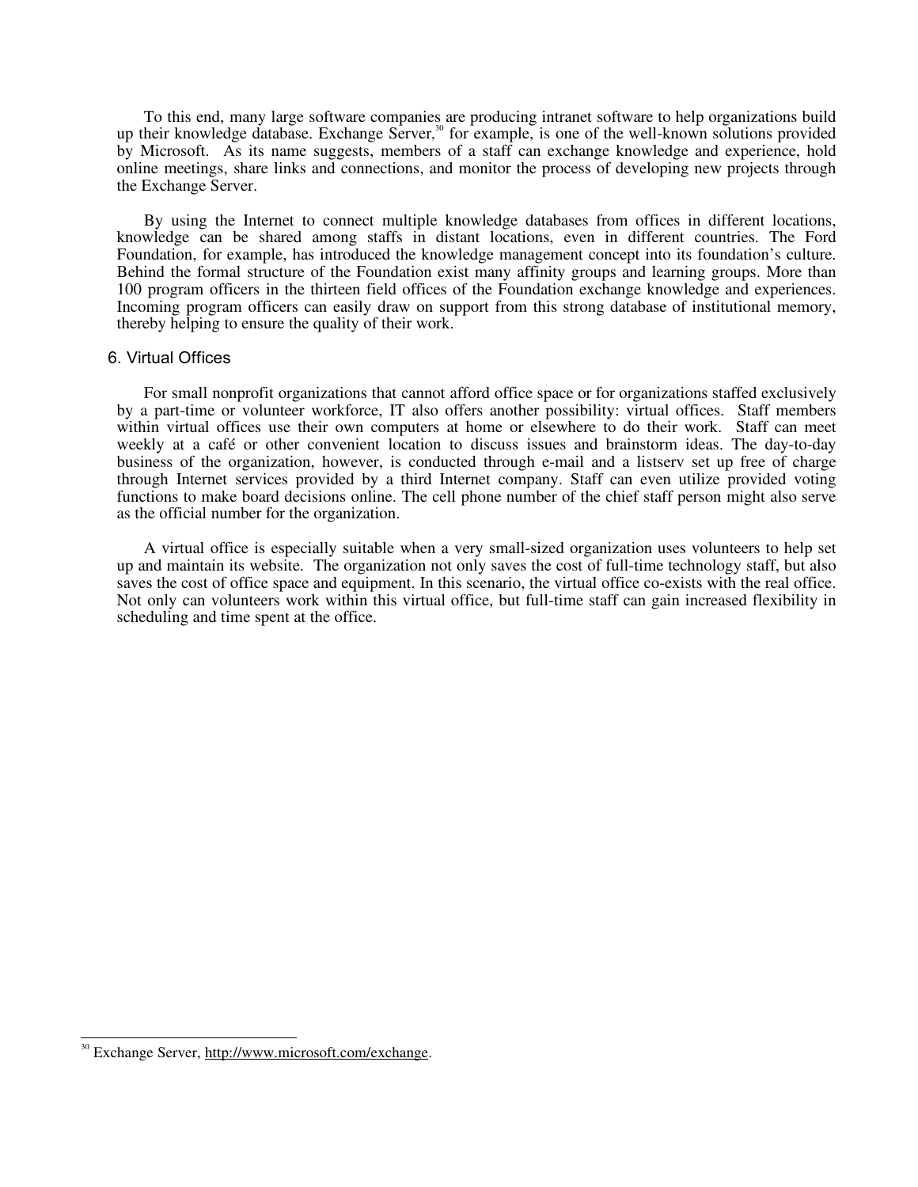To this end, many large software companies are producing intranet software to help organizations build up their knowledge database. Exchange Server,[30] for example, is one of the well-known solutions provided by Microsoft. As its name suggests, members of a staff can exchange knowledge and experience, hold online meetings, share links and connections, and monitor the process of developing new projects through the Exchange Server.

By using the Internet to connect multiple knowledge databases from offices in different locations, knowledge can be shared among staffs in distant locations, even in different countries. The Ford Foundation, for example, has introduced the knowledge management concept into its foundation's culture. Behind the formal structure of the Foundation exist many affinity groups and learning groups. More than 100 program officers in the thirteen field offices of the Foundation exchange knowledge and experiences. Incoming program officers can easily draw on support from this strong database of institutional memory, thereby helping to ensure the quality of their work.

### 6. Virtual Offices

For small nonprofit organizations that cannot afford office space or for organizations staffed exclusively by a part-time or volunteer workforce, IT also offers another possibility: virtual offices. Staff members within virtual offices use their own computers at home or elsewhere to do their work. Staff can meet weekly at a café or other convenient location to discuss issues and brainstorm ideas. The day-to-day business of the organization, however, is conducted through e-mail and a listserv set up free of charge through Internet services provided by a third Internet company. Staff can even utilize provided voting functions to make board decisions online. The cell phone number of the chief staff person might also serve as the official number for the organization.

A virtual office is especially suitable when a very small-sized organization uses volunteers to help set up and maintain its website. The organization not only saves the cost of full-time technology staff, but also saves the cost of office space and equipment. In this scenario, the virtual office co-exists with the real office. Not only can volunteers work within this virtual office, but full-time staff can gain increased flexibility in scheduling and time spent at the office.

---

[30] Exchange Server, http://www.microsoft.com/exchange.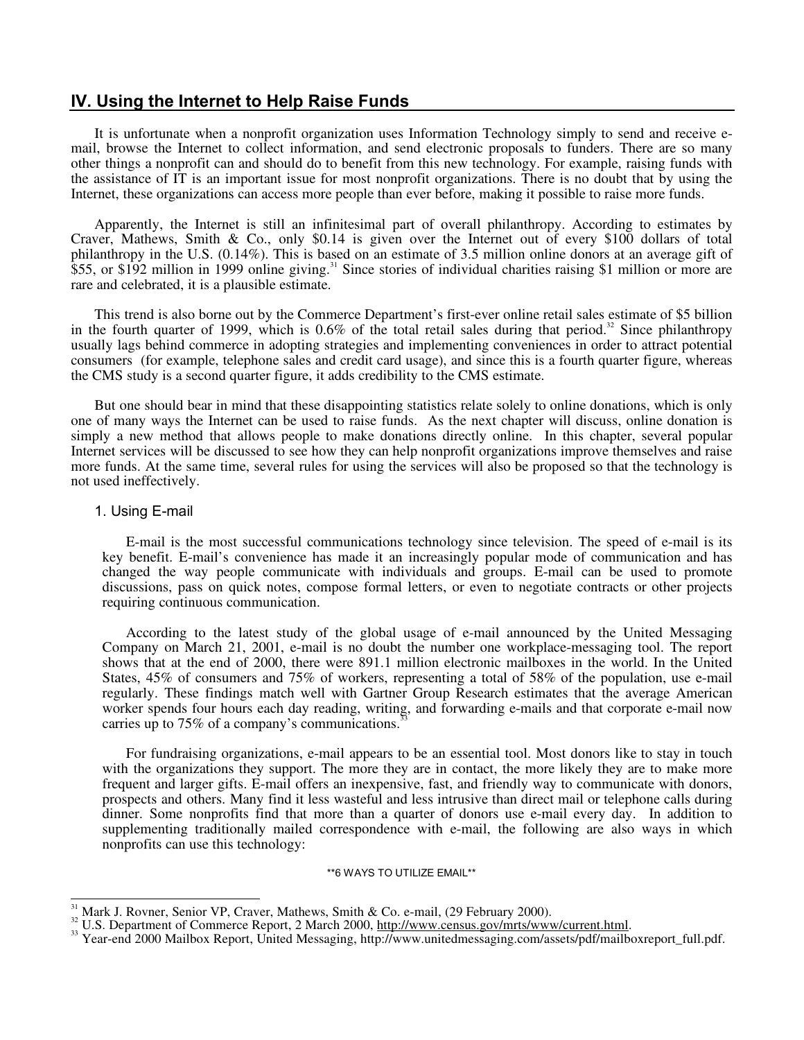## IV. Using the Internet to Help Raise Funds

It is unfortunate when a nonprofit organization uses Information Technology simply to send and receive e-mail, browse the Internet to collect information, and send electronic proposals to funders. There are so many other things a nonprofit can and should do to benefit from this new technology. For example, raising funds with the assistance of IT is an important issue for most nonprofit organizations. There is no doubt that by using the Internet, these organizations can access more people than ever before, making it possible to raise more funds.

Apparently, the Internet is still an infinitesimal part of overall philanthropy. According to estimates by Craver, Mathews, Smith & Co., only $0.14 is given over the Internet out of every $100 dollars of total philanthropy in the U.S. (0.14%). This is based on an estimate of 3.5 million online donors at an average gift of $55, or $192 million in 1999 online giving.[31] Since stories of individual charities raising $1 million or more are rare and celebrated, it is a plausible estimate.

This trend is also borne out by the Commerce Department's first-ever online retail sales estimate of $5 billion in the fourth quarter of 1999, which is 0.6% of the total retail sales during that period.[32] Since philanthropy usually lags behind commerce in adopting strategies and implementing conveniences in order to attract potential consumers (for example, telephone sales and credit card usage), and since this is a fourth quarter figure, whereas the CMS study is a second quarter figure, it adds credibility to the CMS estimate.

But one should bear in mind that these disappointing statistics relate solely to online donations, which is only one of many ways the Internet can be used to raise funds. As the next chapter will discuss, online donation is simply a new method that allows people to make donations directly online. In this chapter, several popular Internet services will be discussed to see how they can help nonprofit organizations improve themselves and raise more funds. At the same time, several rules for using the services will also be proposed so that the technology is not used ineffectively.

### 1. Using E-mail

E-mail is the most successful communications technology since television. The speed of e-mail is its key benefit. E-mail's convenience has made it an increasingly popular mode of communication and has changed the way people communicate with individuals and groups. E-mail can be used to promote discussions, pass on quick notes, compose formal letters, or even to negotiate contracts or other projects requiring continuous communication.

According to the latest study of the global usage of e-mail announced by the United Messaging Company on March 21, 2001, e-mail is no doubt the number one workplace-messaging tool. The report shows that at the end of 2000, there were 891.1 million electronic mailboxes in the world. In the United States, 45% of consumers and 75% of workers, representing a total of 58% of the population, use e-mail regularly. These findings match well with Gartner Group Research estimates that the average American worker spends four hours each day reading, writing, and forwarding e-mails and that corporate e-mail now carries up to 75% of a company's communications.[33]

For fundraising organizations, e-mail appears to be an essential tool. Most donors like to stay in touch with the organizations they support. The more they are in contact, the more likely they are to make more frequent and larger gifts. E-mail offers an inexpensive, fast, and friendly way to communicate with donors, prospects and others. Many find it less wasteful and less intrusive than direct mail or telephone calls during dinner. Some nonprofits find that more than a quarter of donors use e-mail every day. In addition to supplementing traditionally mailed correspondence with e-mail, the following are also ways in which nonprofits can use this technology:

**6 WAYS TO UTILIZE EMAIL**

---

[31] Mark J. Rovner, Senior VP, Craver, Mathews, Smith & Co. e-mail, (29 February 2000).

[32] U.S. Department of Commerce Report, 2 March 2000, http://www.census.gov/mrts/www/current.html.

[33] Year-end 2000 Mailbox Report, United Messaging, http://www.unitedmessaging.com/assets/pdf/mailboxreport_full.pdf.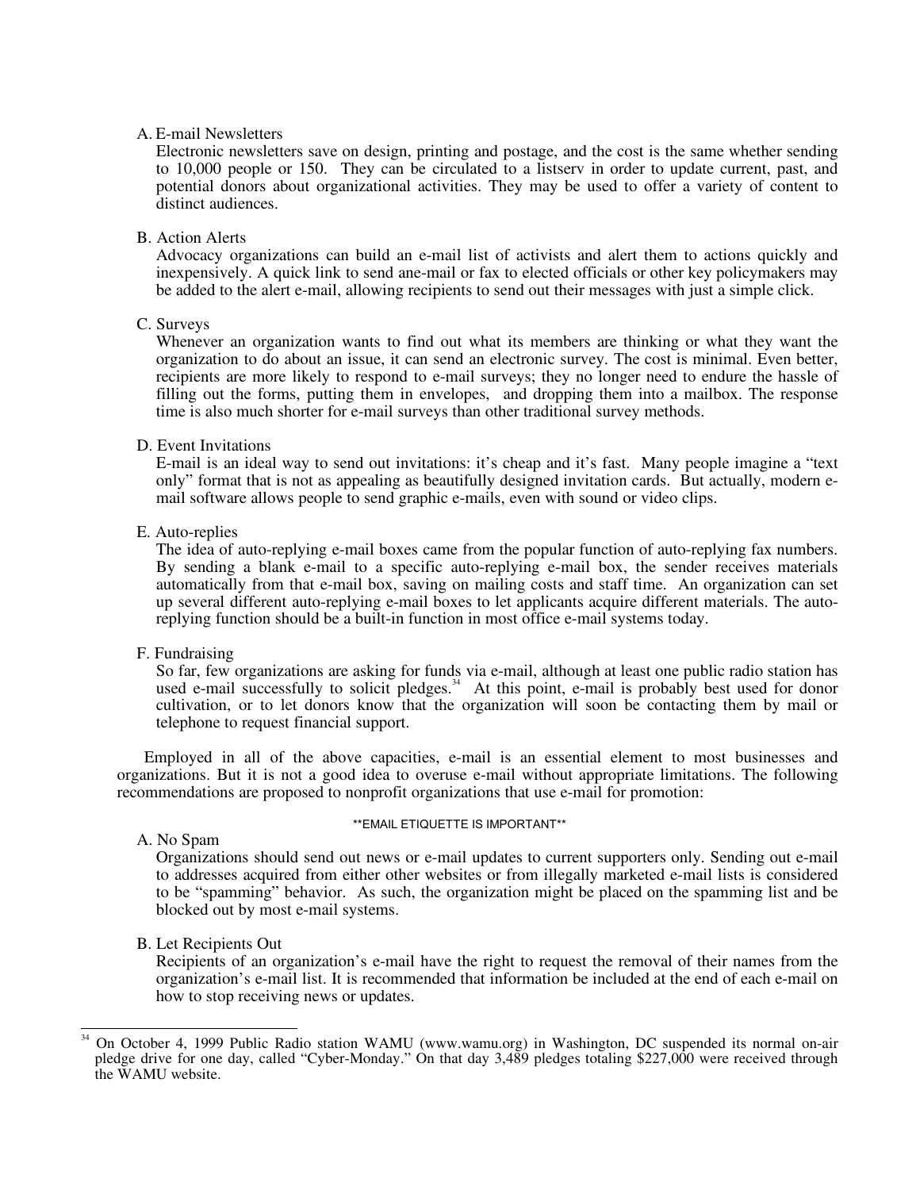A. E-mail Newsletters

Electronic newsletters save on design, printing and postage, and the cost is the same whether sending to 10,000 people or 150. They can be circulated to a listserv in order to update current, past, and potential donors about organizational activities. They may be used to offer a variety of content to distinct audiences.

B. Action Alerts

Advocacy organizations can build an e-mail list of activists and alert them to actions quickly and inexpensively. A quick link to send ane-mail or fax to elected officials or other key policymakers may be added to the alert e-mail, allowing recipients to send out their messages with just a simple click.

C. Surveys

Whenever an organization wants to find out what its members are thinking or what they want the organization to do about an issue, it can send an electronic survey. The cost is minimal. Even better, recipients are more likely to respond to e-mail surveys; they no longer need to endure the hassle of filling out the forms, putting them in envelopes, and dropping them into a mailbox. The response time is also much shorter for e-mail surveys than other traditional survey methods.

D. Event Invitations

E-mail is an ideal way to send out invitations: it's cheap and it's fast. Many people imagine a "text only" format that is not as appealing as beautifully designed invitation cards. But actually, modern e-mail software allows people to send graphic e-mails, even with sound or video clips.

E. Auto-replies

The idea of auto-replying e-mail boxes came from the popular function of auto-replying fax numbers. By sending a blank e-mail to a specific auto-replying e-mail box, the sender receives materials automatically from that e-mail box, saving on mailing costs and staff time. An organization can set up several different auto-replying e-mail boxes to let applicants acquire different materials. The auto-replying function should be a built-in function in most office e-mail systems today.

F. Fundraising

So far, few organizations are asking for funds via e-mail, although at least one public radio station has used e-mail successfully to solicit pledges.[34] At this point, e-mail is probably best used for donor cultivation, or to let donors know that the organization will soon be contacting them by mail or telephone to request financial support.

Employed in all of the above capacities, e-mail is an essential element to most businesses and organizations. But it is not a good idea to overuse e-mail without appropriate limitations. The following recommendations are proposed to nonprofit organizations that use e-mail for promotion:

**EMAIL ETIQUETTE IS IMPORTANT**

A. No Spam

Organizations should send out news or e-mail updates to current supporters only. Sending out e-mail to addresses acquired from either other websites or from illegally marketed e-mail lists is considered to be "spamming" behavior. As such, the organization might be placed on the spamming list and be blocked out by most e-mail systems.

B. Let Recipients Out

Recipients of an organization's e-mail have the right to request the removal of their names from the organization's e-mail list. It is recommended that information be included at the end of each e-mail on how to stop receiving news or updates.

---

[34] On October 4, 1999 Public Radio station WAMU (www.wamu.org) in Washington, DC suspended its normal on-air pledge drive for one day, called "Cyber-Monday." On that day 3,489 pledges totaling $227,000 were received through the WAMU website.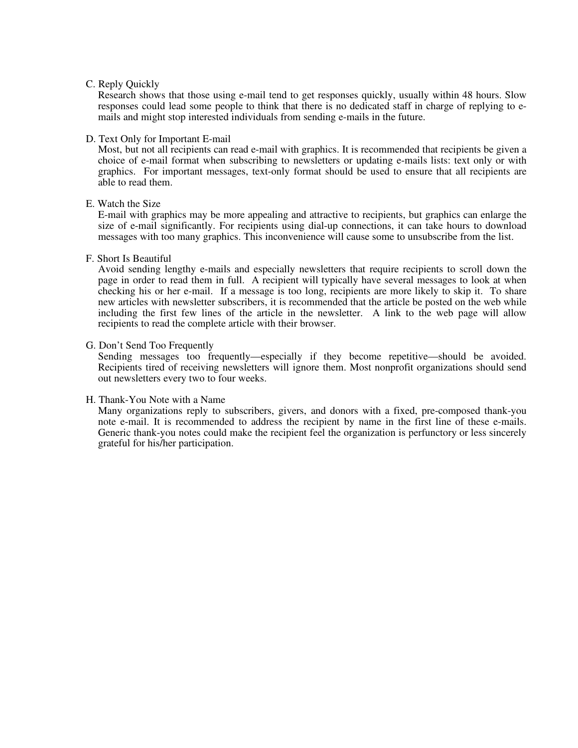C. Reply Quickly

Research shows that those using e-mail tend to get responses quickly, usually within 48 hours. Slow responses could lead some people to think that there is no dedicated staff in charge of replying to e-mails and might stop interested individuals from sending e-mails in the future.

D. Text Only for Important E-mail

Most, but not all recipients can read e-mail with graphics. It is recommended that recipients be given a choice of e-mail format when subscribing to newsletters or updating e-mails lists: text only or with graphics. For important messages, text-only format should be used to ensure that all recipients are able to read them.

E. Watch the Size

E-mail with graphics may be more appealing and attractive to recipients, but graphics can enlarge the size of e-mail significantly. For recipients using dial-up connections, it can take hours to download messages with too many graphics. This inconvenience will cause some to unsubscribe from the list.

F. Short Is Beautiful

Avoid sending lengthy e-mails and especially newsletters that require recipients to scroll down the page in order to read them in full. A recipient will typically have several messages to look at when checking his or her e-mail. If a message is too long, recipients are more likely to skip it. To share new articles with newsletter subscribers, it is recommended that the article be posted on the web while including the first few lines of the article in the newsletter. A link to the web page will allow recipients to read the complete article with their browser.

G. Don't Send Too Frequently

Sending messages too frequently—especially if they become repetitive—should be avoided. Recipients tired of receiving newsletters will ignore them. Most nonprofit organizations should send out newsletters every two to four weeks.

H. Thank-You Note with a Name

Many organizations reply to subscribers, givers, and donors with a fixed, pre-composed thank-you note e-mail. It is recommended to address the recipient by name in the first line of these e-mails. Generic thank-you notes could make the recipient feel the organization is perfunctory or less sincerely grateful for his/her participation.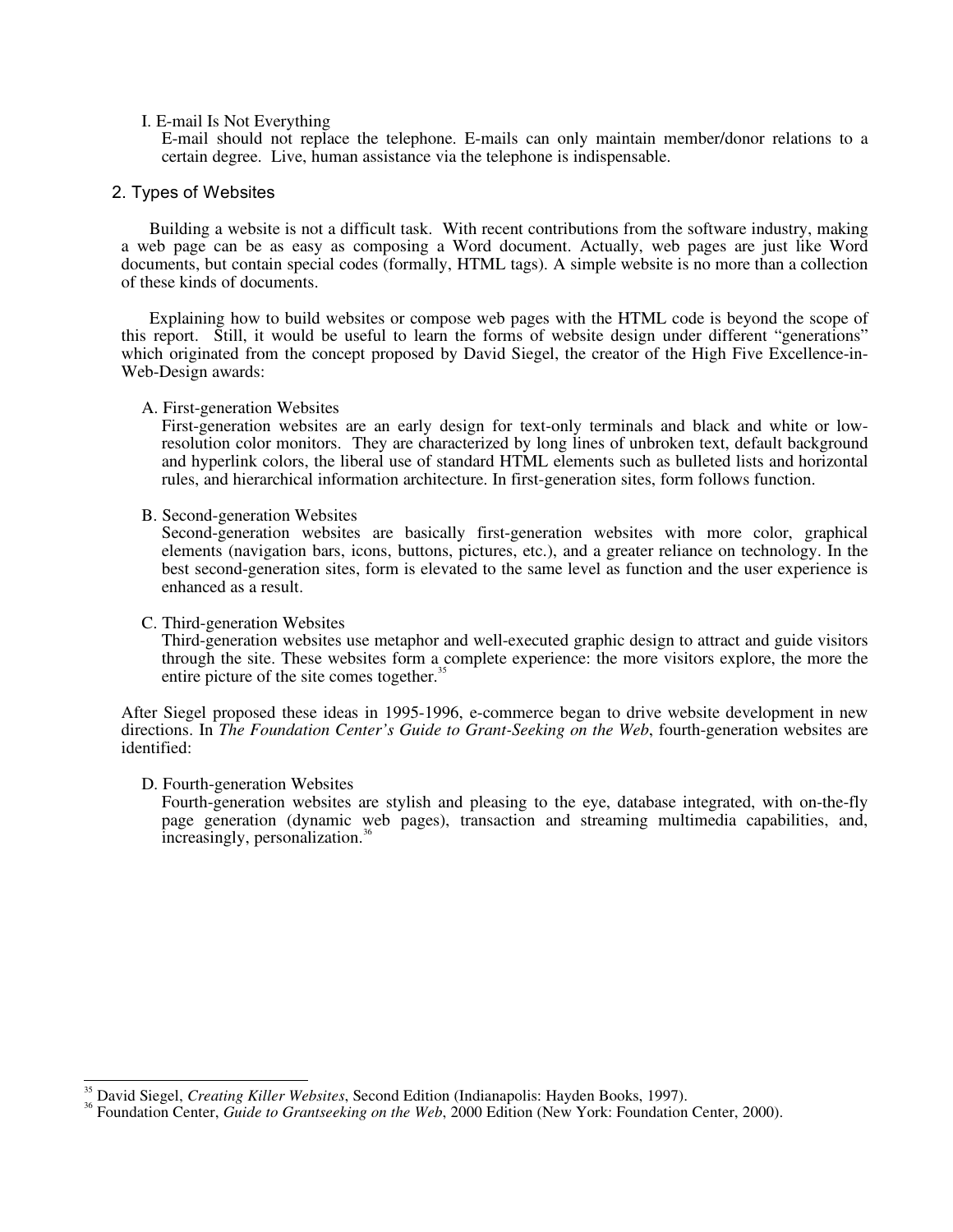I. E-mail Is Not Everything

E-mail should not replace the telephone. E-mails can only maintain member/donor relations to a certain degree. Live, human assistance via the telephone is indispensable.

## 2. Types of Websites

Building a website is not a difficult task. With recent contributions from the software industry, making a web page can be as easy as composing a Word document. Actually, web pages are just like Word documents, but contain special codes (formally, HTML tags). A simple website is no more than a collection of these kinds of documents.

Explaining how to build websites or compose web pages with the HTML code is beyond the scope of this report. Still, it would be useful to learn the forms of website design under different "generations" which originated from the concept proposed by David Siegel, the creator of the High Five Excellence-in-Web-Design awards:

A. First-generation Websites

First-generation websites are an early design for text-only terminals and black and white or low-resolution color monitors. They are characterized by long lines of unbroken text, default background and hyperlink colors, the liberal use of standard HTML elements such as bulleted lists and horizontal rules, and hierarchical information architecture. In first-generation sites, form follows function.

B. Second-generation Websites

Second-generation websites are basically first-generation websites with more color, graphical elements (navigation bars, icons, buttons, pictures, etc.), and a greater reliance on technology. In the best second-generation sites, form is elevated to the same level as function and the user experience is enhanced as a result.

C. Third-generation Websites

Third-generation websites use metaphor and well-executed graphic design to attract and guide visitors through the site. These websites form a complete experience: the more visitors explore, the more the entire picture of the site comes together.[35]

After Siegel proposed these ideas in 1995-1996, e-commerce began to drive website development in new directions. In *The Foundation Center's Guide to Grant-Seeking on the Web*, fourth-generation websites are identified:

D. Fourth-generation Websites

Fourth-generation websites are stylish and pleasing to the eye, database integrated, with on-the-fly page generation (dynamic web pages), transaction and streaming multimedia capabilities, and, increasingly, personalization.[36]

---

[35] David Siegel, *Creating Killer Websites*, Second Edition (Indianapolis: Hayden Books, 1997).

[36] Foundation Center, *Guide to Grantseeking on the Web*, 2000 Edition (New York: Foundation Center, 2000).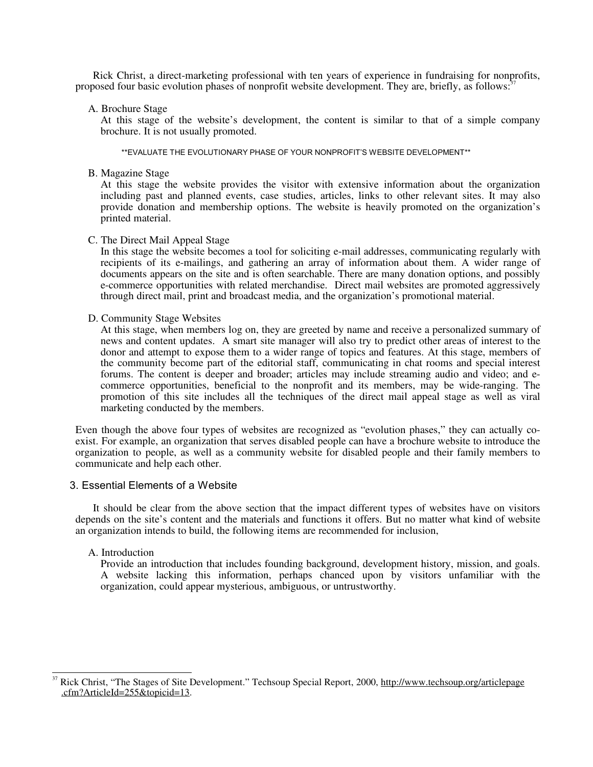Rick Christ, a direct-marketing professional with ten years of experience in fundraising for nonprofits, proposed four basic evolution phases of nonprofit website development. They are, briefly, as follows:[37]

A. Brochure Stage
At this stage of the website's development, the content is similar to that of a simple company brochure. It is not usually promoted.

**EVALUATE THE EVOLUTIONARY PHASE OF YOUR NONPROFIT'S WEBSITE DEVELOPMENT**

B. Magazine Stage
At this stage the website provides the visitor with extensive information about the organization including past and planned events, case studies, articles, links to other relevant sites. It may also provide donation and membership options. The website is heavily promoted on the organization's printed material.

C. The Direct Mail Appeal Stage
In this stage the website becomes a tool for soliciting e-mail addresses, communicating regularly with recipients of its e-mailings, and gathering an array of information about them. A wider range of documents appears on the site and is often searchable. There are many donation options, and possibly e-commerce opportunities with related merchandise. Direct mail websites are promoted aggressively through direct mail, print and broadcast media, and the organization's promotional material.

D. Community Stage Websites
At this stage, when members log on, they are greeted by name and receive a personalized summary of news and content updates. A smart site manager will also try to predict other areas of interest to the donor and attempt to expose them to a wider range of topics and features. At this stage, members of the community become part of the editorial staff, communicating in chat rooms and special interest forums. The content is deeper and broader; articles may include streaming audio and video; and e-commerce opportunities, beneficial to the nonprofit and its members, may be wide-ranging. The promotion of this site includes all the techniques of the direct mail appeal stage as well as viral marketing conducted by the members.

Even though the above four types of websites are recognized as "evolution phases," they can actually co-exist. For example, an organization that serves disabled people can have a brochure website to introduce the organization to people, as well as a community website for disabled people and their family members to communicate and help each other.

## 3. Essential Elements of a Website

It should be clear from the above section that the impact different types of websites have on visitors depends on the site's content and the materials and functions it offers. But no matter what kind of website an organization intends to build, the following items are recommended for inclusion,

A. Introduction
Provide an introduction that includes founding background, development history, mission, and goals. A website lacking this information, perhaps chanced upon by visitors unfamiliar with the organization, could appear mysterious, ambiguous, or untrustworthy.

---

[37] Rick Christ, "The Stages of Site Development." Techsoup Special Report, 2000, http://www.techsoup.org/articlepage.cfm?ArticleId=255&topicid=13.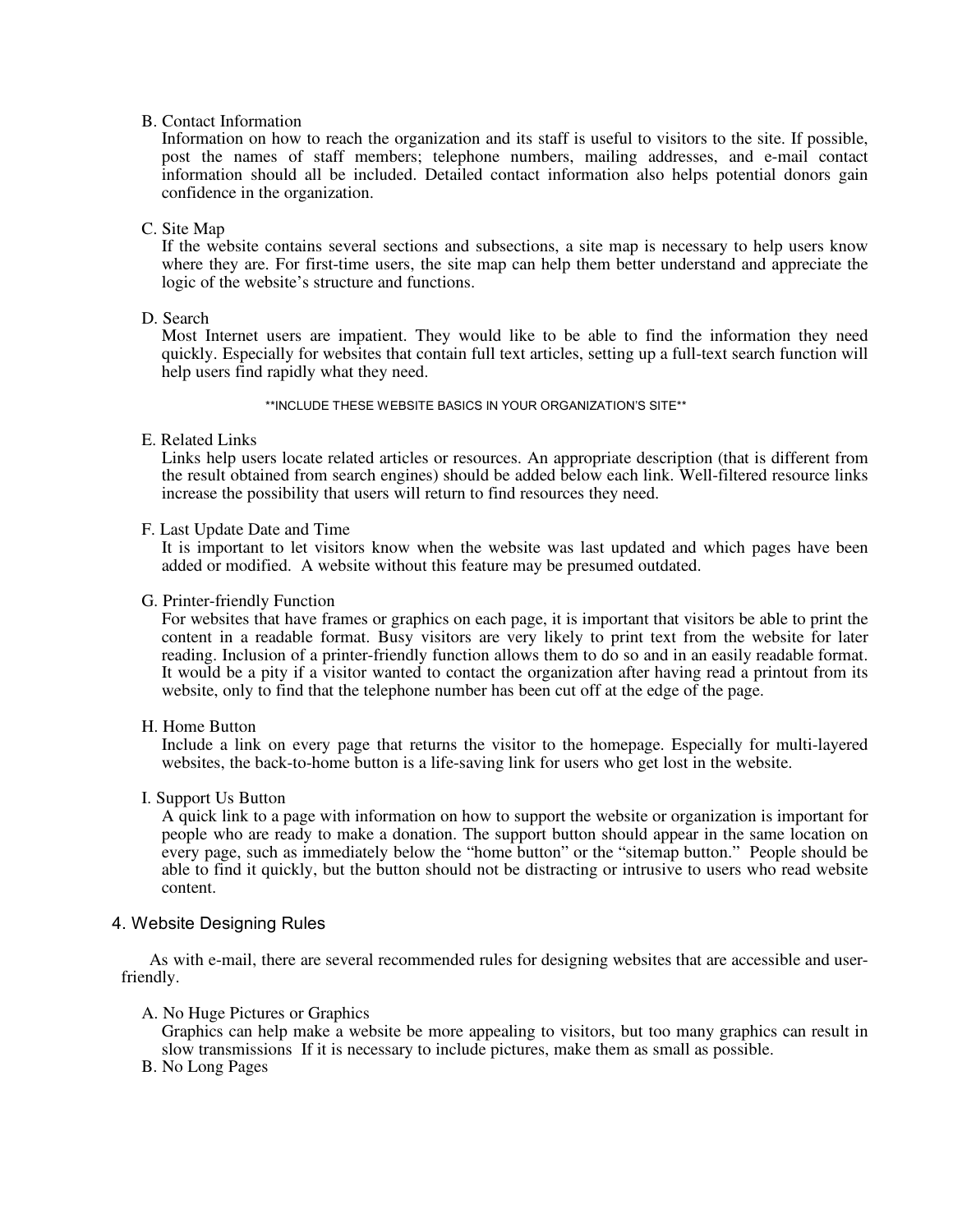B. Contact Information

Information on how to reach the organization and its staff is useful to visitors to the site. If possible, post the names of staff members; telephone numbers, mailing addresses, and e-mail contact information should all be included. Detailed contact information also helps potential donors gain confidence in the organization.

C. Site Map

If the website contains several sections and subsections, a site map is necessary to help users know where they are. For first-time users, the site map can help them better understand and appreciate the logic of the website's structure and functions.

D. Search

Most Internet users are impatient. They would like to be able to find the information they need quickly. Especially for websites that contain full text articles, setting up a full-text search function will help users find rapidly what they need.

**INCLUDE THESE WEBSITE BASICS IN YOUR ORGANIZATION'S SITE**

E. Related Links

Links help users locate related articles or resources. An appropriate description (that is different from the result obtained from search engines) should be added below each link. Well-filtered resource links increase the possibility that users will return to find resources they need.

F. Last Update Date and Time

It is important to let visitors know when the website was last updated and which pages have been added or modified. A website without this feature may be presumed outdated.

G. Printer-friendly Function

For websites that have frames or graphics on each page, it is important that visitors be able to print the content in a readable format. Busy visitors are very likely to print text from the website for later reading. Inclusion of a printer-friendly function allows them to do so and in an easily readable format. It would be a pity if a visitor wanted to contact the organization after having read a printout from its website, only to find that the telephone number has been cut off at the edge of the page.

H. Home Button

Include a link on every page that returns the visitor to the homepage. Especially for multi-layered websites, the back-to-home button is a life-saving link for users who get lost in the website.

I. Support Us Button

A quick link to a page with information on how to support the website or organization is important for people who are ready to make a donation. The support button should appear in the same location on every page, such as immediately below the "home button" or the "sitemap button." People should be able to find it quickly, but the button should not be distracting or intrusive to users who read website content.

## 4. Website Designing Rules

As with e-mail, there are several recommended rules for designing websites that are accessible and user-friendly.

A. No Huge Pictures or Graphics

Graphics can help make a website be more appealing to visitors, but too many graphics can result in slow transmissions If it is necessary to include pictures, make them as small as possible.

B. No Long Pages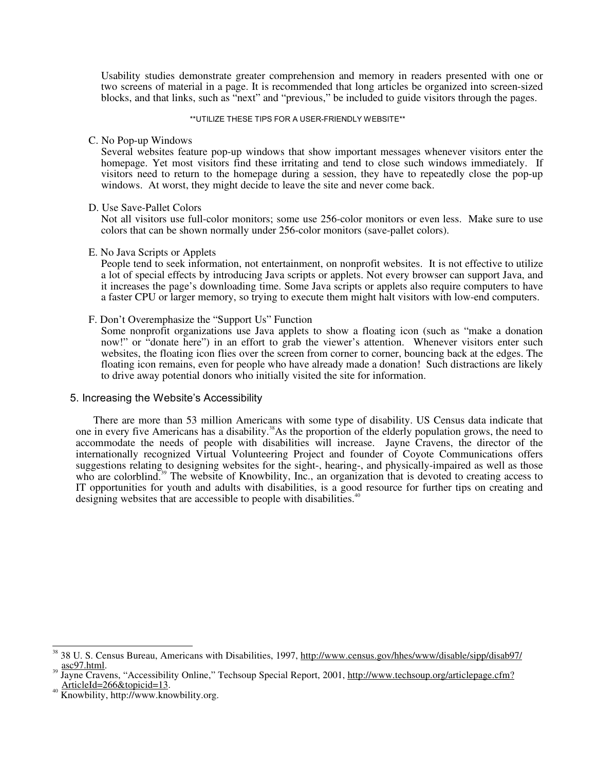Usability studies demonstrate greater comprehension and memory in readers presented with one or two screens of material in a page. It is recommended that long articles be organized into screen-sized blocks, and that links, such as "next" and "previous," be included to guide visitors through the pages.

**UTILIZE THESE TIPS FOR A USER-FRIENDLY WEBSITE**

C. No Pop-up Windows
Several websites feature pop-up windows that show important messages whenever visitors enter the homepage. Yet most visitors find these irritating and tend to close such windows immediately. If visitors need to return to the homepage during a session, they have to repeatedly close the pop-up windows. At worst, they might decide to leave the site and never come back.

D. Use Save-Pallet Colors
Not all visitors use full-color monitors; some use 256-color monitors or even less. Make sure to use colors that can be shown normally under 256-color monitors (save-pallet colors).

E. No Java Scripts or Applets
People tend to seek information, not entertainment, on nonprofit websites. It is not effective to utilize a lot of special effects by introducing Java scripts or applets. Not every browser can support Java, and it increases the page's downloading time. Some Java scripts or applets also require computers to have a faster CPU or larger memory, so trying to execute them might halt visitors with low-end computers.

F. Don't Overemphasize the "Support Us" Function
Some nonprofit organizations use Java applets to show a floating icon (such as "make a donation now!" or "donate here") in an effort to grab the viewer's attention. Whenever visitors enter such websites, the floating icon flies over the screen from corner to corner, bouncing back at the edges. The floating icon remains, even for people who have already made a donation! Such distractions are likely to drive away potential donors who initially visited the site for information.

## 5. Increasing the Website's Accessibility

There are more than 53 million Americans with some type of disability. US Census data indicate that one in every five Americans has a disability.[38] As the proportion of the elderly population grows, the need to accommodate the needs of people with disabilities will increase. Jayne Cravens, the director of the internationally recognized Virtual Volunteering Project and founder of Coyote Communications offers suggestions relating to designing websites for the sight-, hearing-, and physically-impaired as well as those who are colorblind.[39] The website of Knowbility, Inc., an organization that is devoted to creating access to IT opportunities for youth and adults with disabilities, is a good resource for further tips on creating and designing websites that are accessible to people with disabilities.[40]

---

[38] 38 U. S. Census Bureau, Americans with Disabilities, 1997, http://www.census.gov/hhes/www/disable/sipp/disab97/asc97.html.

[39] Jayne Cravens, "Accessibility Online," Techsoup Special Report, 2001, http://www.techsoup.org/articlepage.cfm?ArticleId=266&topicid=13.

[40] Knowbility, http://www.knowbility.org.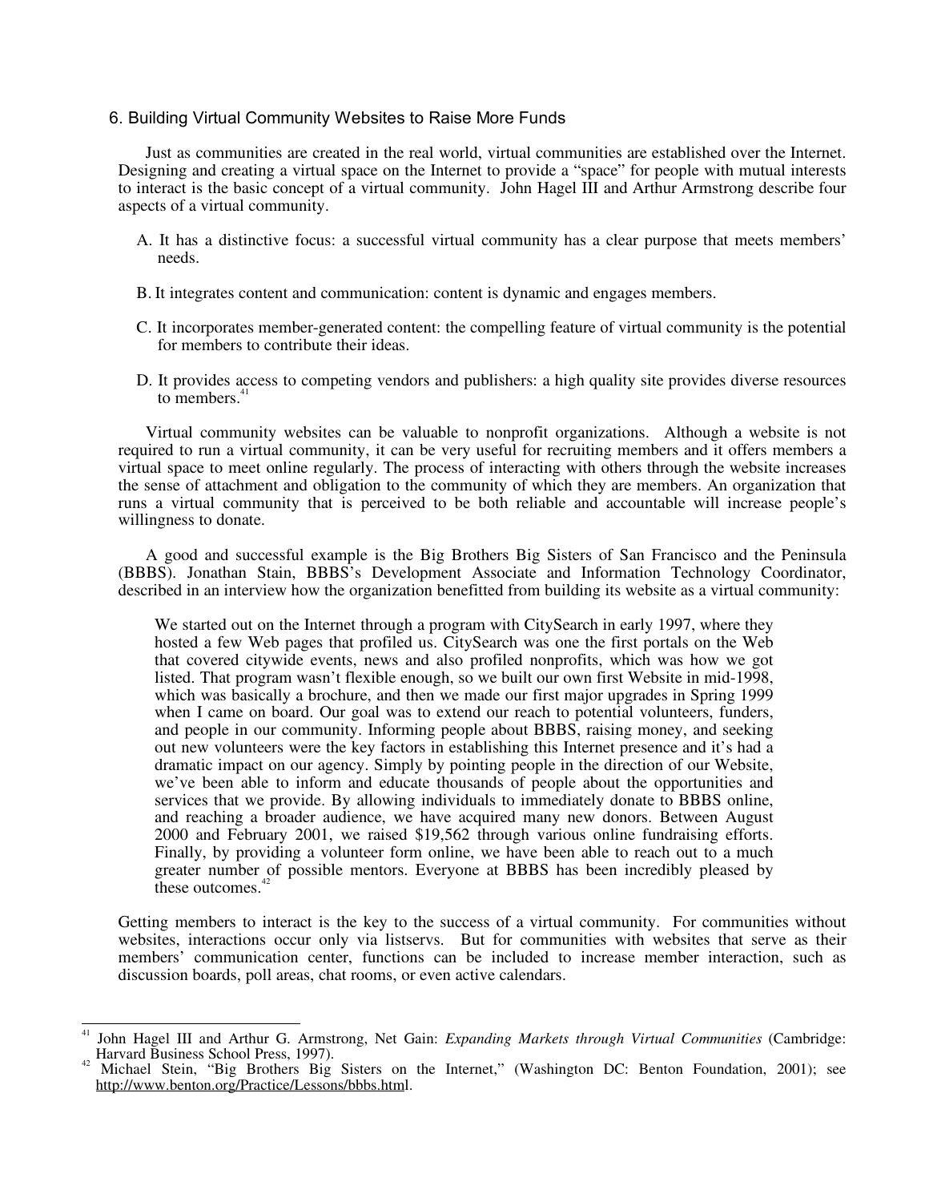## 6. Building Virtual Community Websites to Raise More Funds

Just as communities are created in the real world, virtual communities are established over the Internet. Designing and creating a virtual space on the Internet to provide a "space" for people with mutual interests to interact is the basic concept of a virtual community. John Hagel III and Arthur Armstrong describe four aspects of a virtual community.

A. It has a distinctive focus: a successful virtual community has a clear purpose that meets members' needs.

B. It integrates content and communication: content is dynamic and engages members.

C. It incorporates member-generated content: the compelling feature of virtual community is the potential for members to contribute their ideas.

D. It provides access to competing vendors and publishers: a high quality site provides diverse resources to members.[41]

Virtual community websites can be valuable to nonprofit organizations. Although a website is not required to run a virtual community, it can be very useful for recruiting members and it offers members a virtual space to meet online regularly. The process of interacting with others through the website increases the sense of attachment and obligation to the community of which they are members. An organization that runs a virtual community that is perceived to be both reliable and accountable will increase people's willingness to donate.

A good and successful example is the Big Brothers Big Sisters of San Francisco and the Peninsula (BBBS). Jonathan Stain, BBBS's Development Associate and Information Technology Coordinator, described in an interview how the organization benefitted from building its website as a virtual community:

> We started out on the Internet through a program with CitySearch in early 1997, where they hosted a few Web pages that profiled us. CitySearch was one the first portals on the Web that covered citywide events, news and also profiled nonprofits, which was how we got listed. That program wasn't flexible enough, so we built our own first Website in mid-1998, which was basically a brochure, and then we made our first major upgrades in Spring 1999 when I came on board. Our goal was to extend our reach to potential volunteers, funders, and people in our community. Informing people about BBBS, raising money, and seeking out new volunteers were the key factors in establishing this Internet presence and it's had a dramatic impact on our agency. Simply by pointing people in the direction of our Website, we've been able to inform and educate thousands of people about the opportunities and services that we provide. By allowing individuals to immediately donate to BBBS online, and reaching a broader audience, we have acquired many new donors. Between August 2000 and February 2001, we raised $19,562 through various online fundraising efforts. Finally, by providing a volunteer form online, we have been able to reach out to a much greater number of possible mentors. Everyone at BBBS has been incredibly pleased by these outcomes.[42]

Getting members to interact is the key to the success of a virtual community. For communities without websites, interactions occur only via listservs. But for communities with websites that serve as their members' communication center, functions can be included to increase member interaction, such as discussion boards, poll areas, chat rooms, or even active calendars.

---

[41] John Hagel III and Arthur G. Armstrong, Net Gain: *Expanding Markets through Virtual Communities* (Cambridge: Harvard Business School Press, 1997).

[42] Michael Stein, "Big Brothers Big Sisters on the Internet," (Washington DC: Benton Foundation, 2001); see http://www.benton.org/Practice/Lessons/bbbs.html.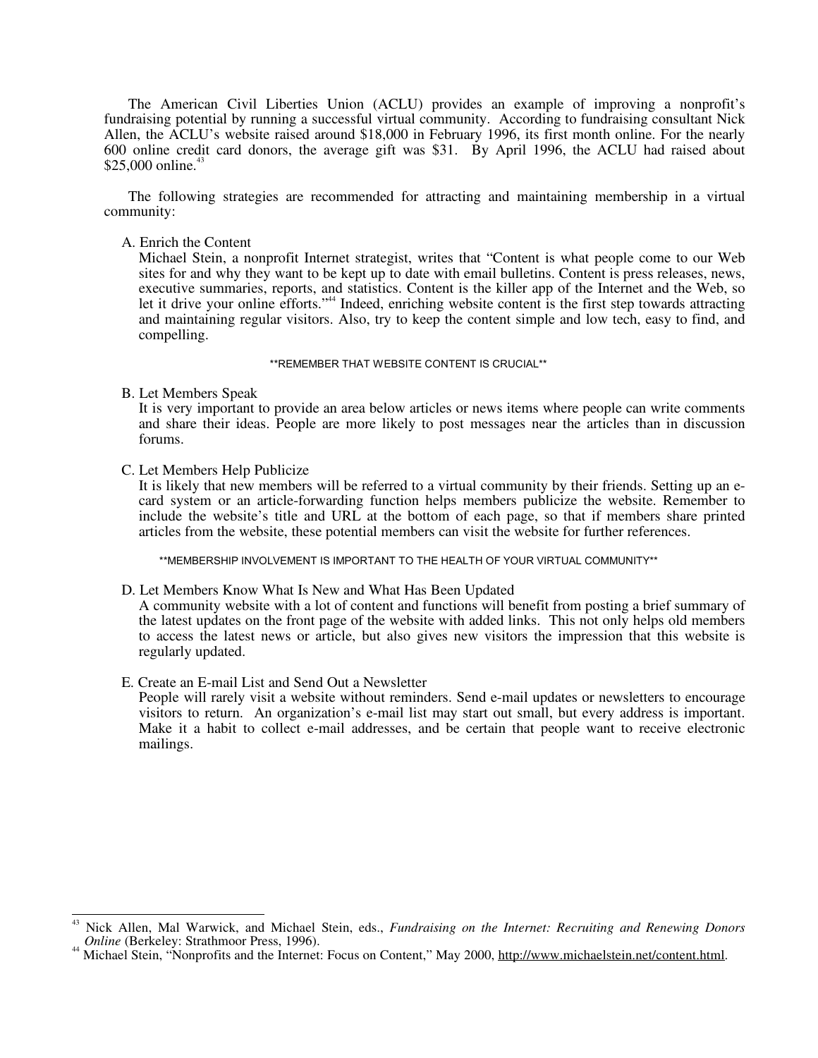The American Civil Liberties Union (ACLU) provides an example of improving a nonprofit's fundraising potential by running a successful virtual community. According to fundraising consultant Nick Allen, the ACLU's website raised around $18,000 in February 1996, its first month online. For the nearly 600 online credit card donors, the average gift was $31. By April 1996, the ACLU had raised about $25,000 online.[43]

The following strategies are recommended for attracting and maintaining membership in a virtual community:

A. Enrich the Content

Michael Stein, a nonprofit Internet strategist, writes that "Content is what people come to our Web sites for and why they want to be kept up to date with email bulletins. Content is press releases, news, executive summaries, reports, and statistics. Content is the killer app of the Internet and the Web, so let it drive your online efforts."[44] Indeed, enriching website content is the first step towards attracting and maintaining regular visitors. Also, try to keep the content simple and low tech, easy to find, and compelling.

**REMEMBER THAT WEBSITE CONTENT IS CRUCIAL**

B. Let Members Speak

It is very important to provide an area below articles or news items where people can write comments and share their ideas. People are more likely to post messages near the articles than in discussion forums.

C. Let Members Help Publicize

It is likely that new members will be referred to a virtual community by their friends. Setting up an e-card system or an article-forwarding function helps members publicize the website. Remember to include the website's title and URL at the bottom of each page, so that if members share printed articles from the website, these potential members can visit the website for further references.

**MEMBERSHIP INVOLVEMENT IS IMPORTANT TO THE HEALTH OF YOUR VIRTUAL COMMUNITY**

D. Let Members Know What Is New and What Has Been Updated

A community website with a lot of content and functions will benefit from posting a brief summary of the latest updates on the front page of the website with added links. This not only helps old members to access the latest news or article, but also gives new visitors the impression that this website is regularly updated.

E. Create an E-mail List and Send Out a Newsletter

People will rarely visit a website without reminders. Send e-mail updates or newsletters to encourage visitors to return. An organization's e-mail list may start out small, but every address is important. Make it a habit to collect e-mail addresses, and be certain that people want to receive electronic mailings.

---

[43] Nick Allen, Mal Warwick, and Michael Stein, eds., *Fundraising on the Internet: Recruiting and Renewing Donors Online* (Berkeley: Strathmoor Press, 1996).

[44] Michael Stein, "Nonprofits and the Internet: Focus on Content," May 2000, http://www.michaelstein.net/content.html.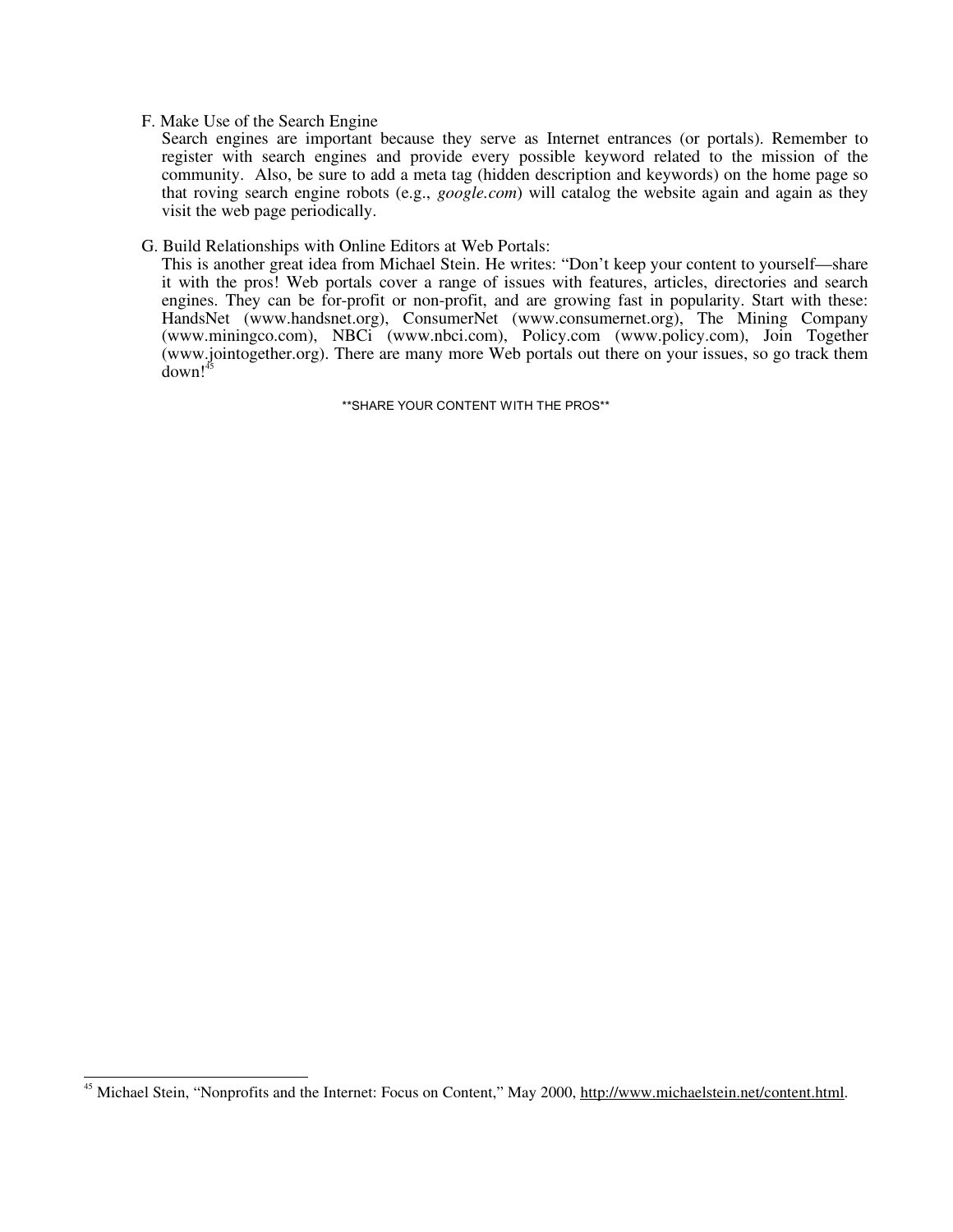F. Make Use of the Search Engine

Search engines are important because they serve as Internet entrances (or portals). Remember to register with search engines and provide every possible keyword related to the mission of the community. Also, be sure to add a meta tag (hidden description and keywords) on the home page so that roving search engine robots (e.g., *google.com*) will catalog the website again and again as they visit the web page periodically.

G. Build Relationships with Online Editors at Web Portals:

This is another great idea from Michael Stein. He writes: "Don't keep your content to yourself—share it with the pros! Web portals cover a range of issues with features, articles, directories and search engines. They can be for-profit or non-profit, and are growing fast in popularity. Start with these: HandsNet (www.handsnet.org), ConsumerNet (www.consumernet.org), The Mining Company (www.miningco.com), NBCi (www.nbci.com), Policy.com (www.policy.com), Join Together (www.jointogether.org). There are many more Web portals out there on your issues, so go track them down![45]

**SHARE YOUR CONTENT WITH THE PROS**

---

[45] Michael Stein, "Nonprofits and the Internet: Focus on Content," May 2000, http://www.michaelstein.net/content.html.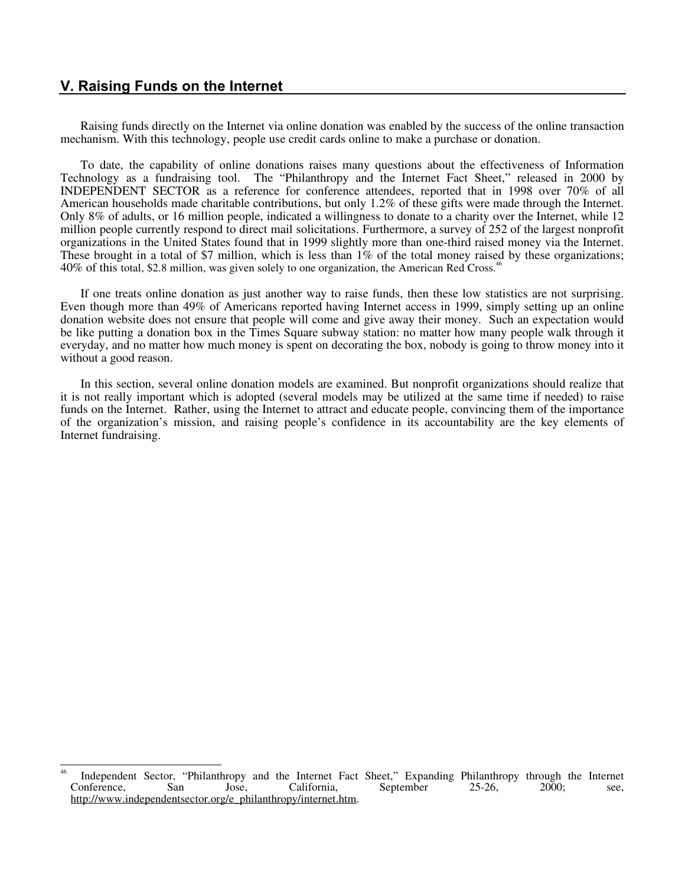## V. Raising Funds on the Internet

Raising funds directly on the Internet via online donation was enabled by the success of the online transaction mechanism. With this technology, people use credit cards online to make a purchase or donation.

To date, the capability of online donations raises many questions about the effectiveness of Information Technology as a fundraising tool. The "Philanthropy and the Internet Fact Sheet," released in 2000 by INDEPENDENT SECTOR as a reference for conference attendees, reported that in 1998 over 70% of all American households made charitable contributions, but only 1.2% of these gifts were made through the Internet. Only 8% of adults, or 16 million people, indicated a willingness to donate to a charity over the Internet, while 12 million people currently respond to direct mail solicitations. Furthermore, a survey of 252 of the largest nonprofit organizations in the United States found that in 1999 slightly more than one-third raised money via the Internet. These brought in a total of $7 million, which is less than 1% of the total money raised by these organizations; 40% of this total, $2.8 million, was given solely to one organization, the American Red Cross.[46]

If one treats online donation as just another way to raise funds, then these low statistics are not surprising. Even though more than 49% of Americans reported having Internet access in 1999, simply setting up an online donation website does not ensure that people will come and give away their money. Such an expectation would be like putting a donation box in the Times Square subway station: no matter how many people walk through it everyday, and no matter how much money is spent on decorating the box, nobody is going to throw money into it without a good reason.

In this section, several online donation models are examined. But nonprofit organizations should realize that it is not really important which is adopted (several models may be utilized at the same time if needed) to raise funds on the Internet. Rather, using the Internet to attract and educate people, convincing them of the importance of the organization's mission, and raising people's confidence in its accountability are the key elements of Internet fundraising.

---

[46] Independent Sector, "Philanthropy and the Internet Fact Sheet," Expanding Philanthropy through the Internet Conference, San Jose, California, September 25-26, 2000; see, http://www.independentsector.org/e_philanthropy/internet.htm.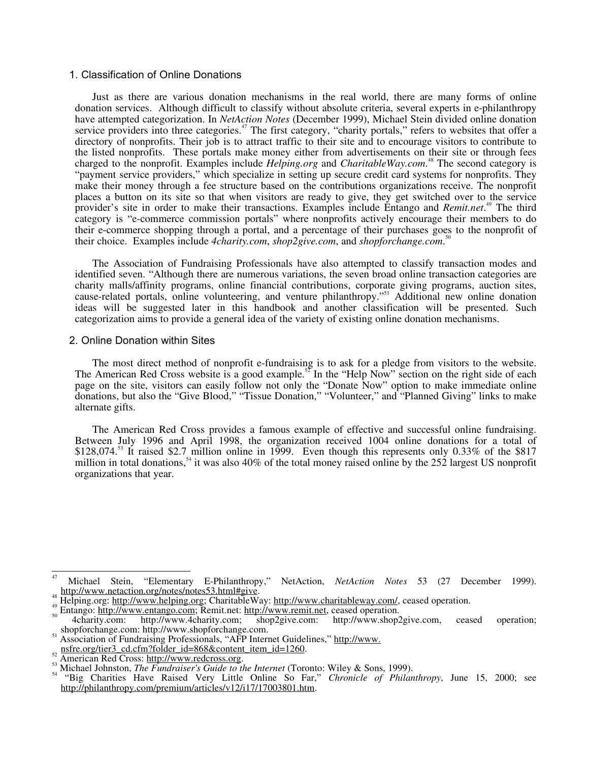## 1. Classification of Online Donations

Just as there are various donation mechanisms in the real world, there are many forms of online donation services. Although difficult to classify without absolute criteria, several experts in e-philanthropy have attempted categorization. In *NetAction Notes* (December 1999), Michael Stein divided online donation service providers into three categories.[47] The first category, "charity portals," refers to websites that offer a directory of nonprofits. Their job is to attract traffic to their site and to encourage visitors to contribute to the listed nonprofits. These portals make money either from advertisements on their site or through fees charged to the nonprofit. Examples include *Helping.org* and *CharitableWay.com*.[48] The second category is "payment service providers," which specialize in setting up secure credit card systems for nonprofits. They make their money through a fee structure based on the contributions organizations receive. The nonprofit places a button on its site so that when visitors are ready to give, they get switched over to the service provider's site in order to make their transactions. Examples include Entango and *Remit.net*.[49] The third category is "e-commerce commission portals" where nonprofits actively encourage their members to do their e-commerce shopping through a portal, and a percentage of their purchases goes to the nonprofit of their choice. Examples include *4charity.com*, *shop2give.com*, and *shopforchange.com*.[50]

The Association of Fundraising Professionals have also attempted to classify transaction modes and identified seven. "Although there are numerous variations, the seven broad online transaction categories are charity malls/affinity programs, online financial contributions, corporate giving programs, auction sites, cause-related portals, online volunteering, and venture philanthropy."[51] Additional new online donation ideas will be suggested later in this handbook and another classification will be presented. Such categorization aims to provide a general idea of the variety of existing online donation mechanisms.

## 2. Online Donation within Sites

The most direct method of nonprofit e-fundraising is to ask for a pledge from visitors to the website. The American Red Cross website is a good example.[52] In the "Help Now" section on the right side of each page on the site, visitors can easily follow not only the "Donate Now" option to make immediate online donations, but also the "Give Blood," "Tissue Donation," "Volunteer," and "Planned Giving" links to make alternate gifts.

The American Red Cross provides a famous example of effective and successful online fundraising. Between July 1996 and April 1998, the organization received 1004 online donations for a total of $128,074.[53] It raised $2.7 million online in 1999. Even though this represents only 0.33% of the $817 million in total donations,[54] it was also 40% of the total money raised online by the 252 largest US nonprofit organizations that year.

---

[47] Michael Stein, "Elementary E-Philanthropy," NetAction, *NetAction Notes* 53 (27 December 1999). http://www.netaction.org/notes/notes53.html#give.

[48] Helping.org: http://www.helping.org; CharitableWay: http://www.charitableway.com/, ceased operation.

[49] Entango: http://www.entango.com; Remit.net: http://www.remit.net, ceased operation.

[50] 4charity.com: http://www.4charity.com; shop2give.com: http://www.shop2give.com, ceased operation; shopforchange.com: http://www.shopforchange.com.

[51] Association of Fundraising Professionals, "AFP Internet Guidelines," http://www.nsfre.org/tier3_cd.cfm?folder_id=868&content_item_id=1260.

[52] American Red Cross: http://www.redcross.org.

[53] Michael Johnston, *The Fundraiser's Guide to the Internet* (Toronto: Wiley & Sons, 1999).

[54] "Big Charities Have Raised Very Little Online So Far," *Chronicle of Philanthropy*, June 15, 2000; see http://philanthropy.com/premium/articles/v12/i17/17003801.htm.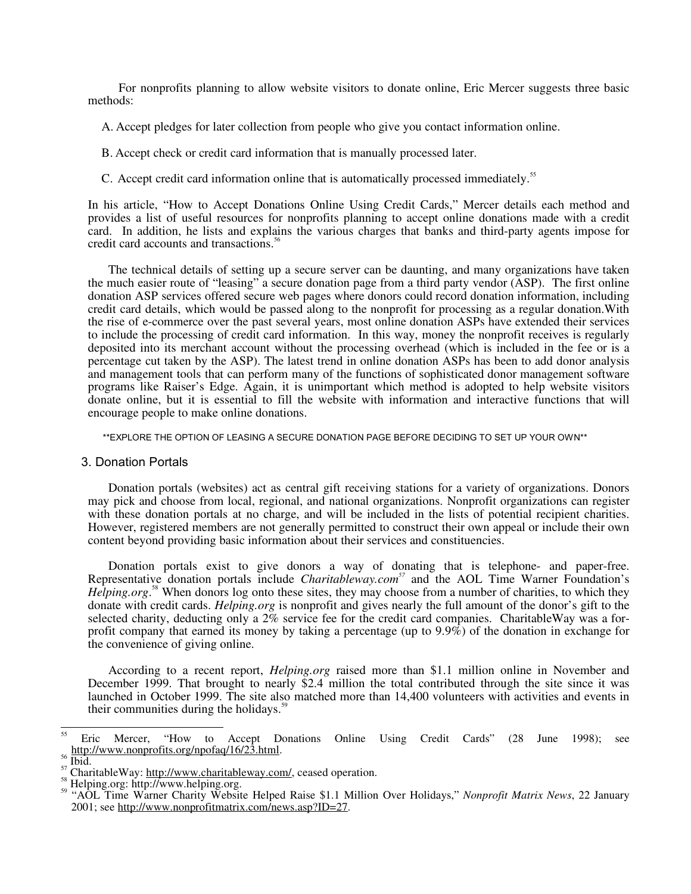For nonprofits planning to allow website visitors to donate online, Eric Mercer suggests three basic methods:

A. Accept pledges for later collection from people who give you contact information online.

B. Accept check or credit card information that is manually processed later.

C. Accept credit card information online that is automatically processed immediately.[55]

In his article, "How to Accept Donations Online Using Credit Cards," Mercer details each method and provides a list of useful resources for nonprofits planning to accept online donations made with a credit card. In addition, he lists and explains the various charges that banks and third-party agents impose for credit card accounts and transactions.[56]

The technical details of setting up a secure server can be daunting, and many organizations have taken the much easier route of "leasing" a secure donation page from a third party vendor (ASP). The first online donation ASP services offered secure web pages where donors could record donation information, including credit card details, which would be passed along to the nonprofit for processing as a regular donation.With the rise of e-commerce over the past several years, most online donation ASPs have extended their services to include the processing of credit card information. In this way, money the nonprofit receives is regularly deposited into its merchant account without the processing overhead (which is included in the fee or is a percentage cut taken by the ASP). The latest trend in online donation ASPs has been to add donor analysis and management tools that can perform many of the functions of sophisticated donor management software programs like Raiser's Edge. Again, it is unimportant which method is adopted to help website visitors donate online, but it is essential to fill the website with information and interactive functions that will encourage people to make online donations.

**EXPLORE THE OPTION OF LEASING A SECURE DONATION PAGE BEFORE DECIDING TO SET UP YOUR OWN**

### 3. Donation Portals

Donation portals (websites) act as central gift receiving stations for a variety of organizations. Donors may pick and choose from local, regional, and national organizations. Nonprofit organizations can register with these donation portals at no charge, and will be included in the lists of potential recipient charities. However, registered members are not generally permitted to construct their own appeal or include their own content beyond providing basic information about their services and constituencies.

Donation portals exist to give donors a way of donating that is telephone- and paper-free. Representative donation portals include *Charitableway.com*[57] and the AOL Time Warner Foundation's *Helping.org*.[58] When donors log onto these sites, they may choose from a number of charities, to which they donate with credit cards. *Helping.org* is nonprofit and gives nearly the full amount of the donor's gift to the selected charity, deducting only a 2% service fee for the credit card companies. CharitableWay was a for-profit company that earned its money by taking a percentage (up to 9.9%) of the donation in exchange for the convenience of giving online.

According to a recent report, *Helping.org* raised more than $1.1 million online in November and December 1999. That brought to nearly $2.4 million the total contributed through the site since it was launched in October 1999. The site also matched more than 14,400 volunteers with activities and events in their communities during the holidays.[59]

---

[55] Eric Mercer, "How to Accept Donations Online Using Credit Cards" (28 June 1998); see http://www.nonprofits.org/npofaq/16/23.html.

[56] Ibid.

[57] CharitableWay: http://www.charitableway.com/, ceased operation.

[58] Helping.org: http://www.helping.org.

[59] "AOL Time Warner Charity Website Helped Raise $1.1 Million Over Holidays," *Nonprofit Matrix News*, 22 January 2001; see http://www.nonprofitmatrix.com/news.asp?ID=27.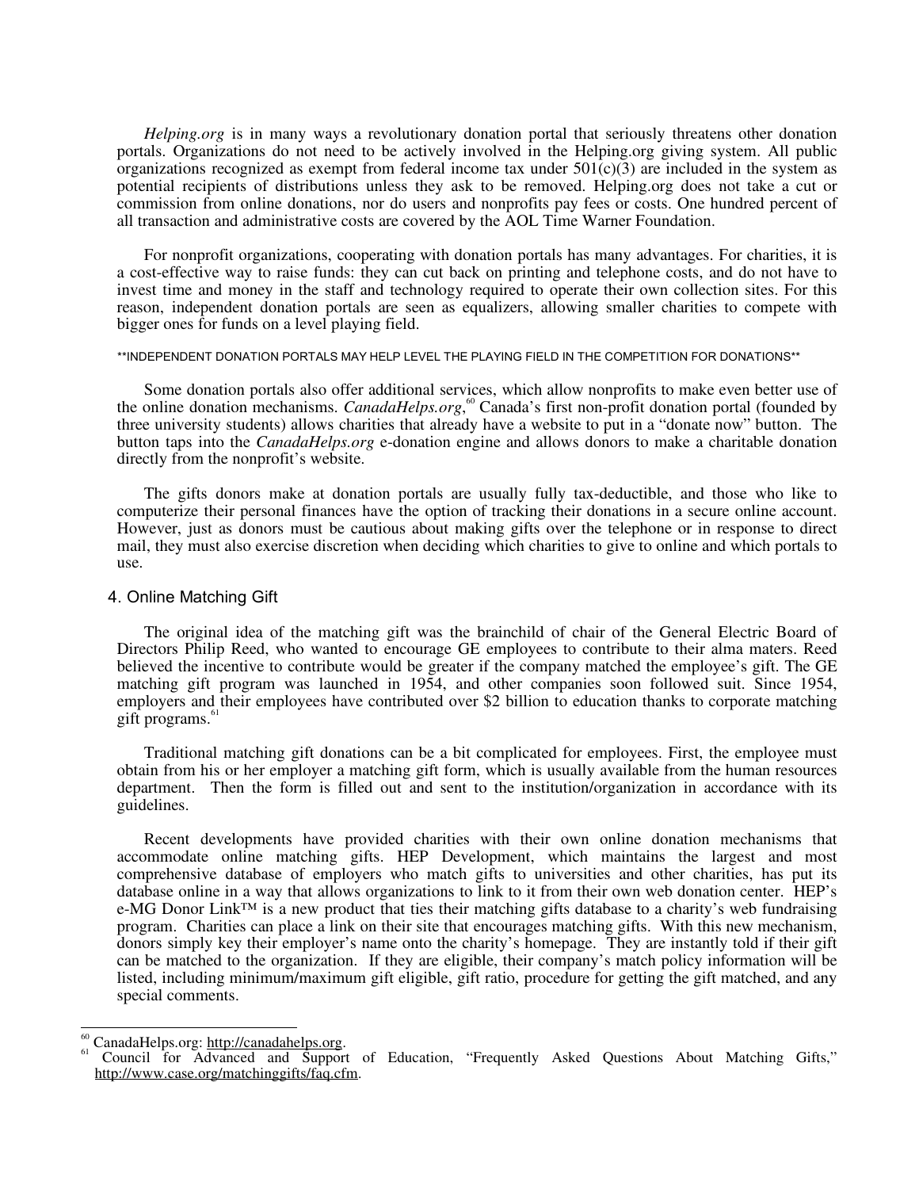*Helping.org* is in many ways a revolutionary donation portal that seriously threatens other donation portals. Organizations do not need to be actively involved in the Helping.org giving system. All public organizations recognized as exempt from federal income tax under 501(c)(3) are included in the system as potential recipients of distributions unless they ask to be removed. Helping.org does not take a cut or commission from online donations, nor do users and nonprofits pay fees or costs. One hundred percent of all transaction and administrative costs are covered by the AOL Time Warner Foundation.

For nonprofit organizations, cooperating with donation portals has many advantages. For charities, it is a cost-effective way to raise funds: they can cut back on printing and telephone costs, and do not have to invest time and money in the staff and technology required to operate their own collection sites. For this reason, independent donation portals are seen as equalizers, allowing smaller charities to compete with bigger ones for funds on a level playing field.

**INDEPENDENT DONATION PORTALS MAY HELP LEVEL THE PLAYING FIELD IN THE COMPETITION FOR DONATIONS**

Some donation portals also offer additional services, which allow nonprofits to make even better use of the online donation mechanisms. *CanadaHelps.org*,[60] Canada's first non-profit donation portal (founded by three university students) allows charities that already have a website to put in a "donate now" button. The button taps into the *CanadaHelps.org* e-donation engine and allows donors to make a charitable donation directly from the nonprofit's website.

The gifts donors make at donation portals are usually fully tax-deductible, and those who like to computerize their personal finances have the option of tracking their donations in a secure online account. However, just as donors must be cautious about making gifts over the telephone or in response to direct mail, they must also exercise discretion when deciding which charities to give to online and which portals to use.

### 4. Online Matching Gift

The original idea of the matching gift was the brainchild of chair of the General Electric Board of Directors Philip Reed, who wanted to encourage GE employees to contribute to their alma maters. Reed believed the incentive to contribute would be greater if the company matched the employee's gift. The GE matching gift program was launched in 1954, and other companies soon followed suit. Since 1954, employers and their employees have contributed over $2 billion to education thanks to corporate matching gift programs.[61]

Traditional matching gift donations can be a bit complicated for employees. First, the employee must obtain from his or her employer a matching gift form, which is usually available from the human resources department. Then the form is filled out and sent to the institution/organization in accordance with its guidelines.

Recent developments have provided charities with their own online donation mechanisms that accommodate online matching gifts. HEP Development, which maintains the largest and most comprehensive database of employers who match gifts to universities and other charities, has put its database online in a way that allows organizations to link to it from their own web donation center. HEP's e-MG Donor Link™ is a new product that ties their matching gifts database to a charity's web fundraising program. Charities can place a link on their site that encourages matching gifts. With this new mechanism, donors simply key their employer's name onto the charity's homepage. They are instantly told if their gift can be matched to the organization. If they are eligible, their company's match policy information will be listed, including minimum/maximum gift eligible, gift ratio, procedure for getting the gift matched, and any special comments.

---

[60] CanadaHelps.org: http://canadahelps.org.

[61] Council for Advanced and Support of Education, "Frequently Asked Questions About Matching Gifts," http://www.case.org/matchinggifts/faq.cfm.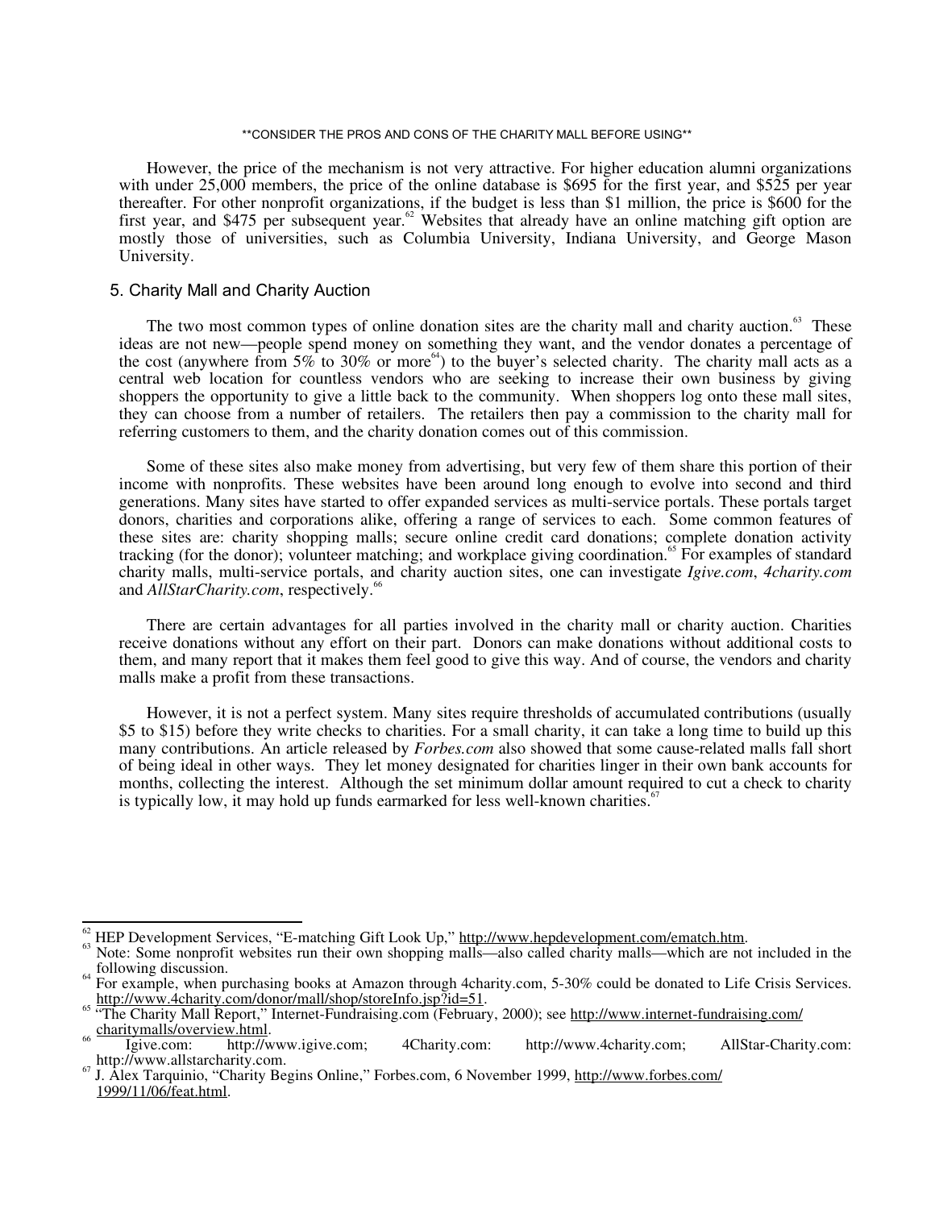However, the price of the mechanism is not very attractive. For higher education alumni organizations with under 25,000 members, the price of the online database is $695 for the first year, and $525 per year thereafter. For other nonprofit organizations, if the budget is less than $1 million, the price is $600 for the first year, and $475 per subsequent year.[62] Websites that already have an online matching gift option are mostly those of universities, such as Columbia University, Indiana University, and George Mason University.

## 5. Charity Mall and Charity Auction

The two most common types of online donation sites are the charity mall and charity auction.[63] These ideas are not new—people spend money on something they want, and the vendor donates a percentage of the cost (anywhere from 5% to 30% or more[64]) to the buyer's selected charity. The charity mall acts as a central web location for countless vendors who are seeking to increase their own business by giving shoppers the opportunity to give a little back to the community. When shoppers log onto these mall sites, they can choose from a number of retailers. The retailers then pay a commission to the charity mall for referring customers to them, and the charity donation comes out of this commission.

Some of these sites also make money from advertising, but very few of them share this portion of their income with nonprofits. These websites have been around long enough to evolve into second and third generations. Many sites have started to offer expanded services as multi-service portals. These portals target donors, charities and corporations alike, offering a range of services to each. Some common features of these sites are: charity shopping malls; secure online credit card donations; complete donation activity tracking (for the donor); volunteer matching; and workplace giving coordination.[65] For examples of standard charity malls, multi-service portals, and charity auction sites, one can investigate *Igive.com*, *4charity.com* and *AllStarCharity.com*, respectively.[66]

There are certain advantages for all parties involved in the charity mall or charity auction. Charities receive donations without any effort on their part. Donors can make donations without additional costs to them, and many report that it makes them feel good to give this way. And of course, the vendors and charity malls make a profit from these transactions.

However, it is not a perfect system. Many sites require thresholds of accumulated contributions (usually $5 to $15) before they write checks to charities. For a small charity, it can take a long time to build up this many contributions. An article released by *Forbes.com* also showed that some cause-related malls fall short of being ideal in other ways. They let money designated for charities linger in their own bank accounts for months, collecting the interest. Although the set minimum dollar amount required to cut a check to charity is typically low, it may hold up funds earmarked for less well-known charities.[67]

---

[62] HEP Development Services, "E-matching Gift Look Up," http://www.hepdevelopment.com/ematch.htm.

[63] Note: Some nonprofit websites run their own shopping malls—also called charity malls—which are not included in the following discussion.

[64] For example, when purchasing books at Amazon through 4charity.com, 5-30% could be donated to Life Crisis Services. http://www.4charity.com/donor/mall/shop/storeInfo.jsp?id=51.

[65] "The Charity Mall Report," Internet-Fundraising.com (February, 2000); see http://www.internet-fundraising.com/charitymalls/overview.html.

[66] Igive.com: http://www.igive.com; 4Charity.com: http://www.4charity.com; AllStar-Charity.com: http://www.allstarcharity.com.

[67] J. Alex Tarquinio, "Charity Begins Online," Forbes.com, 6 November 1999, http://www.forbes.com/1999/11/06/feat.html.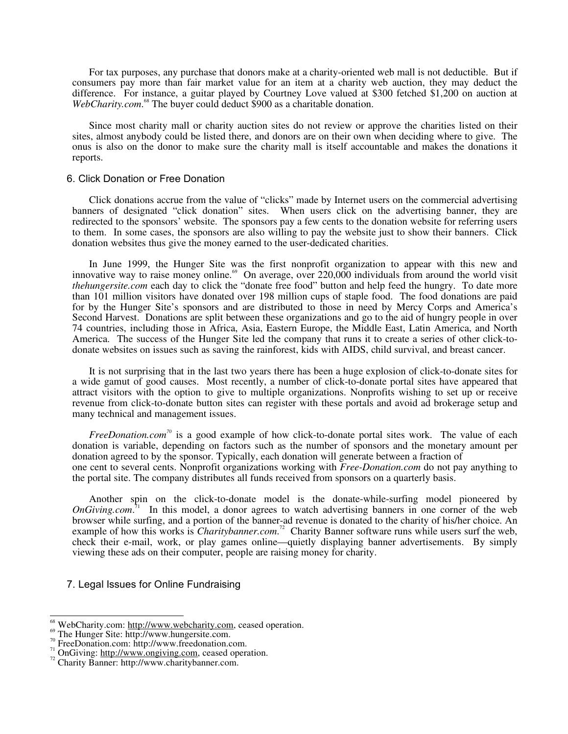For tax purposes, any purchase that donors make at a charity-oriented web mall is not deductible. But if consumers pay more than fair market value for an item at a charity web auction, they may deduct the difference. For instance, a guitar played by Courtney Love valued at $300 fetched $1,200 on auction at *WebCharity.com*.[68] The buyer could deduct $900 as a charitable donation.

Since most charity mall or charity auction sites do not review or approve the charities listed on their sites, almost anybody could be listed there, and donors are on their own when deciding where to give. The onus is also on the donor to make sure the charity mall is itself accountable and makes the donations it reports.

### 6. Click Donation or Free Donation

Click donations accrue from the value of "clicks" made by Internet users on the commercial advertising banners of designated "click donation" sites. When users click on the advertising banner, they are redirected to the sponsors' website. The sponsors pay a few cents to the donation website for referring users to them. In some cases, the sponsors are also willing to pay the website just to show their banners. Click donation websites thus give the money earned to the user-dedicated charities.

In June 1999, the Hunger Site was the first nonprofit organization to appear with this new and innovative way to raise money online.[69] On average, over 220,000 individuals from around the world visit *thehungersite.com* each day to click the "donate free food" button and help feed the hungry. To date more than 101 million visitors have donated over 198 million cups of staple food. The food donations are paid for by the Hunger Site's sponsors and are distributed to those in need by Mercy Corps and America's Second Harvest. Donations are split between these organizations and go to the aid of hungry people in over 74 countries, including those in Africa, Asia, Eastern Europe, the Middle East, Latin America, and North America. The success of the Hunger Site led the company that runs it to create a series of other click-to-donate websites on issues such as saving the rainforest, kids with AIDS, child survival, and breast cancer.

It is not surprising that in the last two years there has been a huge explosion of click-to-donate sites for a wide gamut of good causes. Most recently, a number of click-to-donate portal sites have appeared that attract visitors with the option to give to multiple organizations. Nonprofits wishing to set up or receive revenue from click-to-donate button sites can register with these portals and avoid ad brokerage setup and many technical and management issues.

*FreeDonation.com*[70] is a good example of how click-to-donate portal sites work. The value of each donation is variable, depending on factors such as the number of sponsors and the monetary amount per donation agreed to by the sponsor. Typically, each donation will generate between a fraction of one cent to several cents. Nonprofit organizations working with *Free-Donation.com* do not pay anything to the portal site. The company distributes all funds received from sponsors on a quarterly basis.

Another spin on the click-to-donate model is the donate-while-surfing model pioneered by *OnGiving.com*.[71] In this model, a donor agrees to watch advertising banners in one corner of the web browser while surfing, and a portion of the banner-ad revenue is donated to the charity of his/her choice. An example of how this works is *Charitybanner.com*.[72] Charity Banner software runs while users surf the web, check their e-mail, work, or play games online—quietly displaying banner advertisements. By simply viewing these ads on their computer, people are raising money for charity.

### 7. Legal Issues for Online Fundraising

---

[68] WebCharity.com: http://www.webcharity.com, ceased operation.
[69] The Hunger Site: http://www.hungersite.com.
[70] FreeDonation.com: http://www.freedonation.com.
[71] OnGiving: http://www.ongiving.com, ceased operation.
[72] Charity Banner: http://www.charitybanner.com.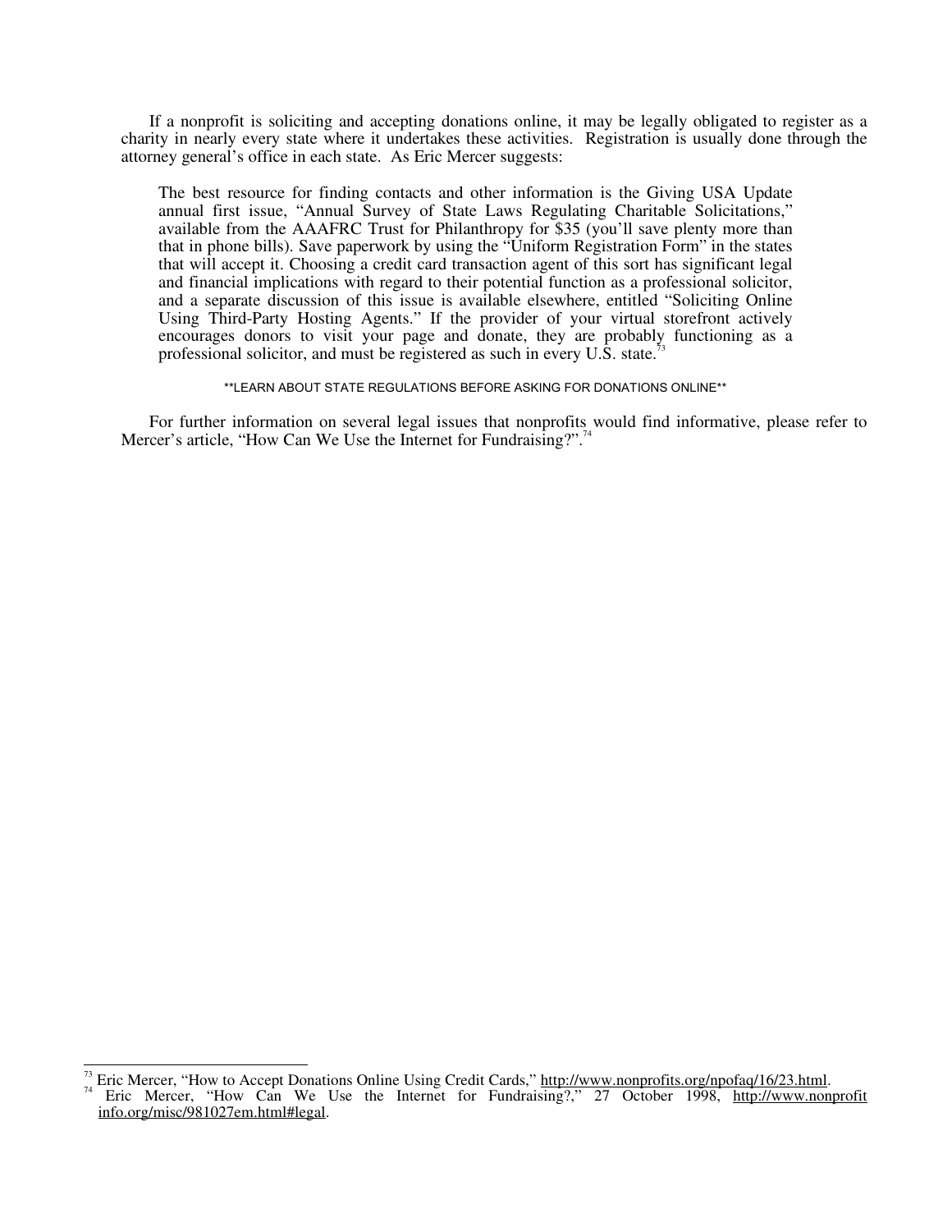If a nonprofit is soliciting and accepting donations online, it may be legally obligated to register as a charity in nearly every state where it undertakes these activities. Registration is usually done through the attorney general's office in each state. As Eric Mercer suggests:

> The best resource for finding contacts and other information is the Giving USA Update annual first issue, "Annual Survey of State Laws Regulating Charitable Solicitations," available from the AAAFRC Trust for Philanthropy for $35 (you'll save plenty more than that in phone bills). Save paperwork by using the "Uniform Registration Form" in the states that will accept it. Choosing a credit card transaction agent of this sort has significant legal and financial implications with regard to their potential function as a professional solicitor, and a separate discussion of this issue is available elsewhere, entitled "Soliciting Online Using Third-Party Hosting Agents." If the provider of your virtual storefront actively encourages donors to visit your page and donate, they are probably functioning as a professional solicitor, and must be registered as such in every U.S. state.[73]

**LEARN ABOUT STATE REGULATIONS BEFORE ASKING FOR DONATIONS ONLINE**

For further information on several legal issues that nonprofits would find informative, please refer to Mercer's article, "How Can We Use the Internet for Fundraising?".[74]

---

[73] Eric Mercer, "How to Accept Donations Online Using Credit Cards," http://www.nonprofits.org/npofaq/16/23.html.

[74] Eric Mercer, "How Can We Use the Internet for Fundraising?," 27 October 1998, http://www.nonprofitinfo.org/misc/981027em.html#legal.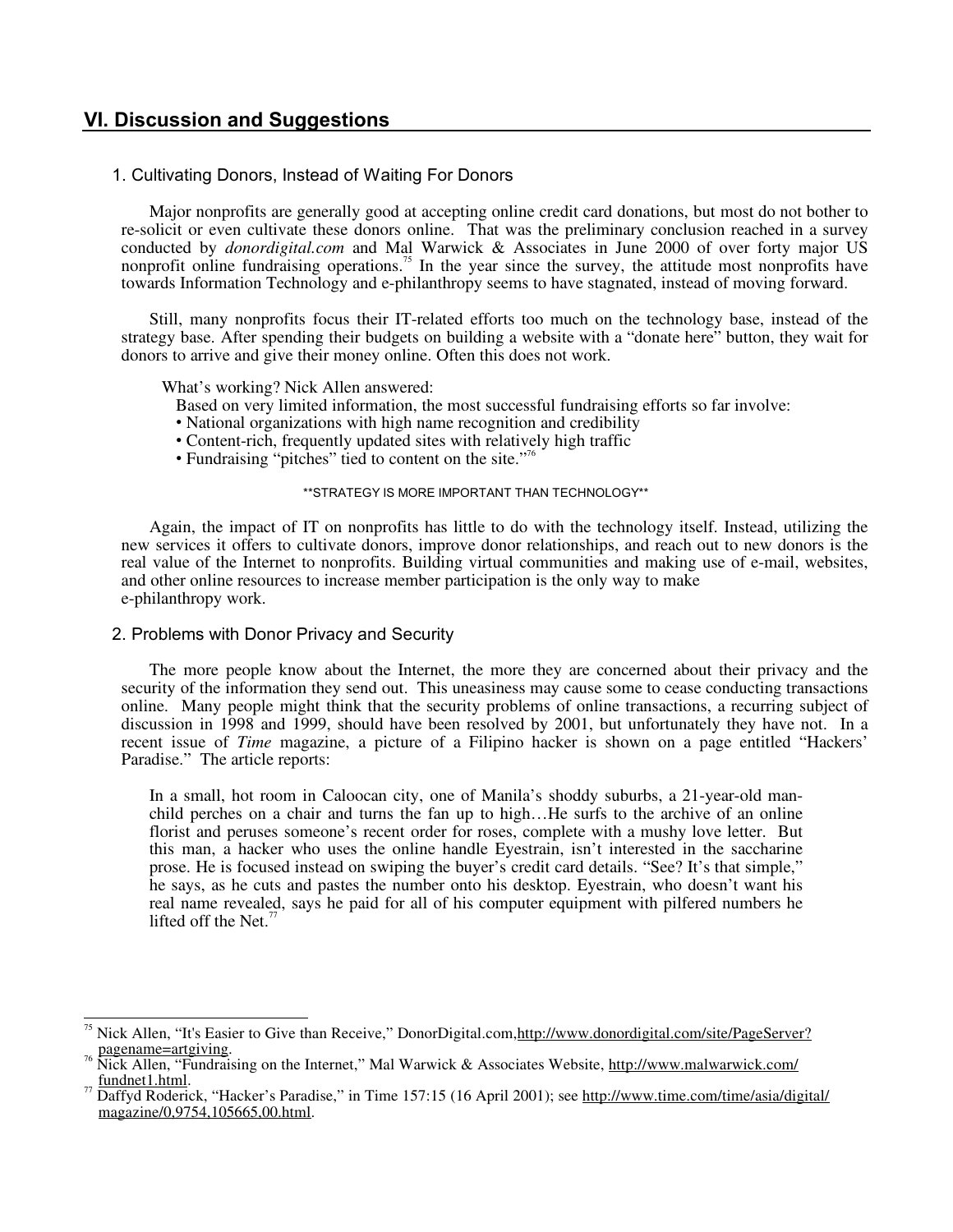## VI. Discussion and Suggestions

### 1. Cultivating Donors, Instead of Waiting For Donors

Major nonprofits are generally good at accepting online credit card donations, but most do not bother to re-solicit or even cultivate these donors online. That was the preliminary conclusion reached in a survey conducted by *donordigital.com* and Mal Warwick & Associates in June 2000 of over forty major US nonprofit online fundraising operations.[75] In the year since the survey, the attitude most nonprofits have towards Information Technology and e-philanthropy seems to have stagnated, instead of moving forward.

Still, many nonprofits focus their IT-related efforts too much on the technology base, instead of the strategy base. After spending their budgets on building a website with a "donate here" button, they wait for donors to arrive and give their money online. Often this does not work.

What's working? Nick Allen answered:

> Based on very limited information, the most successful fundraising efforts so far involve:
> - National organizations with high name recognition and credibility
> - Content-rich, frequently updated sites with relatively high traffic
> - Fundraising "pitches" tied to content on the site."[76]

\*\*STRATEGY IS MORE IMPORTANT THAN TECHNOLOGY\*\*

Again, the impact of IT on nonprofits has little to do with the technology itself. Instead, utilizing the new services it offers to cultivate donors, improve donor relationships, and reach out to new donors is the real value of the Internet to nonprofits. Building virtual communities and making use of e-mail, websites, and other online resources to increase member participation is the only way to make e-philanthropy work.

### 2. Problems with Donor Privacy and Security

The more people know about the Internet, the more they are concerned about their privacy and the security of the information they send out. This uneasiness may cause some to cease conducting transactions online. Many people might think that the security problems of online transactions, a recurring subject of discussion in 1998 and 1999, should have been resolved by 2001, but unfortunately they have not. In a recent issue of *Time* magazine, a picture of a Filipino hacker is shown on a page entitled "Hackers' Paradise." The article reports:

> In a small, hot room in Caloocan city, one of Manila's shoddy suburbs, a 21-year-old man-child perches on a chair and turns the fan up to high…He surfs to the archive of an online florist and peruses someone's recent order for roses, complete with a mushy love letter. But this man, a hacker who uses the online handle Eyestrain, isn't interested in the saccharine prose. He is focused instead on swiping the buyer's credit card details. "See? It's that simple," he says, as he cuts and pastes the number onto his desktop. Eyestrain, who doesn't want his real name revealed, says he paid for all of his computer equipment with pilfered numbers he lifted off the Net.[77]

---

[75] Nick Allen, "It's Easier to Give than Receive," DonorDigital.com, http://www.donordigital.com/site/PageServer?pagename=artgiving.

[76] Nick Allen, "Fundraising on the Internet," Mal Warwick & Associates Website, http://www.malwarwick.com/fundnet1.html.

[77] Daffyd Roderick, "Hacker's Paradise," in Time 157:15 (16 April 2001); see http://www.time.com/time/asia/digital/magazine/0,9754,105665,00.html.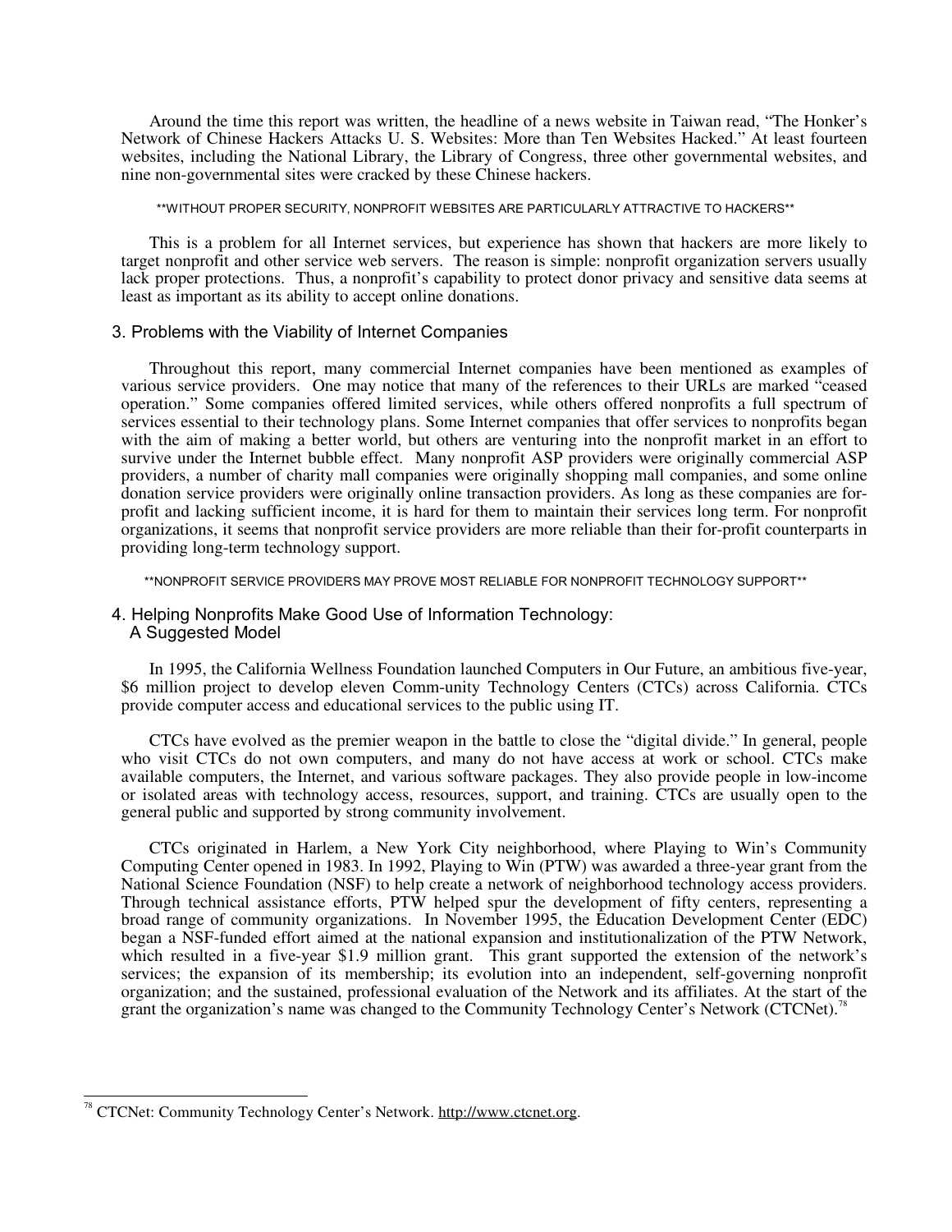Around the time this report was written, the headline of a news website in Taiwan read, "The Honker's Network of Chinese Hackers Attacks U. S. Websites: More than Ten Websites Hacked." At least fourteen websites, including the National Library, the Library of Congress, three other governmental websites, and nine non-governmental sites were cracked by these Chinese hackers.

**WITHOUT PROPER SECURITY, NONPROFIT WEBSITES ARE PARTICULARLY ATTRACTIVE TO HACKERS**

This is a problem for all Internet services, but experience has shown that hackers are more likely to target nonprofit and other service web servers. The reason is simple: nonprofit organization servers usually lack proper protections. Thus, a nonprofit's capability to protect donor privacy and sensitive data seems at least as important as its ability to accept online donations.

### 3. Problems with the Viability of Internet Companies

Throughout this report, many commercial Internet companies have been mentioned as examples of various service providers. One may notice that many of the references to their URLs are marked "ceased operation." Some companies offered limited services, while others offered nonprofits a full spectrum of services essential to their technology plans. Some Internet companies that offer services to nonprofits began with the aim of making a better world, but others are venturing into the nonprofit market in an effort to survive under the Internet bubble effect. Many nonprofit ASP providers were originally commercial ASP providers, a number of charity mall companies were originally shopping mall companies, and some online donation service providers were originally online transaction providers. As long as these companies are for-profit and lacking sufficient income, it is hard for them to maintain their services long term. For nonprofit organizations, it seems that nonprofit service providers are more reliable than their for-profit counterparts in providing long-term technology support.

**NONPROFIT SERVICE PROVIDERS MAY PROVE MOST RELIABLE FOR NONPROFIT TECHNOLOGY SUPPORT**

### 4. Helping Nonprofits Make Good Use of Information Technology: A Suggested Model

In 1995, the California Wellness Foundation launched Computers in Our Future, an ambitious five-year, $6 million project to develop eleven Comm-unity Technology Centers (CTCs) across California. CTCs provide computer access and educational services to the public using IT.

CTCs have evolved as the premier weapon in the battle to close the "digital divide." In general, people who visit CTCs do not own computers, and many do not have access at work or school. CTCs make available computers, the Internet, and various software packages. They also provide people in low-income or isolated areas with technology access, resources, support, and training. CTCs are usually open to the general public and supported by strong community involvement.

CTCs originated in Harlem, a New York City neighborhood, where Playing to Win's Community Computing Center opened in 1983. In 1992, Playing to Win (PTW) was awarded a three-year grant from the National Science Foundation (NSF) to help create a network of neighborhood technology access providers. Through technical assistance efforts, PTW helped spur the development of fifty centers, representing a broad range of community organizations. In November 1995, the Education Development Center (EDC) began a NSF-funded effort aimed at the national expansion and institutionalization of the PTW Network, which resulted in a five-year $1.9 million grant. This grant supported the extension of the network's services; the expansion of its membership; its evolution into an independent, self-governing nonprofit organization; and the sustained, professional evaluation of the Network and its affiliates. At the start of the grant the organization's name was changed to the Community Technology Center's Network (CTCNet).[78]

---

[78] CTCNet: Community Technology Center's Network. http://www.ctcnet.org.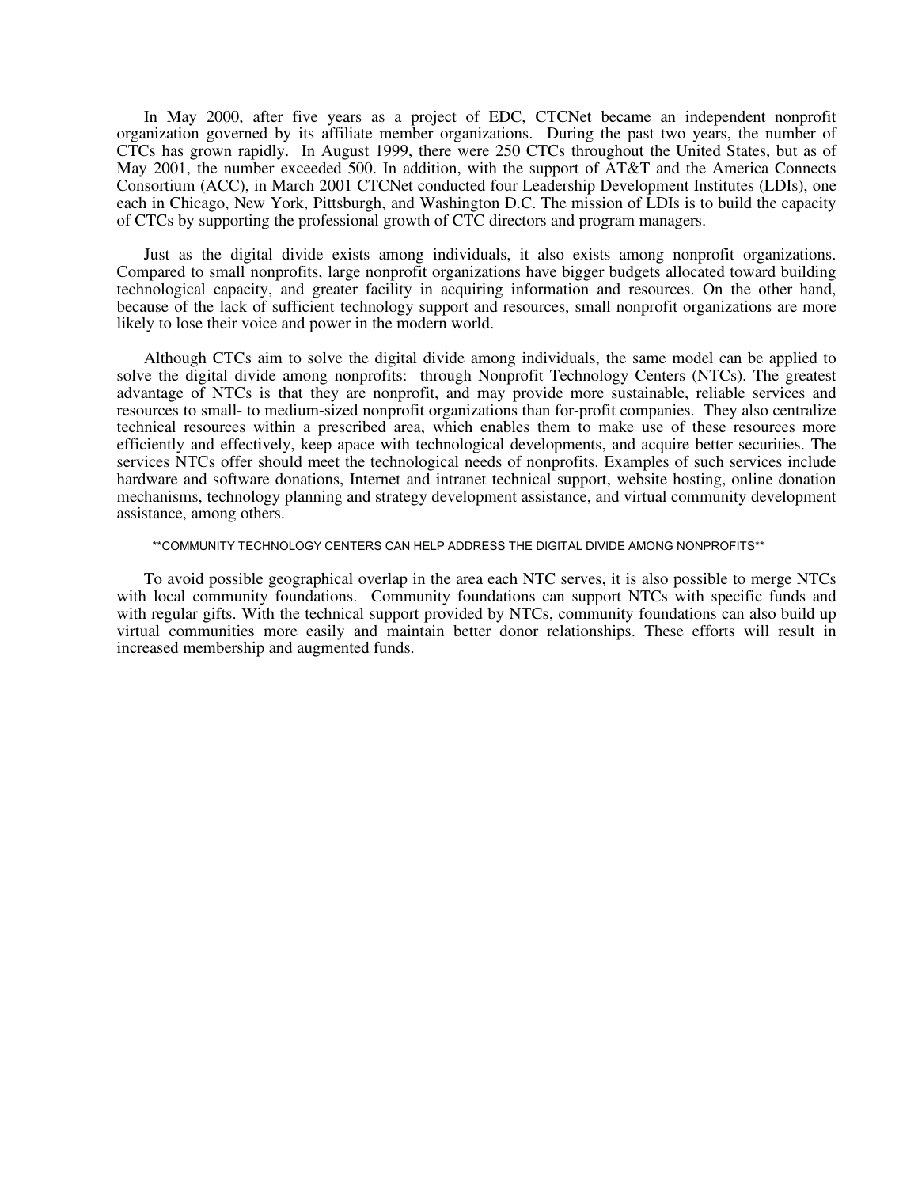In May 2000, after five years as a project of EDC, CTCNet became an independent nonprofit organization governed by its affiliate member organizations. During the past two years, the number of CTCs has grown rapidly. In August 1999, there were 250 CTCs throughout the United States, but as of May 2001, the number exceeded 500. In addition, with the support of AT&T and the America Connects Consortium (ACC), in March 2001 CTCNet conducted four Leadership Development Institutes (LDIs), one each in Chicago, New York, Pittsburgh, and Washington D.C. The mission of LDIs is to build the capacity of CTCs by supporting the professional growth of CTC directors and program managers.

Just as the digital divide exists among individuals, it also exists among nonprofit organizations. Compared to small nonprofits, large nonprofit organizations have bigger budgets allocated toward building technological capacity, and greater facility in acquiring information and resources. On the other hand, because of the lack of sufficient technology support and resources, small nonprofit organizations are more likely to lose their voice and power in the modern world.

Although CTCs aim to solve the digital divide among individuals, the same model can be applied to solve the digital divide among nonprofits: through Nonprofit Technology Centers (NTCs). The greatest advantage of NTCs is that they are nonprofit, and may provide more sustainable, reliable services and resources to small- to medium-sized nonprofit organizations than for-profit companies. They also centralize technical resources within a prescribed area, which enables them to make use of these resources more efficiently and effectively, keep apace with technological developments, and acquire better securities. The services NTCs offer should meet the technological needs of nonprofits. Examples of such services include hardware and software donations, Internet and intranet technical support, website hosting, online donation mechanisms, technology planning and strategy development assistance, and virtual community development assistance, among others.

**COMMUNITY TECHNOLOGY CENTERS CAN HELP ADDRESS THE DIGITAL DIVIDE AMONG NONPROFITS**

To avoid possible geographical overlap in the area each NTC serves, it is also possible to merge NTCs with local community foundations. Community foundations can support NTCs with specific funds and with regular gifts. With the technical support provided by NTCs, community foundations can also build up virtual communities more easily and maintain better donor relationships. These efforts will result in increased membership and augmented funds.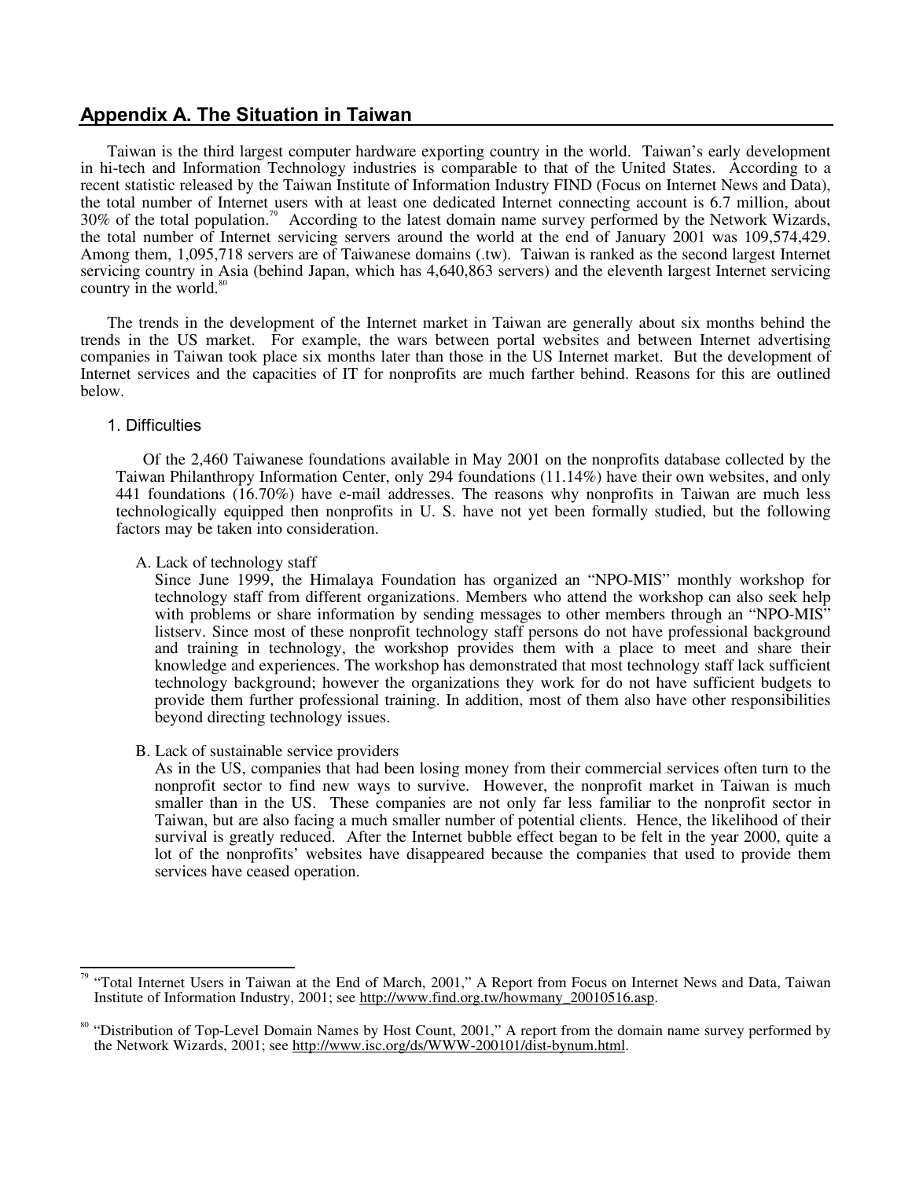## Appendix A. The Situation in Taiwan

Taiwan is the third largest computer hardware exporting country in the world. Taiwan's early development in hi-tech and Information Technology industries is comparable to that of the United States. According to a recent statistic released by the Taiwan Institute of Information Industry FIND (Focus on Internet News and Data), the total number of Internet users with at least one dedicated Internet connecting account is 6.7 million, about 30% of the total population.[79] According to the latest domain name survey performed by the Network Wizards, the total number of Internet servicing servers around the world at the end of January 2001 was 109,574,429. Among them, 1,095,718 servers are of Taiwanese domains (.tw). Taiwan is ranked as the second largest Internet servicing country in Asia (behind Japan, which has 4,640,863 servers) and the eleventh largest Internet servicing country in the world.[80]

The trends in the development of the Internet market in Taiwan are generally about six months behind the trends in the US market. For example, the wars between portal websites and between Internet advertising companies in Taiwan took place six months later than those in the US Internet market. But the development of Internet services and the capacities of IT for nonprofits are much farther behind. Reasons for this are outlined below.

### 1. Difficulties

Of the 2,460 Taiwanese foundations available in May 2001 on the nonprofits database collected by the Taiwan Philanthropy Information Center, only 294 foundations (11.14%) have their own websites, and only 441 foundations (16.70%) have e-mail addresses. The reasons why nonprofits in Taiwan are much less technologically equipped then nonprofits in U. S. have not yet been formally studied, but the following factors may be taken into consideration.

A. Lack of technology staff

Since June 1999, the Himalaya Foundation has organized an "NPO-MIS" monthly workshop for technology staff from different organizations. Members who attend the workshop can also seek help with problems or share information by sending messages to other members through an "NPO-MIS" listserv. Since most of these nonprofit technology staff persons do not have professional background and training in technology, the workshop provides them with a place to meet and share their knowledge and experiences. The workshop has demonstrated that most technology staff lack sufficient technology background; however the organizations they work for do not have sufficient budgets to provide them further professional training. In addition, most of them also have other responsibilities beyond directing technology issues.

B. Lack of sustainable service providers

As in the US, companies that had been losing money from their commercial services often turn to the nonprofit sector to find new ways to survive. However, the nonprofit market in Taiwan is much smaller than in the US. These companies are not only far less familiar to the nonprofit sector in Taiwan, but are also facing a much smaller number of potential clients. Hence, the likelihood of their survival is greatly reduced. After the Internet bubble effect began to be felt in the year 2000, quite a lot of the nonprofits' websites have disappeared because the companies that used to provide them services have ceased operation.

---

[79] "Total Internet Users in Taiwan at the End of March, 2001," A Report from Focus on Internet News and Data, Taiwan Institute of Information Industry, 2001; see http://www.find.org.tw/howmany_20010516.asp.

[80] "Distribution of Top-Level Domain Names by Host Count, 2001," A report from the domain name survey performed by the Network Wizards, 2001; see http://www.isc.org/ds/WWW-200101/dist-bynum.html.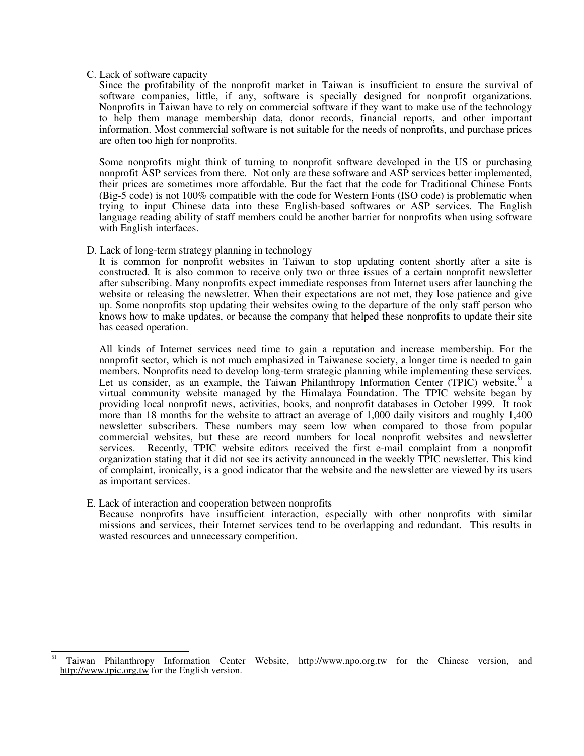C. Lack of software capacity

Since the profitability of the nonprofit market in Taiwan is insufficient to ensure the survival of software companies, little, if any, software is specially designed for nonprofit organizations. Nonprofits in Taiwan have to rely on commercial software if they want to make use of the technology to help them manage membership data, donor records, financial reports, and other important information. Most commercial software is not suitable for the needs of nonprofits, and purchase prices are often too high for nonprofits.

Some nonprofits might think of turning to nonprofit software developed in the US or purchasing nonprofit ASP services from there. Not only are these software and ASP services better implemented, their prices are sometimes more affordable. But the fact that the code for Traditional Chinese Fonts (Big-5 code) is not 100% compatible with the code for Western Fonts (ISO code) is problematic when trying to input Chinese data into these English-based softwares or ASP services. The English language reading ability of staff members could be another barrier for nonprofits when using software with English interfaces.

D. Lack of long-term strategy planning in technology

It is common for nonprofit websites in Taiwan to stop updating content shortly after a site is constructed. It is also common to receive only two or three issues of a certain nonprofit newsletter after subscribing. Many nonprofits expect immediate responses from Internet users after launching the website or releasing the newsletter. When their expectations are not met, they lose patience and give up. Some nonprofits stop updating their websites owing to the departure of the only staff person who knows how to make updates, or because the company that helped these nonprofits to update their site has ceased operation.

All kinds of Internet services need time to gain a reputation and increase membership. For the nonprofit sector, which is not much emphasized in Taiwanese society, a longer time is needed to gain members. Nonprofits need to develop long-term strategic planning while implementing these services. Let us consider, as an example, the Taiwan Philanthropy Information Center (TPIC) website,[81] a virtual community website managed by the Himalaya Foundation. The TPIC website began by providing local nonprofit news, activities, books, and nonprofit databases in October 1999. It took more than 18 months for the website to attract an average of 1,000 daily visitors and roughly 1,400 newsletter subscribers. These numbers may seem low when compared to those from popular commercial websites, but these are record numbers for local nonprofit websites and newsletter services. Recently, TPIC website editors received the first e-mail complaint from a nonprofit organization stating that it did not see its activity announced in the weekly TPIC newsletter. This kind of complaint, ironically, is a good indicator that the website and the newsletter are viewed by its users as important services.

E. Lack of interaction and cooperation between nonprofits

Because nonprofits have insufficient interaction, especially with other nonprofits with similar missions and services, their Internet services tend to be overlapping and redundant. This results in wasted resources and unnecessary competition.

---

[81] Taiwan Philanthropy Information Center Website, http://www.npo.org.tw for the Chinese version, and http://www.tpic.org.tw for the English version.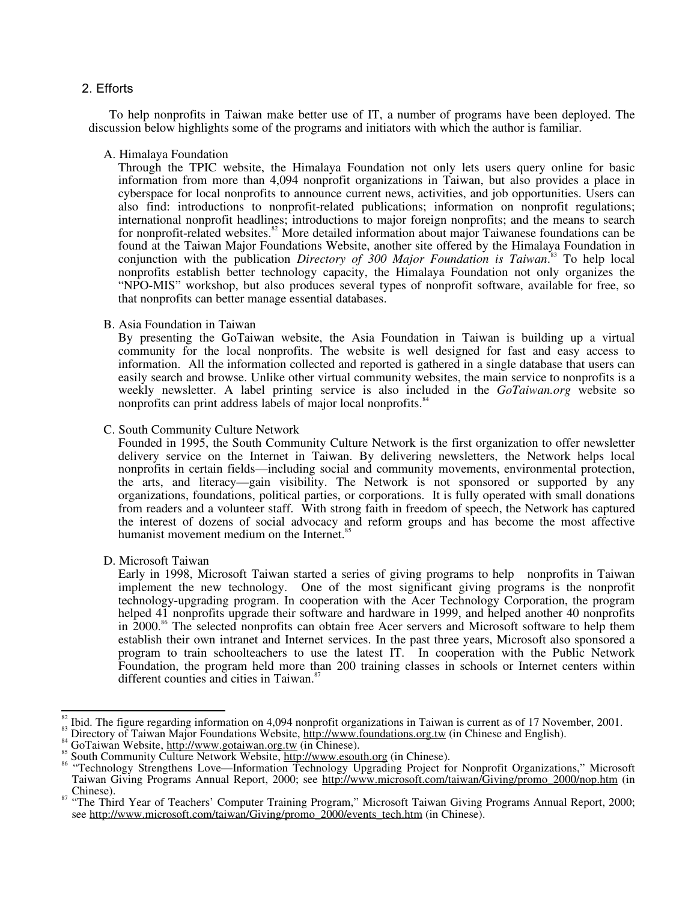## 2. Efforts

To help nonprofits in Taiwan make better use of IT, a number of programs have been deployed. The discussion below highlights some of the programs and initiators with which the author is familiar.

A. Himalaya Foundation

Through the TPIC website, the Himalaya Foundation not only lets users query online for basic information from more than 4,094 nonprofit organizations in Taiwan, but also provides a place in cyberspace for local nonprofits to announce current news, activities, and job opportunities. Users can also find: introductions to nonprofit-related publications; information on nonprofit regulations; international nonprofit headlines; introductions to major foreign nonprofits; and the means to search for nonprofit-related websites.[82] More detailed information about major Taiwanese foundations can be found at the Taiwan Major Foundations Website, another site offered by the Himalaya Foundation in conjunction with the publication *Directory of 300 Major Foundation is Taiwan*.[83] To help local nonprofits establish better technology capacity, the Himalaya Foundation not only organizes the "NPO-MIS" workshop, but also produces several types of nonprofit software, available for free, so that nonprofits can better manage essential databases.

B. Asia Foundation in Taiwan

By presenting the GoTaiwan website, the Asia Foundation in Taiwan is building up a virtual community for the local nonprofits. The website is well designed for fast and easy access to information. All the information collected and reported is gathered in a single database that users can easily search and browse. Unlike other virtual community websites, the main service to nonprofits is a weekly newsletter. A label printing service is also included in the *GoTaiwan.org* website so nonprofits can print address labels of major local nonprofits.[84]

C. South Community Culture Network

Founded in 1995, the South Community Culture Network is the first organization to offer newsletter delivery service on the Internet in Taiwan. By delivering newsletters, the Network helps local nonprofits in certain fields—including social and community movements, environmental protection, the arts, and literacy—gain visibility. The Network is not sponsored or supported by any organizations, foundations, political parties, or corporations. It is fully operated with small donations from readers and a volunteer staff. With strong faith in freedom of speech, the Network has captured the interest of dozens of social advocacy and reform groups and has become the most affective humanist movement medium on the Internet.[85]

D. Microsoft Taiwan

Early in 1998, Microsoft Taiwan started a series of giving programs to help nonprofits in Taiwan implement the new technology. One of the most significant giving programs is the nonprofit technology-upgrading program. In cooperation with the Acer Technology Corporation, the program helped 41 nonprofits upgrade their software and hardware in 1999, and helped another 40 nonprofits in 2000.[86] The selected nonprofits can obtain free Acer servers and Microsoft software to help them establish their own intranet and Internet services. In the past three years, Microsoft also sponsored a program to train schoolteachers to use the latest IT. In cooperation with the Public Network Foundation, the program held more than 200 training classes in schools or Internet centers within different counties and cities in Taiwan.[87]

---

[82] Ibid. The figure regarding information on 4,094 nonprofit organizations in Taiwan is current as of 17 November, 2001.
[83] Directory of Taiwan Major Foundations Website, http://www.foundations.org.tw (in Chinese and English).
[84] GoTaiwan Website, http://www.gotaiwan.org.tw (in Chinese).
[85] South Community Culture Network Website, http://www.esouth.org (in Chinese).
[86] "Technology Strengthens Love—Information Technology Upgrading Project for Nonprofit Organizations," Microsoft Taiwan Giving Programs Annual Report, 2000; see http://www.microsoft.com/taiwan/Giving/promo_2000/nop.htm (in Chinese).
[87] "The Third Year of Teachers' Computer Training Program," Microsoft Taiwan Giving Programs Annual Report, 2000; see http://www.microsoft.com/taiwan/Giving/promo_2000/events_tech.htm (in Chinese).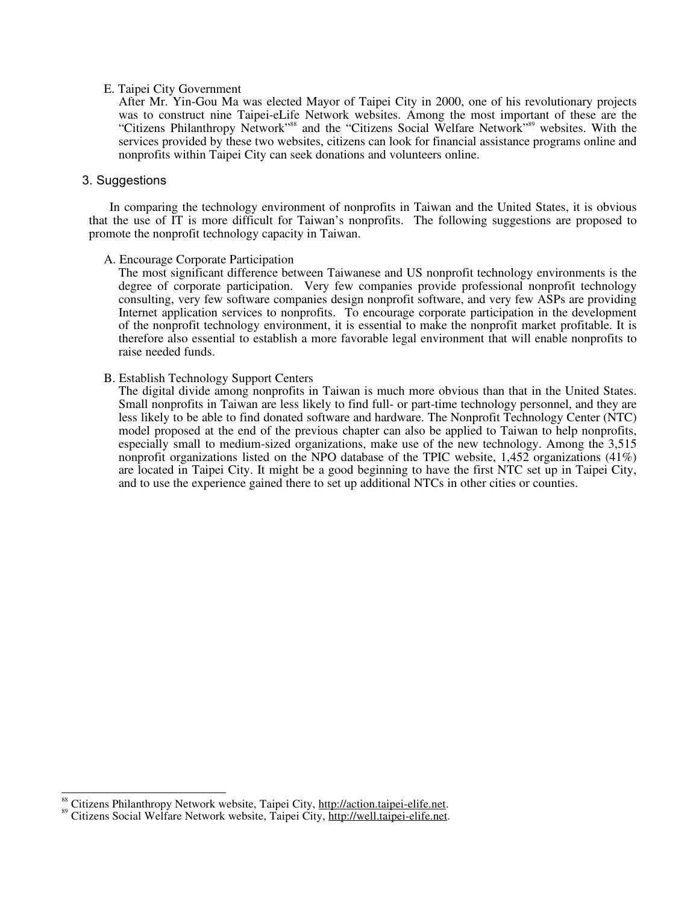E. Taipei City Government

After Mr. Yin-Gou Ma was elected Mayor of Taipei City in 2000, one of his revolutionary projects was to construct nine Taipei-eLife Network websites. Among the most important of these are the "Citizens Philanthropy Network"[88] and the "Citizens Social Welfare Network"[89] websites. With the services provided by these two websites, citizens can look for financial assistance programs online and nonprofits within Taipei City can seek donations and volunteers online.

## 3. Suggestions

In comparing the technology environment of nonprofits in Taiwan and the United States, it is obvious that the use of IT is more difficult for Taiwan's nonprofits. The following suggestions are proposed to promote the nonprofit technology capacity in Taiwan.

A. Encourage Corporate Participation

The most significant difference between Taiwanese and US nonprofit technology environments is the degree of corporate participation. Very few companies provide professional nonprofit technology consulting, very few software companies design nonprofit software, and very few ASPs are providing Internet application services to nonprofits. To encourage corporate participation in the development of the nonprofit technology environment, it is essential to make the nonprofit market profitable. It is therefore also essential to establish a more favorable legal environment that will enable nonprofits to raise needed funds.

B. Establish Technology Support Centers

The digital divide among nonprofits in Taiwan is much more obvious than that in the United States. Small nonprofits in Taiwan are less likely to find full- or part-time technology personnel, and they are less likely to be able to find donated software and hardware. The Nonprofit Technology Center (NTC) model proposed at the end of the previous chapter can also be applied to Taiwan to help nonprofits, especially small to medium-sized organizations, make use of the new technology. Among the 3,515 nonprofit organizations listed on the NPO database of the TPIC website, 1,452 organizations (41%) are located in Taipei City. It might be a good beginning to have the first NTC set up in Taipei City, and to use the experience gained there to set up additional NTCs in other cities or counties.

---

[88] Citizens Philanthropy Network website, Taipei City, http://action.taipei-elife.net.

[89] Citizens Social Welfare Network website, Taipei City, http://well.taipei-elife.net.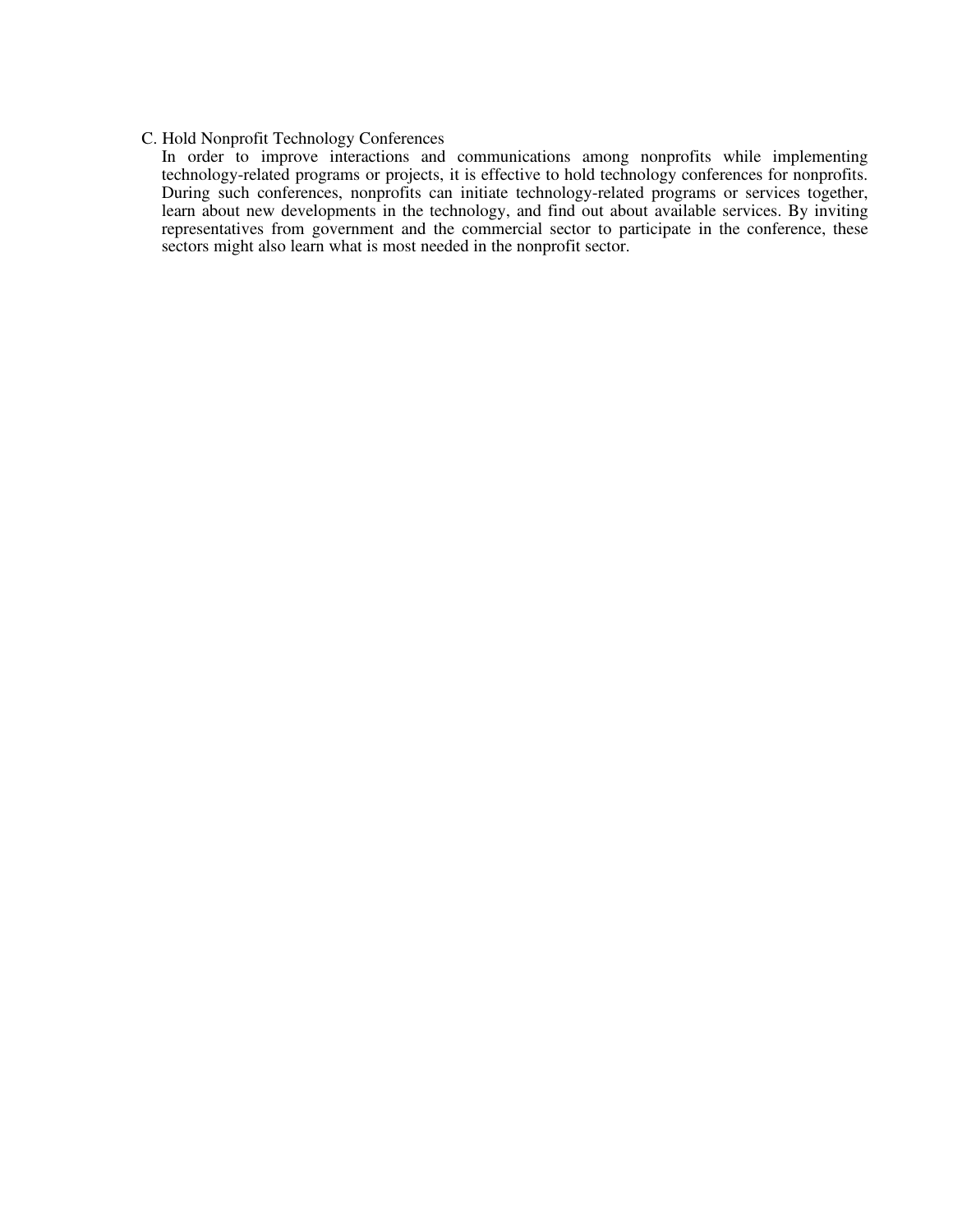C. Hold Nonprofit Technology Conferences

In order to improve interactions and communications among nonprofits while implementing technology-related programs or projects, it is effective to hold technology conferences for nonprofits. During such conferences, nonprofits can initiate technology-related programs or services together, learn about new developments in the technology, and find out about available services. By inviting representatives from government and the commercial sector to participate in the conference, these sectors might also learn what is most needed in the nonprofit sector.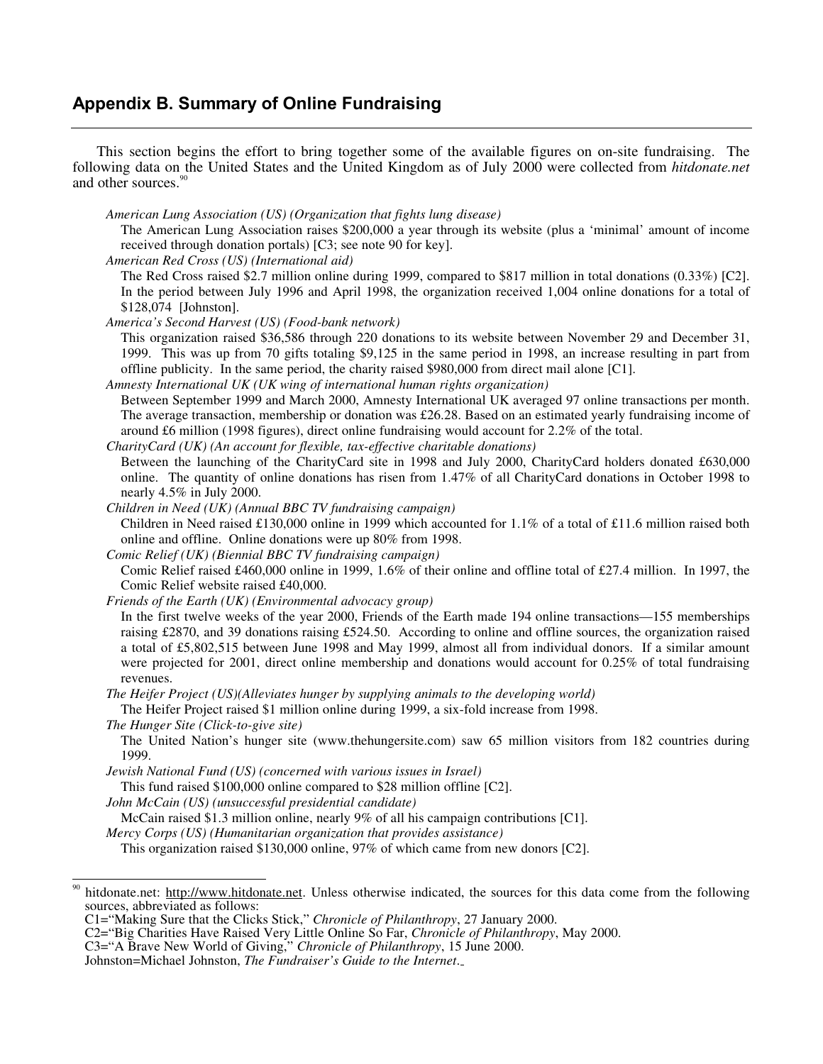## Appendix B. Summary of Online Fundraising

This section begins the effort to bring together some of the available figures on on-site fundraising. The following data on the United States and the United Kingdom as of July 2000 were collected from *hitdonate.net* and other sources.[90]

*American Lung Association (US) (Organization that fights lung disease)*

The American Lung Association raises $200,000 a year through its website (plus a 'minimal' amount of income received through donation portals) [C3; see note 90 for key].

*American Red Cross (US) (International aid)*

The Red Cross raised $2.7 million online during 1999, compared to $817 million in total donations (0.33%) [C2]. In the period between July 1996 and April 1998, the organization received 1,004 online donations for a total of $128,074 [Johnston].

*America's Second Harvest (US) (Food-bank network)*

This organization raised $36,586 through 220 donations to its website between November 29 and December 31, 1999. This was up from 70 gifts totaling $9,125 in the same period in 1998, an increase resulting in part from offline publicity. In the same period, the charity raised $980,000 from direct mail alone [C1].

*Amnesty International UK (UK wing of international human rights organization)*

Between September 1999 and March 2000, Amnesty International UK averaged 97 online transactions per month. The average transaction, membership or donation was £26.28. Based on an estimated yearly fundraising income of around £6 million (1998 figures), direct online fundraising would account for 2.2% of the total.

*CharityCard (UK) (An account for flexible, tax-effective charitable donations)*

Between the launching of the CharityCard site in 1998 and July 2000, CharityCard holders donated £630,000 online. The quantity of online donations has risen from 1.47% of all CharityCard donations in October 1998 to nearly 4.5% in July 2000.

*Children in Need (UK) (Annual BBC TV fundraising campaign)*

Children in Need raised £130,000 online in 1999 which accounted for 1.1% of a total of £11.6 million raised both online and offline. Online donations were up 80% from 1998.

*Comic Relief (UK) (Biennial BBC TV fundraising campaign)*

Comic Relief raised £460,000 online in 1999, 1.6% of their online and offline total of £27.4 million. In 1997, the Comic Relief website raised £40,000.

*Friends of the Earth (UK) (Environmental advocacy group)*

In the first twelve weeks of the year 2000, Friends of the Earth made 194 online transactions—155 memberships raising £2870, and 39 donations raising £524.50. According to online and offline sources, the organization raised a total of £5,802,515 between June 1998 and May 1999, almost all from individual donors. If a similar amount were projected for 2001, direct online membership and donations would account for 0.25% of total fundraising revenues.

*The Heifer Project (US)(Alleviates hunger by supplying animals to the developing world)*

The Heifer Project raised $1 million online during 1999, a six-fold increase from 1998.

*The Hunger Site (Click-to-give site)*

The United Nation's hunger site (www.thehungersite.com) saw 65 million visitors from 182 countries during 1999.

*Jewish National Fund (US) (concerned with various issues in Israel)*

This fund raised $100,000 online compared to $28 million offline [C2].

*John McCain (US) (unsuccessful presidential candidate)*

McCain raised $1.3 million online, nearly 9% of all his campaign contributions [C1].

*Mercy Corps (US) (Humanitarian organization that provides assistance)*

This organization raised $130,000 online, 97% of which came from new donors [C2].

---

[90] hitdonate.net: http://www.hitdonate.net. Unless otherwise indicated, the sources for this data come from the following sources, abbreviated as follows:
C1="Making Sure that the Clicks Stick," *Chronicle of Philanthropy*, 27 January 2000.
C2="Big Charities Have Raised Very Little Online So Far, *Chronicle of Philanthropy*, May 2000.
C3="A Brave New World of Giving," *Chronicle of Philanthropy*, 15 June 2000.
Johnston=Michael Johnston, *The Fundraiser's Guide to the Internet*.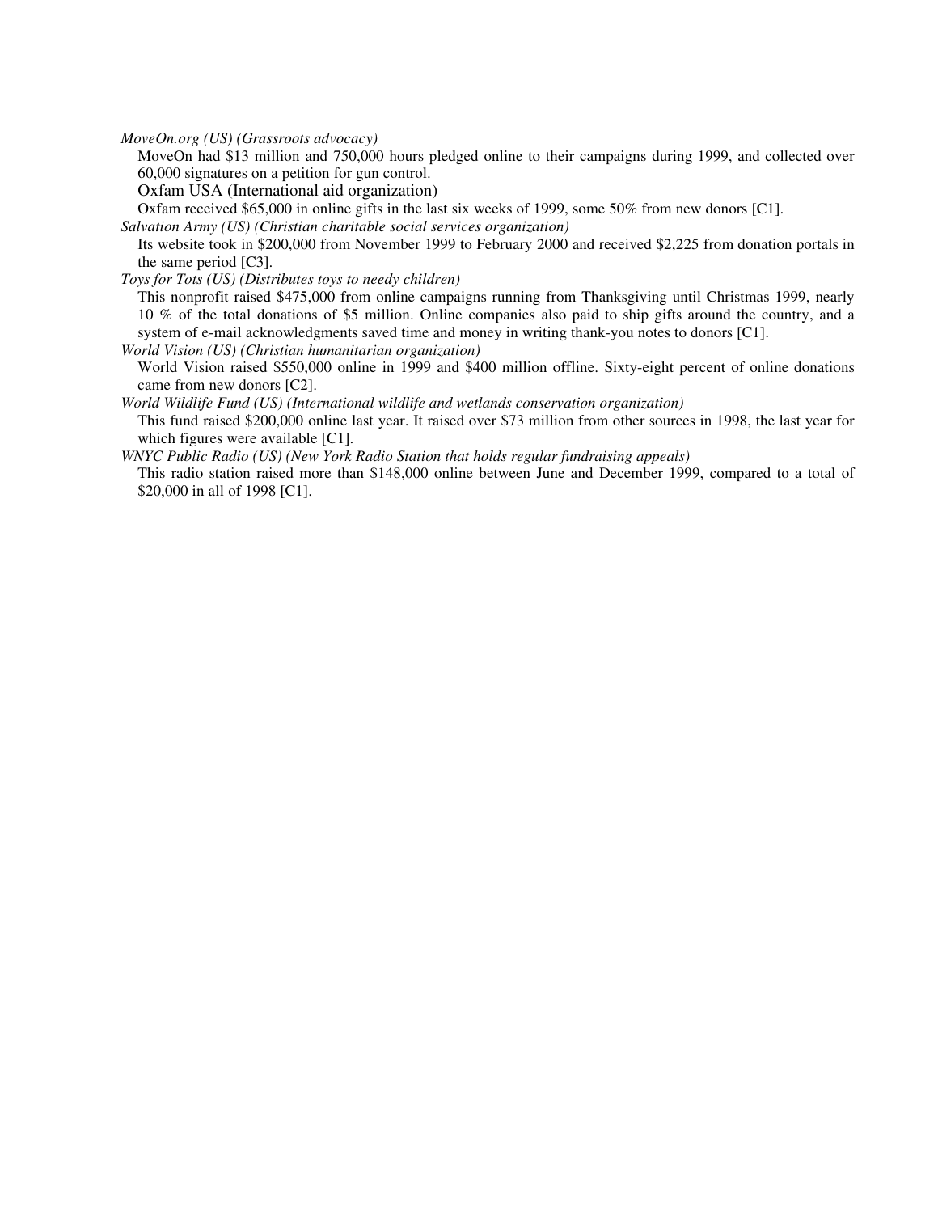*MoveOn.org (US) (Grassroots advocacy)*

MoveOn had $13 million and 750,000 hours pledged online to their campaigns during 1999, and collected over 60,000 signatures on a petition for gun control.

Oxfam USA (International aid organization)

Oxfam received $65,000 in online gifts in the last six weeks of 1999, some 50% from new donors [C1].

*Salvation Army (US) (Christian charitable social services organization)*

Its website took in $200,000 from November 1999 to February 2000 and received $2,225 from donation portals in the same period [C3].

*Toys for Tots (US) (Distributes toys to needy children)*

This nonprofit raised $475,000 from online campaigns running from Thanksgiving until Christmas 1999, nearly 10 % of the total donations of $5 million. Online companies also paid to ship gifts around the country, and a system of e-mail acknowledgments saved time and money in writing thank-you notes to donors [C1].

*World Vision (US) (Christian humanitarian organization)*

World Vision raised $550,000 online in 1999 and $400 million offline. Sixty-eight percent of online donations came from new donors [C2].

*World Wildlife Fund (US) (International wildlife and wetlands conservation organization)*

This fund raised $200,000 online last year. It raised over $73 million from other sources in 1998, the last year for which figures were available [C1].

*WNYC Public Radio (US) (New York Radio Station that holds regular fundraising appeals)*

This radio station raised more than $148,000 online between June and December 1999, compared to a total of $20,000 in all of 1998 [C1].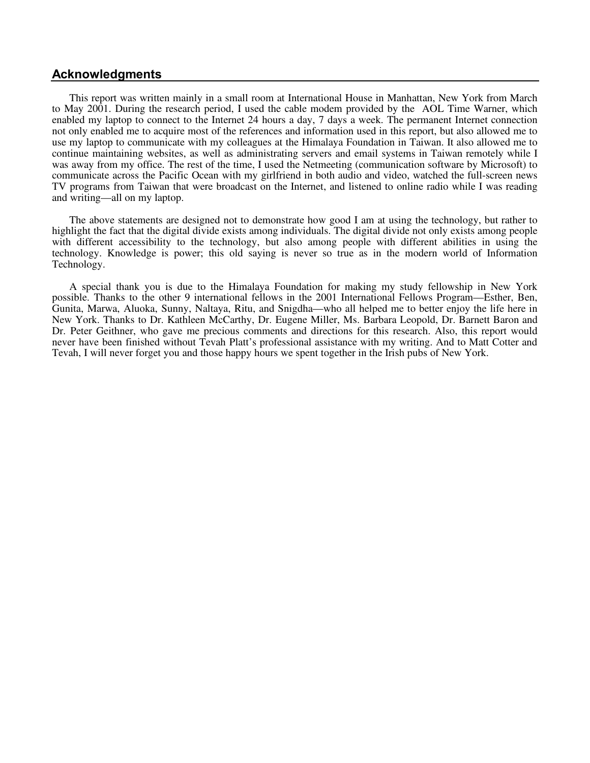## Acknowledgments

This report was written mainly in a small room at International House in Manhattan, New York from March to May 2001. During the research period, I used the cable modem provided by the AOL Time Warner, which enabled my laptop to connect to the Internet 24 hours a day, 7 days a week. The permanent Internet connection not only enabled me to acquire most of the references and information used in this report, but also allowed me to use my laptop to communicate with my colleagues at the Himalaya Foundation in Taiwan. It also allowed me to continue maintaining websites, as well as administrating servers and email systems in Taiwan remotely while I was away from my office. The rest of the time, I used the Netmeeting (communication software by Microsoft) to communicate across the Pacific Ocean with my girlfriend in both audio and video, watched the full-screen news TV programs from Taiwan that were broadcast on the Internet, and listened to online radio while I was reading and writing—all on my laptop.

The above statements are designed not to demonstrate how good I am at using the technology, but rather to highlight the fact that the digital divide exists among individuals. The digital divide not only exists among people with different accessibility to the technology, but also among people with different abilities in using the technology. Knowledge is power; this old saying is never so true as in the modern world of Information Technology.

A special thank you is due to the Himalaya Foundation for making my study fellowship in New York possible. Thanks to the other 9 international fellows in the 2001 International Fellows Program—Esther, Ben, Gunita, Marwa, Aluoka, Sunny, Naltaya, Ritu, and Snigdha—who all helped me to better enjoy the life here in New York. Thanks to Dr. Kathleen McCarthy, Dr. Eugene Miller, Ms. Barbara Leopold, Dr. Barnett Baron and Dr. Peter Geithner, who gave me precious comments and directions for this research. Also, this report would never have been finished without Tevah Platt's professional assistance with my writing. And to Matt Cotter and Tevah, I will never forget you and those happy hours we spent together in the Irish pubs of New York.